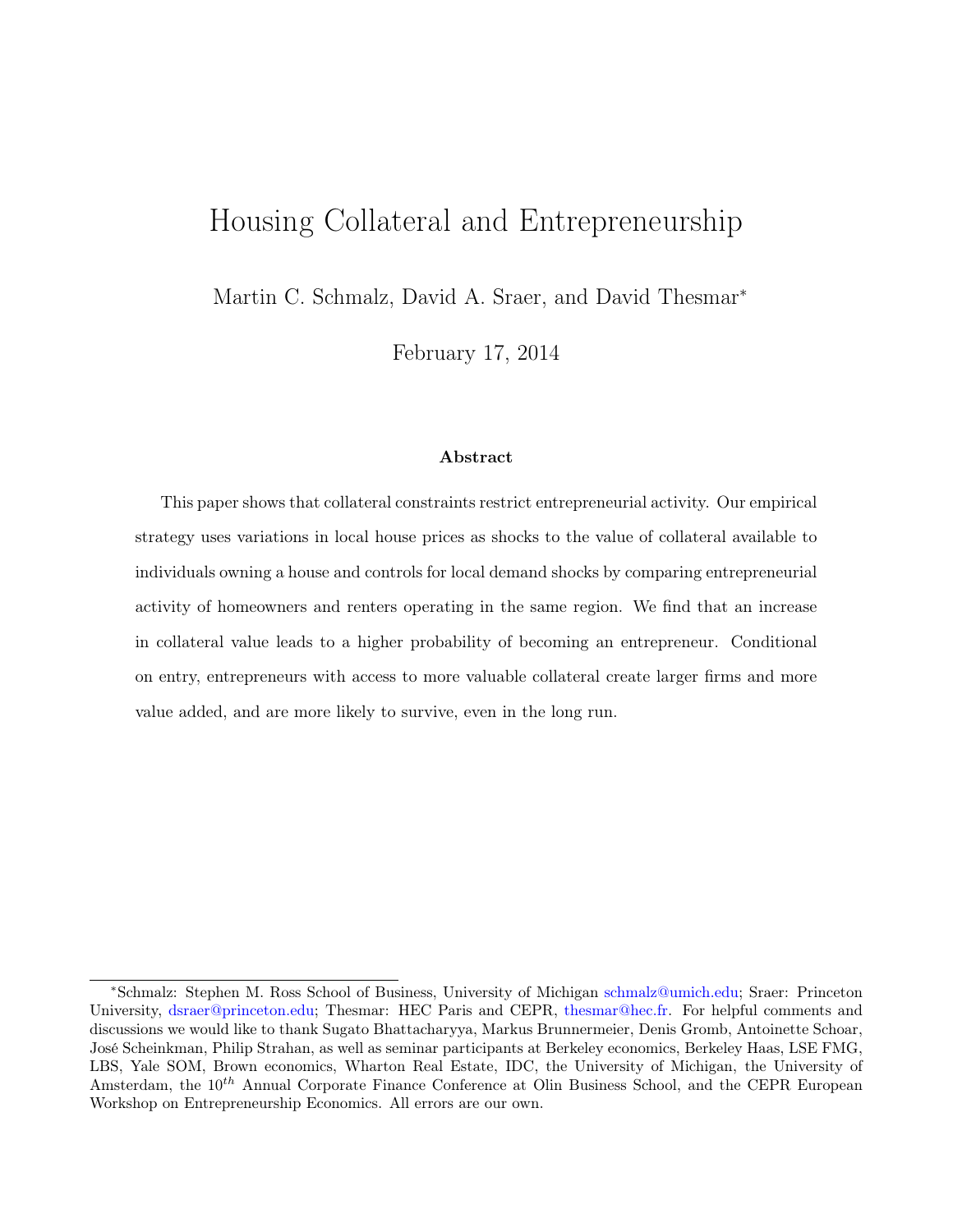# Housing Collateral and Entrepreneurship

Martin C. Schmalz, David A. Sraer, and David Thesmar*

February 17, 2014

### Abstract

This paper shows that collateral constraints restrict entrepreneurial activity. Our empirical strategy uses variations in local house prices as shocks to the value of collateral available to individuals owning a house and controls for local demand shocks by comparing entrepreneurial activity of homeowners and renters operating in the same region. We find that an increase in collateral value leads to a higher probability of becoming an entrepreneur. Conditional on entry, entrepreneurs with access to more valuable collateral create larger firms and more value added, and are more likely to survive, even in the long run.

---

*Schmalz: Stephen M. Ross School of Business, University of Michigan schmalz@umich.edu; Sraer: Princeton University, dsraer@princeton.edu; Thesmar: HEC Paris and CEPR, thesmar@hec.fr. For helpful comments and discussions we would like to thank Sugato Bhattacharyya, Markus Brunnermeier, Denis Gromb, Antoinette Schoar, José Scheinkman, Philip Strahan, as well as seminar participants at Berkeley economics, Berkeley Haas, LSE FMG, LBS, Yale SOM, Brown economics, Wharton Real Estate, IDC, the University of Michigan, the University of Amsterdam, the $10^{th}$ Annual Corporate Finance Conference at Olin Business School, and the CEPR European Workshop on Entrepreneurship Economics. All errors are our own.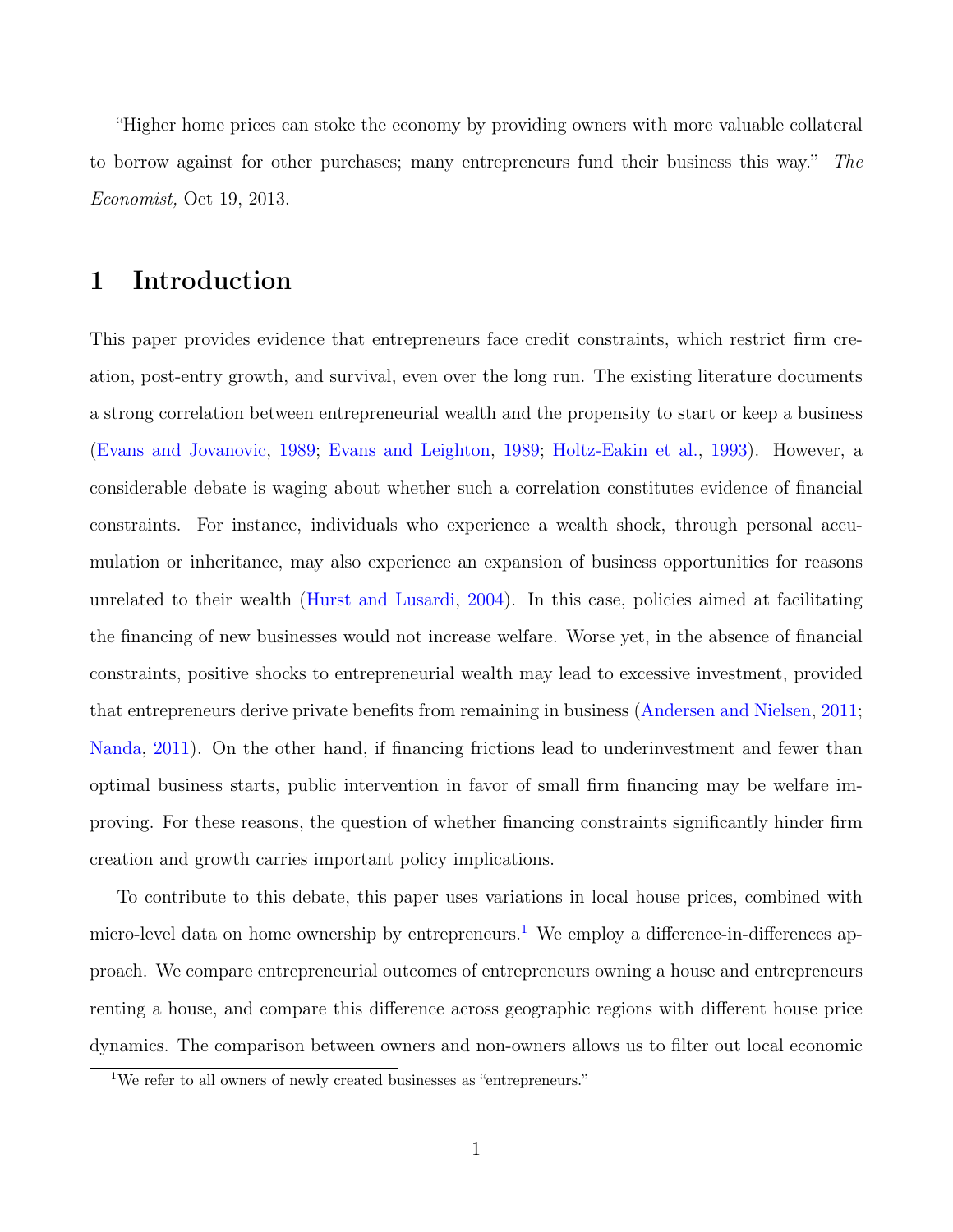"Higher home prices can stoke the economy by providing owners with more valuable collateral to borrow against for other purchases; many entrepreneurs fund their business this way." *The Economist,* Oct 19, 2013.

# 1 Introduction

This paper provides evidence that entrepreneurs face credit constraints, which restrict firm creation, post-entry growth, and survival, even over the long run. The existing literature documents a strong correlation between entrepreneurial wealth and the propensity to start or keep a business (Evans and Jovanovic, 1989; Evans and Leighton, 1989; Holtz-Eakin et al., 1993). However, a considerable debate is waging about whether such a correlation constitutes evidence of financial constraints. For instance, individuals who experience a wealth shock, through personal accumulation or inheritance, may also experience an expansion of business opportunities for reasons unrelated to their wealth (Hurst and Lusardi, 2004). In this case, policies aimed at facilitating the financing of new businesses would not increase welfare. Worse yet, in the absence of financial constraints, positive shocks to entrepreneurial wealth may lead to excessive investment, provided that entrepreneurs derive private benefits from remaining in business (Andersen and Nielsen, 2011; Nanda, 2011). On the other hand, if financing frictions lead to underinvestment and fewer than optimal business starts, public intervention in favor of small firm financing may be welfare improving. For these reasons, the question of whether financing constraints significantly hinder firm creation and growth carries important policy implications.

To contribute to this debate, this paper uses variations in local house prices, combined with micro-level data on home ownership by entrepreneurs.[1] We employ a difference-in-differences approach. We compare entrepreneurial outcomes of entrepreneurs owning a house and entrepreneurs renting a house, and compare this difference across geographic regions with different house price dynamics. The comparison between owners and non-owners allows us to filter out local economic

[1] We refer to all owners of newly created businesses as "entrepreneurs."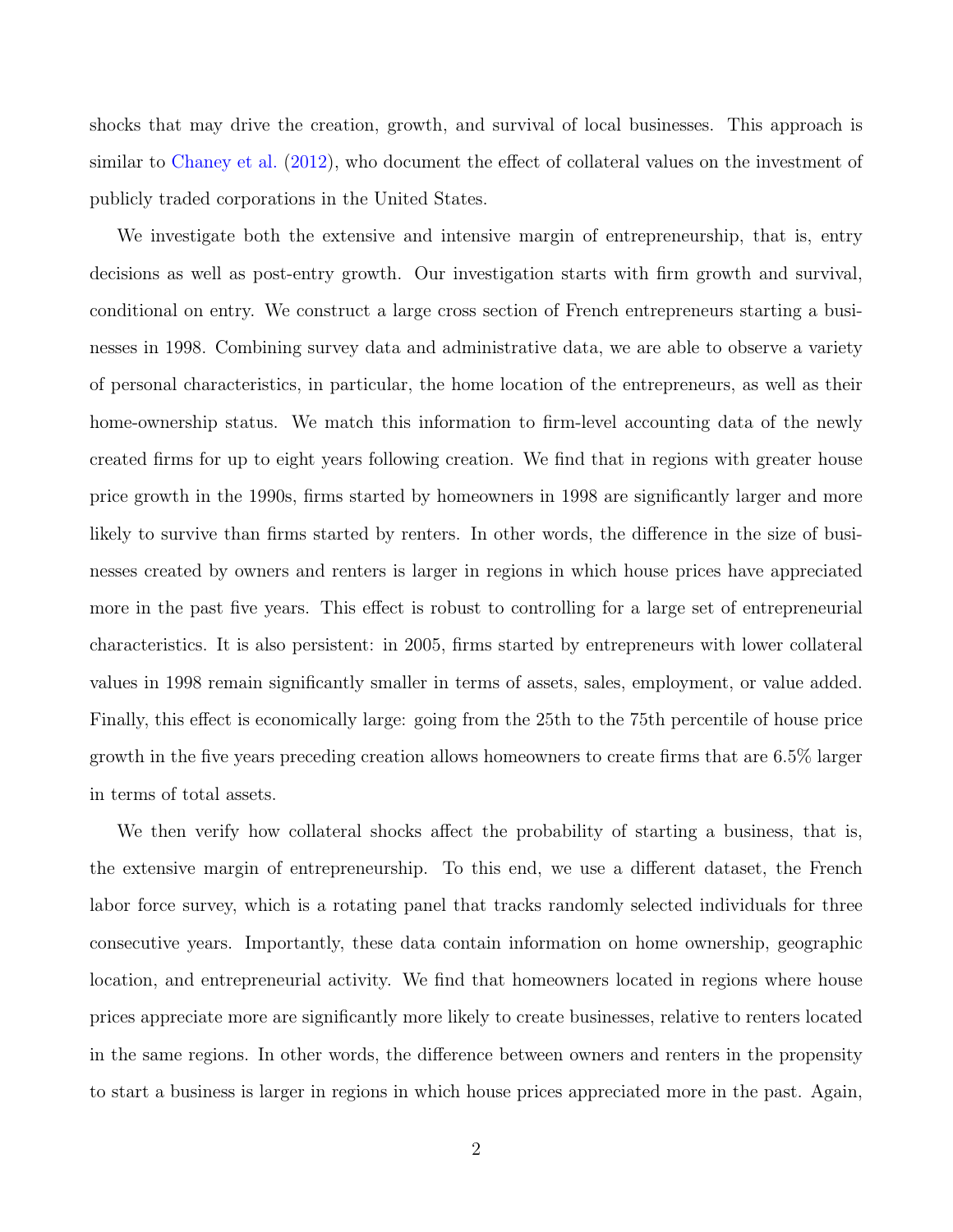shocks that may drive the creation, growth, and survival of local businesses. This approach is similar to Chaney et al. (2012), who document the effect of collateral values on the investment of publicly traded corporations in the United States.

We investigate both the extensive and intensive margin of entrepreneurship, that is, entry decisions as well as post-entry growth. Our investigation starts with firm growth and survival, conditional on entry. We construct a large cross section of French entrepreneurs starting a businesses in 1998. Combining survey data and administrative data, we are able to observe a variety of personal characteristics, in particular, the home location of the entrepreneurs, as well as their home-ownership status. We match this information to firm-level accounting data of the newly created firms for up to eight years following creation. We find that in regions with greater house price growth in the 1990s, firms started by homeowners in 1998 are significantly larger and more likely to survive than firms started by renters. In other words, the difference in the size of businesses created by owners and renters is larger in regions in which house prices have appreciated more in the past five years. This effect is robust to controlling for a large set of entrepreneurial characteristics. It is also persistent: in 2005, firms started by entrepreneurs with lower collateral values in 1998 remain significantly smaller in terms of assets, sales, employment, or value added. Finally, this effect is economically large: going from the 25th to the 75th percentile of house price growth in the five years preceding creation allows homeowners to create firms that are 6.5% larger in terms of total assets.

We then verify how collateral shocks affect the probability of starting a business, that is, the extensive margin of entrepreneurship. To this end, we use a different dataset, the French labor force survey, which is a rotating panel that tracks randomly selected individuals for three consecutive years. Importantly, these data contain information on home ownership, geographic location, and entrepreneurial activity. We find that homeowners located in regions where house prices appreciate more are significantly more likely to create businesses, relative to renters located in the same regions. In other words, the difference between owners and renters in the propensity to start a business is larger in regions in which house prices appreciated more in the past. Again,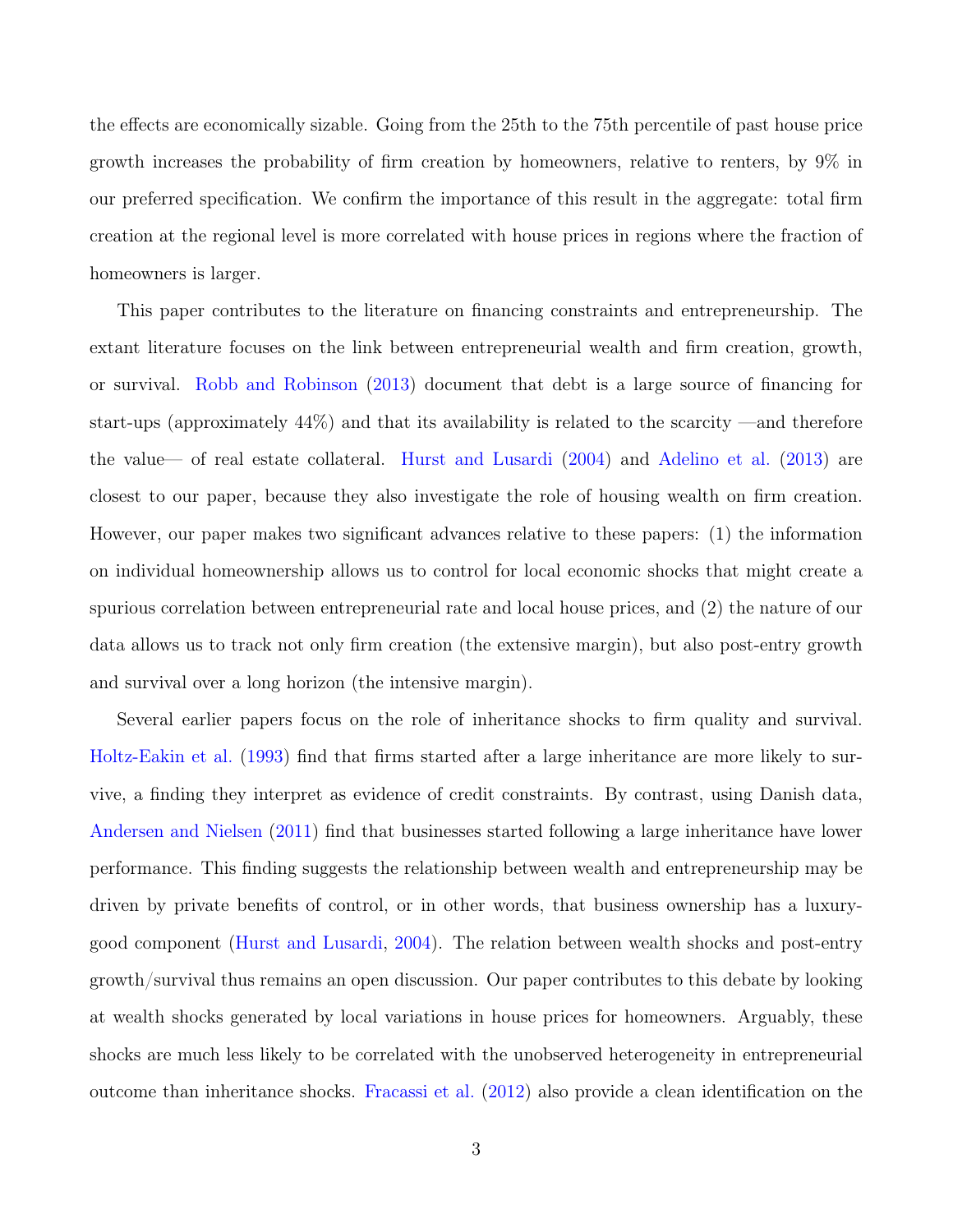the effects are economically sizable. Going from the 25th to the 75th percentile of past house price growth increases the probability of firm creation by homeowners, relative to renters, by 9% in our preferred specification. We confirm the importance of this result in the aggregate: total firm creation at the regional level is more correlated with house prices in regions where the fraction of homeowners is larger.

This paper contributes to the literature on financing constraints and entrepreneurship. The extant literature focuses on the link between entrepreneurial wealth and firm creation, growth, or survival. Robb and Robinson (2013) document that debt is a large source of financing for start-ups (approximately 44%) and that its availability is related to the scarcity —and therefore the value— of real estate collateral. Hurst and Lusardi (2004) and Adelino et al. (2013) are closest to our paper, because they also investigate the role of housing wealth on firm creation. However, our paper makes two significant advances relative to these papers: (1) the information on individual homeownership allows us to control for local economic shocks that might create a spurious correlation between entrepreneurial rate and local house prices, and (2) the nature of our data allows us to track not only firm creation (the extensive margin), but also post-entry growth and survival over a long horizon (the intensive margin).

Several earlier papers focus on the role of inheritance shocks to firm quality and survival. Holtz-Eakin et al. (1993) find that firms started after a large inheritance are more likely to survive, a finding they interpret as evidence of credit constraints. By contrast, using Danish data, Andersen and Nielsen (2011) find that businesses started following a large inheritance have lower performance. This finding suggests the relationship between wealth and entrepreneurship may be driven by private benefits of control, or in other words, that business ownership has a luxury-good component (Hurst and Lusardi, 2004). The relation between wealth shocks and post-entry growth/survival thus remains an open discussion. Our paper contributes to this debate by looking at wealth shocks generated by local variations in house prices for homeowners. Arguably, these shocks are much less likely to be correlated with the unobserved heterogeneity in entrepreneurial outcome than inheritance shocks. Fracassi et al. (2012) also provide a clean identification on the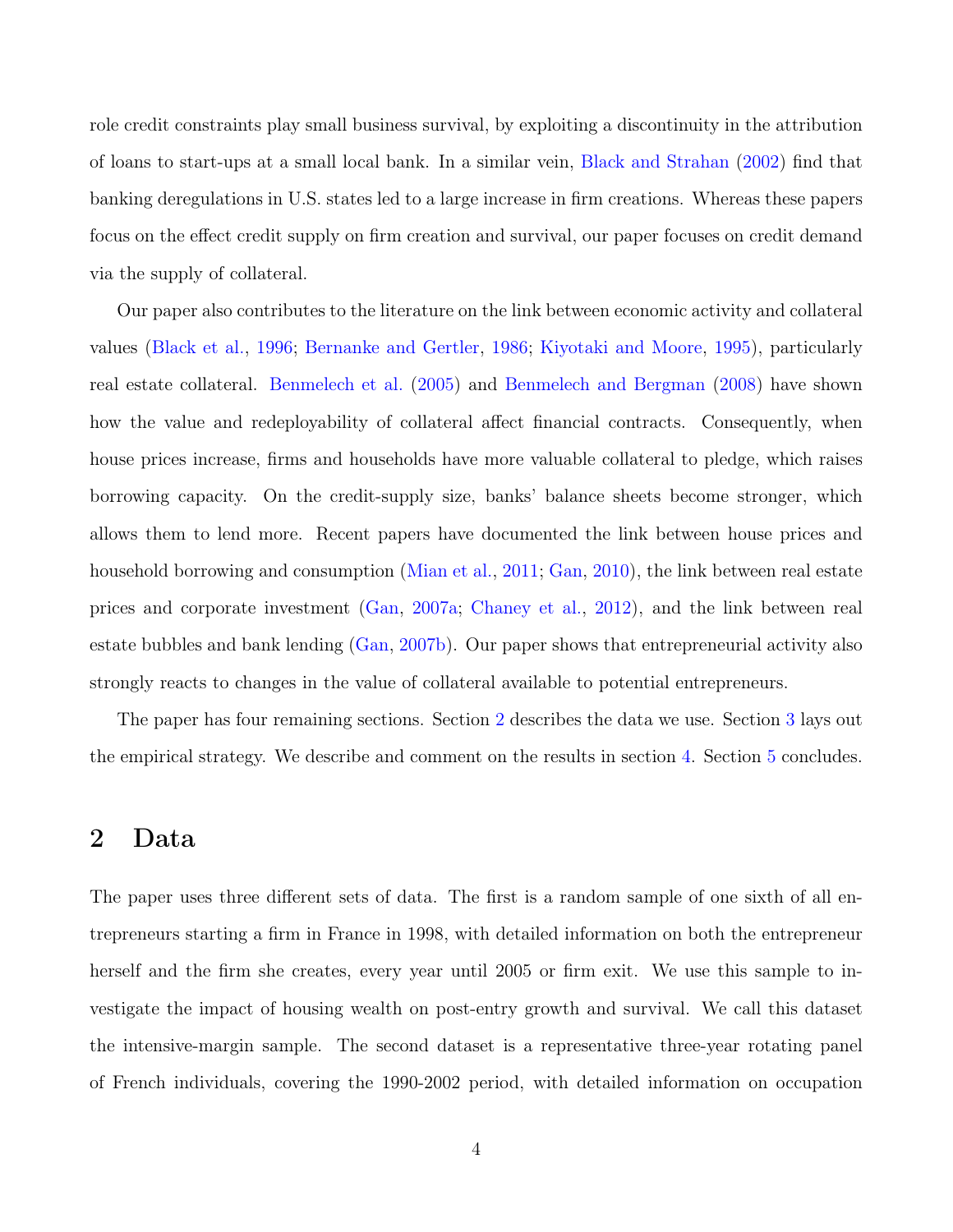role credit constraints play small business survival, by exploiting a discontinuity in the attribution of loans to start-ups at a small local bank. In a similar vein, Black and Strahan (2002) find that banking deregulations in U.S. states led to a large increase in firm creations. Whereas these papers focus on the effect credit supply on firm creation and survival, our paper focuses on credit demand via the supply of collateral.

Our paper also contributes to the literature on the link between economic activity and collateral values (Black et al., 1996; Bernanke and Gertler, 1986; Kiyotaki and Moore, 1995), particularly real estate collateral. Benmelech et al. (2005) and Benmelech and Bergman (2008) have shown how the value and redeployability of collateral affect financial contracts. Consequently, when house prices increase, firms and households have more valuable collateral to pledge, which raises borrowing capacity. On the credit-supply size, banks' balance sheets become stronger, which allows them to lend more. Recent papers have documented the link between house prices and household borrowing and consumption (Mian et al., 2011; Gan, 2010), the link between real estate prices and corporate investment (Gan, 2007a; Chaney et al., 2012), and the link between real estate bubbles and bank lending (Gan, 2007b). Our paper shows that entrepreneurial activity also strongly reacts to changes in the value of collateral available to potential entrepreneurs.

The paper has four remaining sections. Section 2 describes the data we use. Section 3 lays out the empirical strategy. We describe and comment on the results in section 4. Section 5 concludes.

## 2 Data

The paper uses three different sets of data. The first is a random sample of one sixth of all entrepreneurs starting a firm in France in 1998, with detailed information on both the entrepreneur herself and the firm she creates, every year until 2005 or firm exit. We use this sample to investigate the impact of housing wealth on post-entry growth and survival. We call this dataset the intensive-margin sample. The second dataset is a representative three-year rotating panel of French individuals, covering the 1990-2002 period, with detailed information on occupation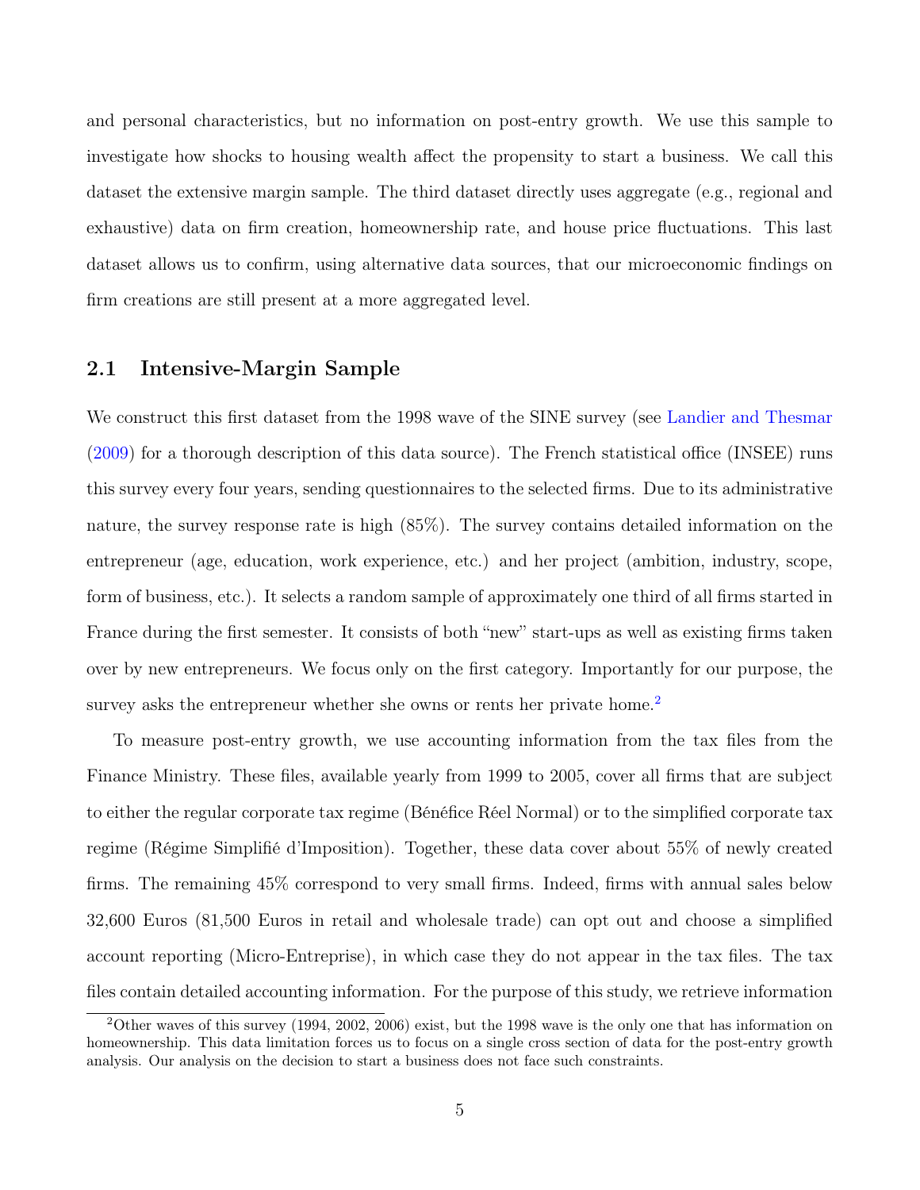and personal characteristics, but no information on post-entry growth. We use this sample to investigate how shocks to housing wealth affect the propensity to start a business. We call this dataset the extensive margin sample. The third dataset directly uses aggregate (e.g., regional and exhaustive) data on firm creation, homeownership rate, and house price fluctuations. This last dataset allows us to confirm, using alternative data sources, that our microeconomic findings on firm creations are still present at a more aggregated level.

## 2.1 Intensive-Margin Sample

We construct this first dataset from the 1998 wave of the SINE survey (see Landier and Thesmar (2009) for a thorough description of this data source). The French statistical office (INSEE) runs this survey every four years, sending questionnaires to the selected firms. Due to its administrative nature, the survey response rate is high (85%). The survey contains detailed information on the entrepreneur (age, education, work experience, etc.) and her project (ambition, industry, scope, form of business, etc.). It selects a random sample of approximately one third of all firms started in France during the first semester. It consists of both "new" start-ups as well as existing firms taken over by new entrepreneurs. We focus only on the first category. Importantly for our purpose, the survey asks the entrepreneur whether she owns or rents her private home.[2]

To measure post-entry growth, we use accounting information from the tax files from the Finance Ministry. These files, available yearly from 1999 to 2005, cover all firms that are subject to either the regular corporate tax regime (Bénéfice Réel Normal) or to the simplified corporate tax regime (Régime Simplifié d'Imposition). Together, these data cover about 55% of newly created firms. The remaining 45% correspond to very small firms. Indeed, firms with annual sales below 32,600 Euros (81,500 Euros in retail and wholesale trade) can opt out and choose a simplified account reporting (Micro-Entreprise), in which case they do not appear in the tax files. The tax files contain detailed accounting information. For the purpose of this study, we retrieve information

[2]Other waves of this survey (1994, 2002, 2006) exist, but the 1998 wave is the only one that has information on homeownership. This data limitation forces us to focus on a single cross section of data for the post-entry growth analysis. Our analysis on the decision to start a business does not face such constraints.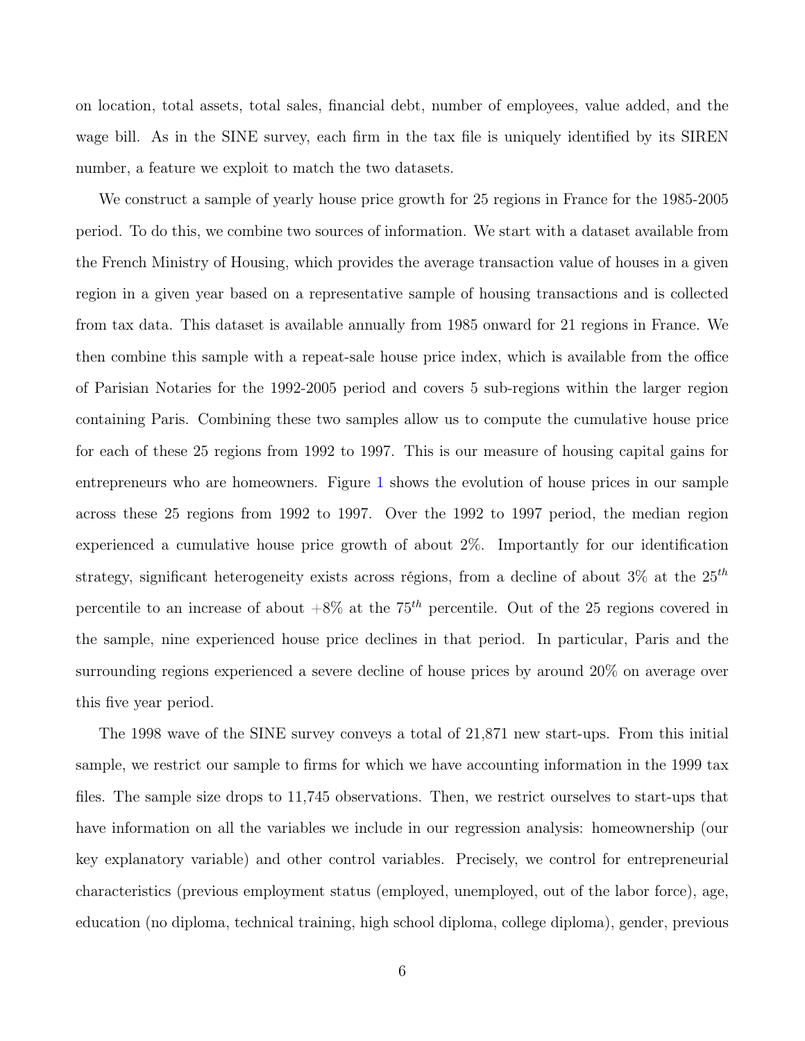on location, total assets, total sales, financial debt, number of employees, value added, and the wage bill. As in the SINE survey, each firm in the tax file is uniquely identified by its SIREN number, a feature we exploit to match the two datasets.

We construct a sample of yearly house price growth for 25 regions in France for the 1985-2005 period. To do this, we combine two sources of information. We start with a dataset available from the French Ministry of Housing, which provides the average transaction value of houses in a given region in a given year based on a representative sample of housing transactions and is collected from tax data. This dataset is available annually from 1985 onward for 21 regions in France. We then combine this sample with a repeat-sale house price index, which is available from the office of Parisian Notaries for the 1992-2005 period and covers 5 sub-regions within the larger region containing Paris. Combining these two samples allow us to compute the cumulative house price for each of these 25 regions from 1992 to 1997. This is our measure of housing capital gains for entrepreneurs who are homeowners. Figure 1 shows the evolution of house prices in our sample across these 25 regions from 1992 to 1997. Over the 1992 to 1997 period, the median region experienced a cumulative house price growth of about 2%. Importantly for our identification strategy, significant heterogeneity exists across régions, from a decline of about 3% at the $25^{th}$ percentile to an increase of about +8% at the $75^{th}$ percentile. Out of the 25 regions covered in the sample, nine experienced house price declines in that period. In particular, Paris and the surrounding regions experienced a severe decline of house prices by around 20% on average over this five year period.

The 1998 wave of the SINE survey conveys a total of 21,871 new start-ups. From this initial sample, we restrict our sample to firms for which we have accounting information in the 1999 tax files. The sample size drops to 11,745 observations. Then, we restrict ourselves to start-ups that have information on all the variables we include in our regression analysis: homeownership (our key explanatory variable) and other control variables. Precisely, we control for entrepreneurial characteristics (previous employment status (employed, unemployed, out of the labor force), age, education (no diploma, technical training, high school diploma, college diploma), gender, previous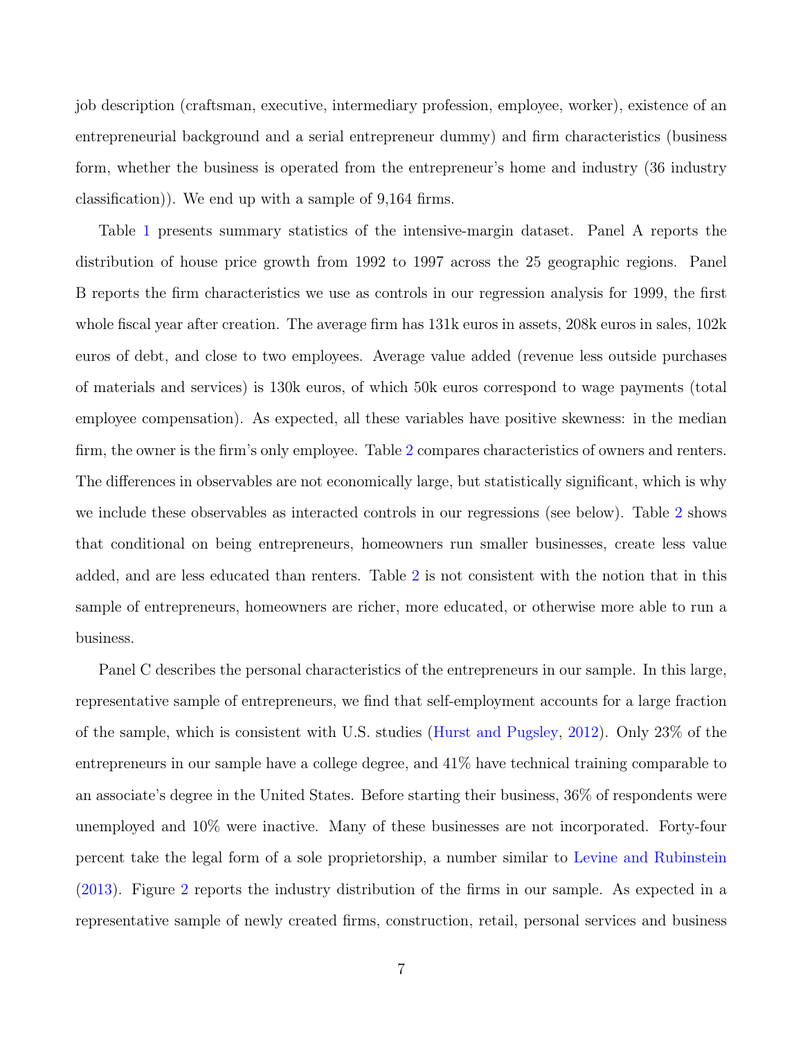job description (craftsman, executive, intermediary profession, employee, worker), existence of an entrepreneurial background and a serial entrepreneur dummy) and firm characteristics (business form, whether the business is operated from the entrepreneur's home and industry (36 industry classification)). We end up with a sample of 9,164 firms.

Table 1 presents summary statistics of the intensive-margin dataset. Panel A reports the distribution of house price growth from 1992 to 1997 across the 25 geographic regions. Panel B reports the firm characteristics we use as controls in our regression analysis for 1999, the first whole fiscal year after creation. The average firm has 131k euros in assets, 208k euros in sales, 102k euros of debt, and close to two employees. Average value added (revenue less outside purchases of materials and services) is 130k euros, of which 50k euros correspond to wage payments (total employee compensation). As expected, all these variables have positive skewness: in the median firm, the owner is the firm's only employee. Table 2 compares characteristics of owners and renters. The differences in observables are not economically large, but statistically significant, which is why we include these observables as interacted controls in our regressions (see below). Table 2 shows that conditional on being entrepreneurs, homeowners run smaller businesses, create less value added, and are less educated than renters. Table 2 is not consistent with the notion that in this sample of entrepreneurs, homeowners are richer, more educated, or otherwise more able to run a business.

Panel C describes the personal characteristics of the entrepreneurs in our sample. In this large, representative sample of entrepreneurs, we find that self-employment accounts for a large fraction of the sample, which is consistent with U.S. studies (Hurst and Pugsley, 2012). Only 23% of the entrepreneurs in our sample have a college degree, and 41% have technical training comparable to an associate's degree in the United States. Before starting their business, 36% of respondents were unemployed and 10% were inactive. Many of these businesses are not incorporated. Forty-four percent take the legal form of a sole proprietorship, a number similar to Levine and Rubinstein (2013). Figure 2 reports the industry distribution of the firms in our sample. As expected in a representative sample of newly created firms, construction, retail, personal services and business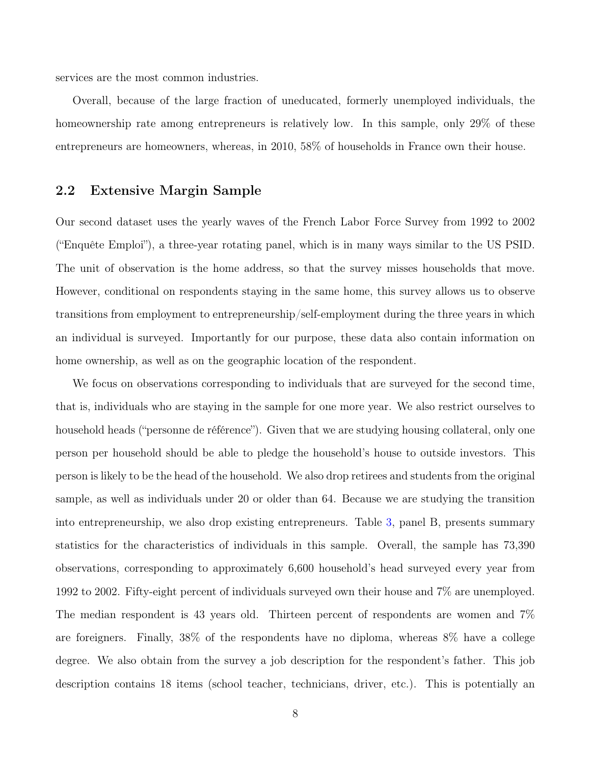services are the most common industries.

Overall, because of the large fraction of uneducated, formerly unemployed individuals, the homeownership rate among entrepreneurs is relatively low. In this sample, only 29% of these entrepreneurs are homeowners, whereas, in 2010, 58% of households in France own their house.

## 2.2 Extensive Margin Sample

Our second dataset uses the yearly waves of the French Labor Force Survey from 1992 to 2002 ("Enquête Emploi"), a three-year rotating panel, which is in many ways similar to the US PSID. The unit of observation is the home address, so that the survey misses households that move. However, conditional on respondents staying in the same home, this survey allows us to observe transitions from employment to entrepreneurship/self-employment during the three years in which an individual is surveyed. Importantly for our purpose, these data also contain information on home ownership, as well as on the geographic location of the respondent.

We focus on observations corresponding to individuals that are surveyed for the second time, that is, individuals who are staying in the sample for one more year. We also restrict ourselves to household heads ("personne de référence"). Given that we are studying housing collateral, only one person per household should be able to pledge the household's house to outside investors. This person is likely to be the head of the household. We also drop retirees and students from the original sample, as well as individuals under 20 or older than 64. Because we are studying the transition into entrepreneurship, we also drop existing entrepreneurs. Table 3, panel B, presents summary statistics for the characteristics of individuals in this sample. Overall, the sample has 73,390 observations, corresponding to approximately 6,600 household's head surveyed every year from 1992 to 2002. Fifty-eight percent of individuals surveyed own their house and 7% are unemployed. The median respondent is 43 years old. Thirteen percent of respondents are women and 7% are foreigners. Finally, 38% of the respondents have no diploma, whereas 8% have a college degree. We also obtain from the survey a job description for the respondent's father. This job description contains 18 items (school teacher, technicians, driver, etc.). This is potentially an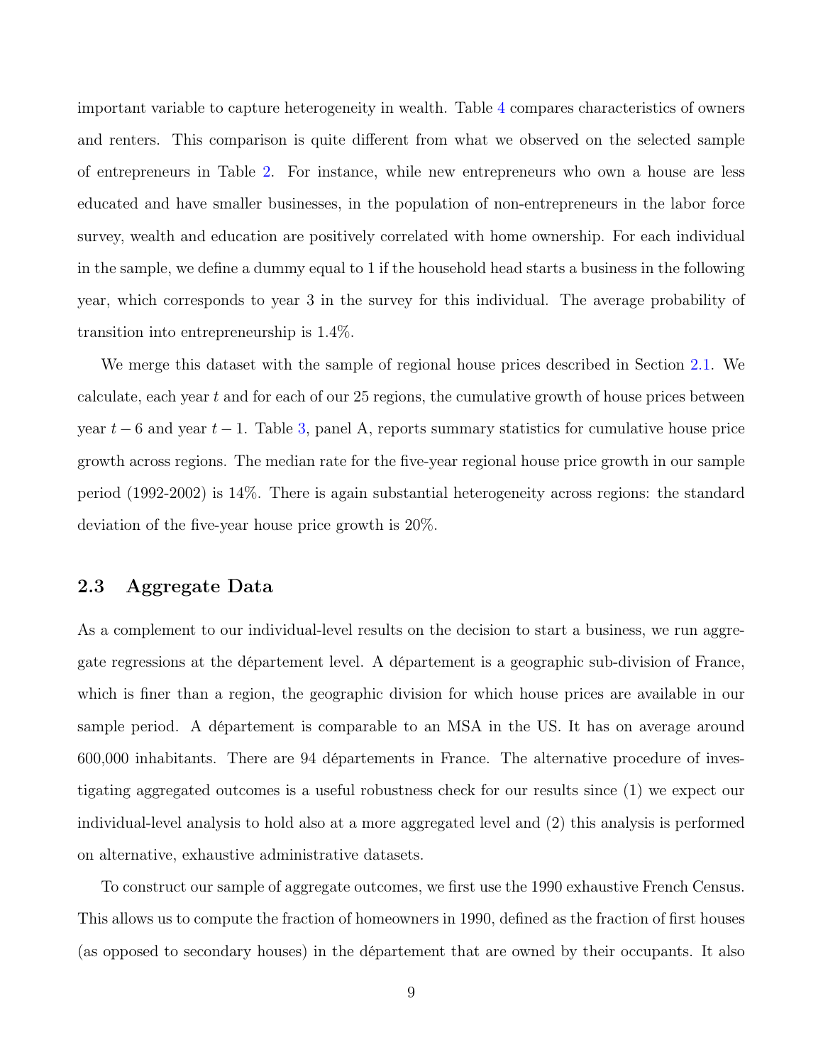important variable to capture heterogeneity in wealth. Table 4 compares characteristics of owners and renters. This comparison is quite different from what we observed on the selected sample of entrepreneurs in Table 2. For instance, while new entrepreneurs who own a house are less educated and have smaller businesses, in the population of non-entrepreneurs in the labor force survey, wealth and education are positively correlated with home ownership. For each individual in the sample, we define a dummy equal to 1 if the household head starts a business in the following year, which corresponds to year 3 in the survey for this individual. The average probability of transition into entrepreneurship is 1.4%.

We merge this dataset with the sample of regional house prices described in Section 2.1. We calculate, each year $t$ and for each of our 25 regions, the cumulative growth of house prices between year $t-6$ and year $t-1$. Table 3, panel A, reports summary statistics for cumulative house price growth across regions. The median rate for the five-year regional house price growth in our sample period (1992-2002) is 14%. There is again substantial heterogeneity across regions: the standard deviation of the five-year house price growth is 20%.

## 2.3 Aggregate Data

As a complement to our individual-level results on the decision to start a business, we run aggregate regressions at the département level. A département is a geographic sub-division of France, which is finer than a region, the geographic division for which house prices are available in our sample period. A département is comparable to an MSA in the US. It has on average around 600,000 inhabitants. There are 94 départements in France. The alternative procedure of investigating aggregated outcomes is a useful robustness check for our results since (1) we expect our individual-level analysis to hold also at a more aggregated level and (2) this analysis is performed on alternative, exhaustive administrative datasets.

To construct our sample of aggregate outcomes, we first use the 1990 exhaustive French Census. This allows us to compute the fraction of homeowners in 1990, defined as the fraction of first houses (as opposed to secondary houses) in the département that are owned by their occupants. It also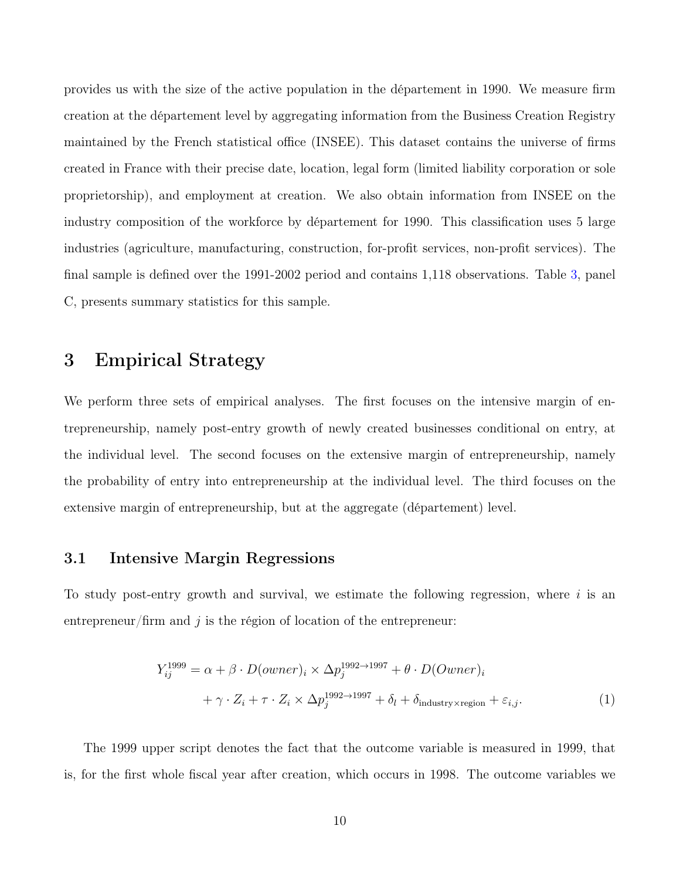provides us with the size of the active population in the département in 1990. We measure firm creation at the département level by aggregating information from the Business Creation Registry maintained by the French statistical office (INSEE). This dataset contains the universe of firms created in France with their precise date, location, legal form (limited liability corporation or sole proprietorship), and employment at creation. We also obtain information from INSEE on the industry composition of the workforce by département for 1990. This classification uses 5 large industries (agriculture, manufacturing, construction, for-profit services, non-profit services). The final sample is defined over the 1991-2002 period and contains 1,118 observations. Table 3, panel C, presents summary statistics for this sample.

# 3 Empirical Strategy

We perform three sets of empirical analyses. The first focuses on the intensive margin of entrepreneurship, namely post-entry growth of newly created businesses conditional on entry, at the individual level. The second focuses on the extensive margin of entrepreneurship, namely the probability of entry into entrepreneurship at the individual level. The third focuses on the extensive margin of entrepreneurship, but at the aggregate (département) level.

## 3.1 Intensive Margin Regressions

To study post-entry growth and survival, we estimate the following regression, where $i$ is an entrepreneur/firm and $j$ is the région of location of the entrepreneur:

$$
\begin{aligned}
Y_{ij}^{1999} = \alpha + \beta \cdot D(owner)_i \times \Delta p_j^{1992 \to 1997} + \theta \cdot D(Owner)_i \\
+ \gamma \cdot Z_i + \tau \cdot Z_i \times \Delta p_j^{1992 \to 1997} + \delta_l + \delta_{\text{industry} \times \text{region}} + \varepsilon_{i,j}.
\end{aligned}
\tag{1}
$$

The 1999 upper script denotes the fact that the outcome variable is measured in 1999, that is, for the first whole fiscal year after creation, which occurs in 1998. The outcome variables we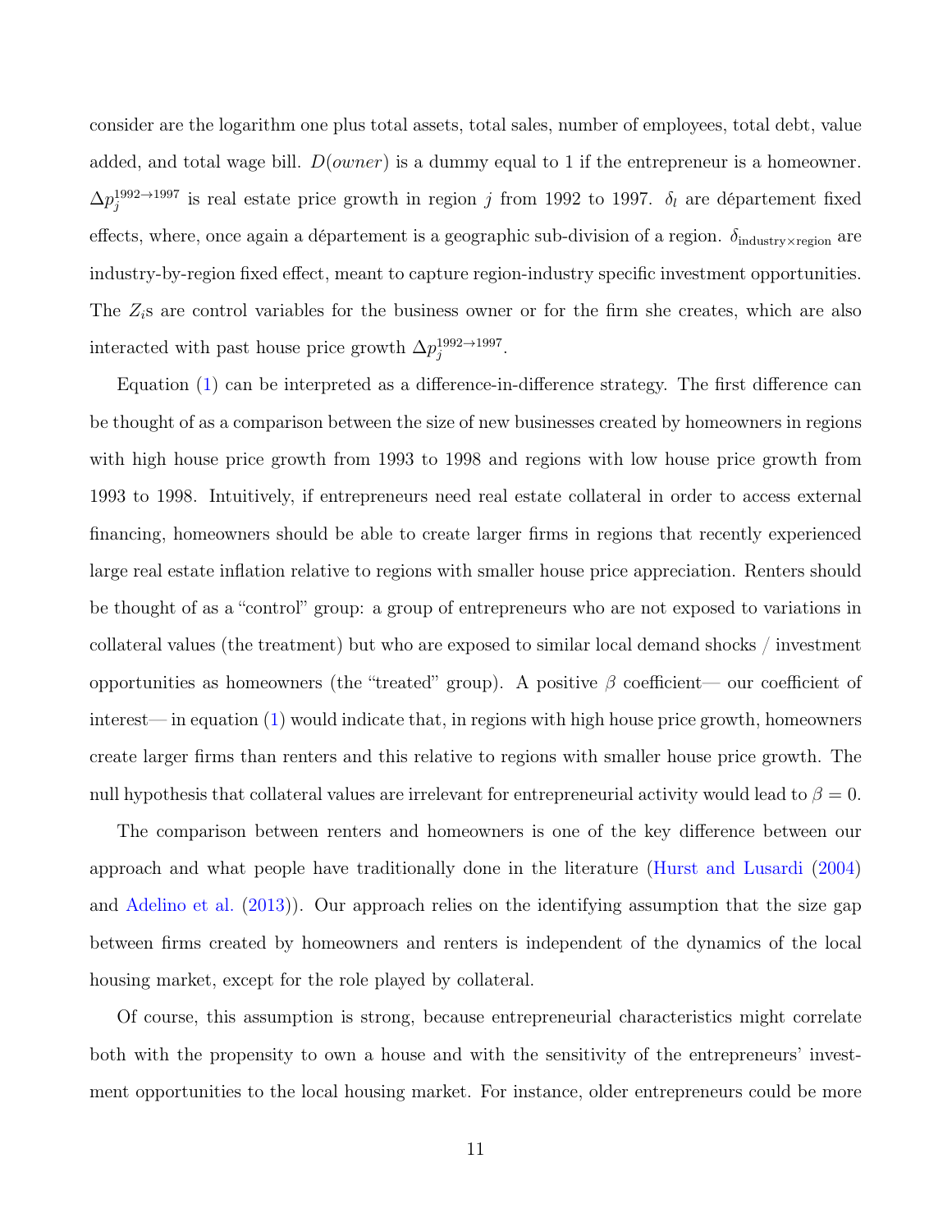consider are the logarithm one plus total assets, total sales, number of employees, total debt, value added, and total wage bill. $D(owner)$ is a dummy equal to 1 if the entrepreneur is a homeowner. $\Delta p_j^{1992 \to 1997}$ is real estate price growth in region $j$ from 1992 to 1997. $\delta_l$ are département fixed effects, where, once again a département is a geographic sub-division of a region. $\delta_{\text{industry} \times \text{region}}$ are industry-by-region fixed effect, meant to capture region-industry specific investment opportunities. The $Z_i$s are control variables for the business owner or for the firm she creates, which are also interacted with past house price growth $\Delta p_j^{1992 \to 1997}$.

Equation (1) can be interpreted as a difference-in-difference strategy. The first difference can be thought of as a comparison between the size of new businesses created by homeowners in regions with high house price growth from 1993 to 1998 and regions with low house price growth from 1993 to 1998. Intuitively, if entrepreneurs need real estate collateral in order to access external financing, homeowners should be able to create larger firms in regions that recently experienced large real estate inflation relative to regions with smaller house price appreciation. Renters should be thought of as a "control" group: a group of entrepreneurs who are not exposed to variations in collateral values (the treatment) but who are exposed to similar local demand shocks / investment opportunities as homeowners (the "treated" group). A positive $\beta$ coefficient— our coefficient of interest— in equation (1) would indicate that, in regions with high house price growth, homeowners create larger firms than renters and this relative to regions with smaller house price growth. The null hypothesis that collateral values are irrelevant for entrepreneurial activity would lead to $\beta = 0$.

The comparison between renters and homeowners is one of the key difference between our approach and what people have traditionally done in the literature (Hurst and Lusardi (2004) and Adelino et al. (2013)). Our approach relies on the identifying assumption that the size gap between firms created by homeowners and renters is independent of the dynamics of the local housing market, except for the role played by collateral.

Of course, this assumption is strong, because entrepreneurial characteristics might correlate both with the propensity to own a house and with the sensitivity of the entrepreneurs' investment opportunities to the local housing market. For instance, older entrepreneurs could be more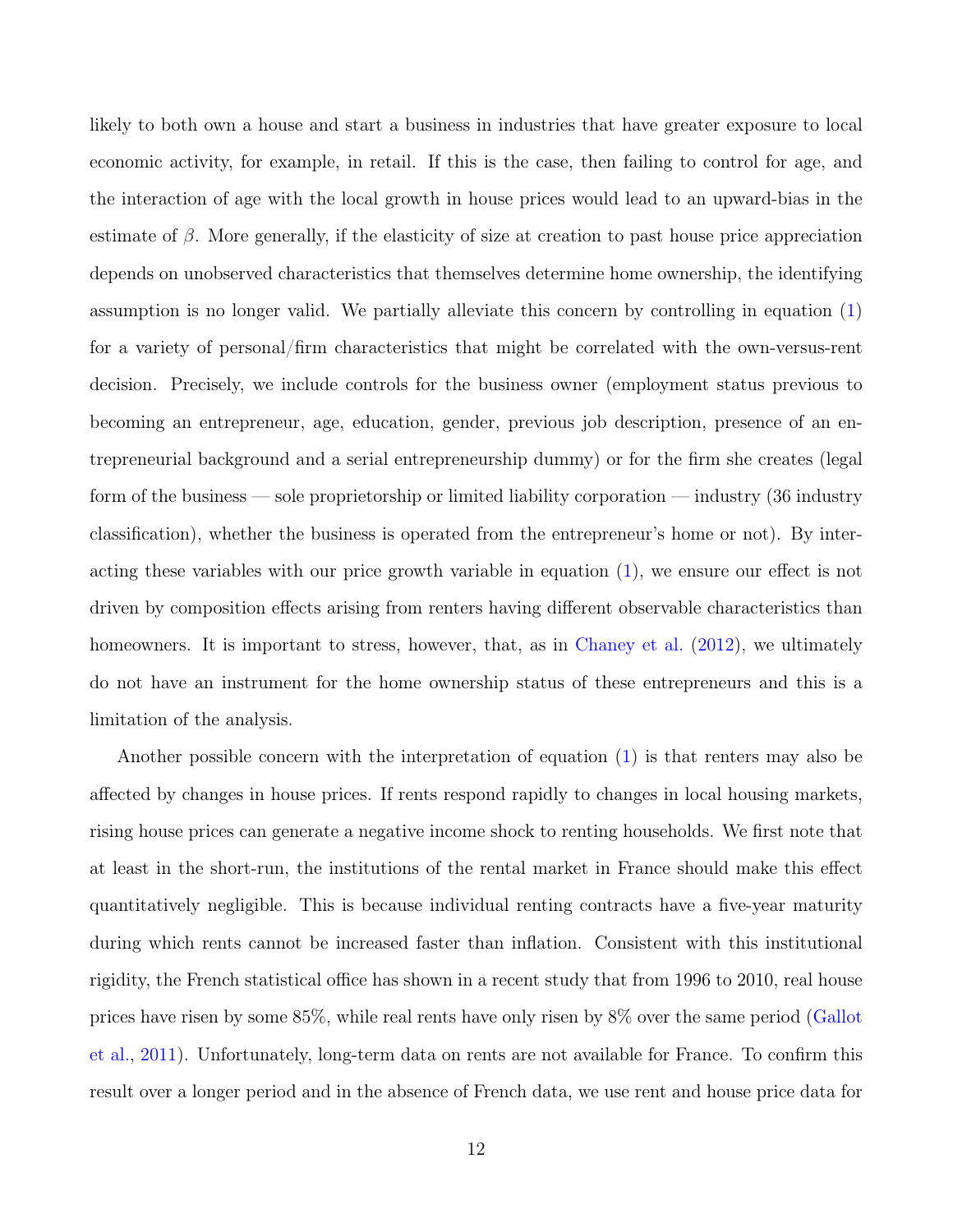likely to both own a house and start a business in industries that have greater exposure to local economic activity, for example, in retail. If this is the case, then failing to control for age, and the interaction of age with the local growth in house prices would lead to an upward-bias in the estimate of $\beta$. More generally, if the elasticity of size at creation to past house price appreciation depends on unobserved characteristics that themselves determine home ownership, the identifying assumption is no longer valid. We partially alleviate this concern by controlling in equation (1) for a variety of personal/firm characteristics that might be correlated with the own-versus-rent decision. Precisely, we include controls for the business owner (employment status previous to becoming an entrepreneur, age, education, gender, previous job description, presence of an entrepreneurial background and a serial entrepreneurship dummy) or for the firm she creates (legal form of the business — sole proprietorship or limited liability corporation — industry (36 industry classification), whether the business is operated from the entrepreneur's home or not). By interacting these variables with our price growth variable in equation (1), we ensure our effect is not driven by composition effects arising from renters having different observable characteristics than homeowners. It is important to stress, however, that, as in Chaney et al. (2012), we ultimately do not have an instrument for the home ownership status of these entrepreneurs and this is a limitation of the analysis.

Another possible concern with the interpretation of equation (1) is that renters may also be affected by changes in house prices. If rents respond rapidly to changes in local housing markets, rising house prices can generate a negative income shock to renting households. We first note that at least in the short-run, the institutions of the rental market in France should make this effect quantitatively negligible. This is because individual renting contracts have a five-year maturity during which rents cannot be increased faster than inflation. Consistent with this institutional rigidity, the French statistical office has shown in a recent study that from 1996 to 2010, real house prices have risen by some 85%, while real rents have only risen by 8% over the same period (Gallot et al., 2011). Unfortunately, long-term data on rents are not available for France. To confirm this result over a longer period and in the absence of French data, we use rent and house price data for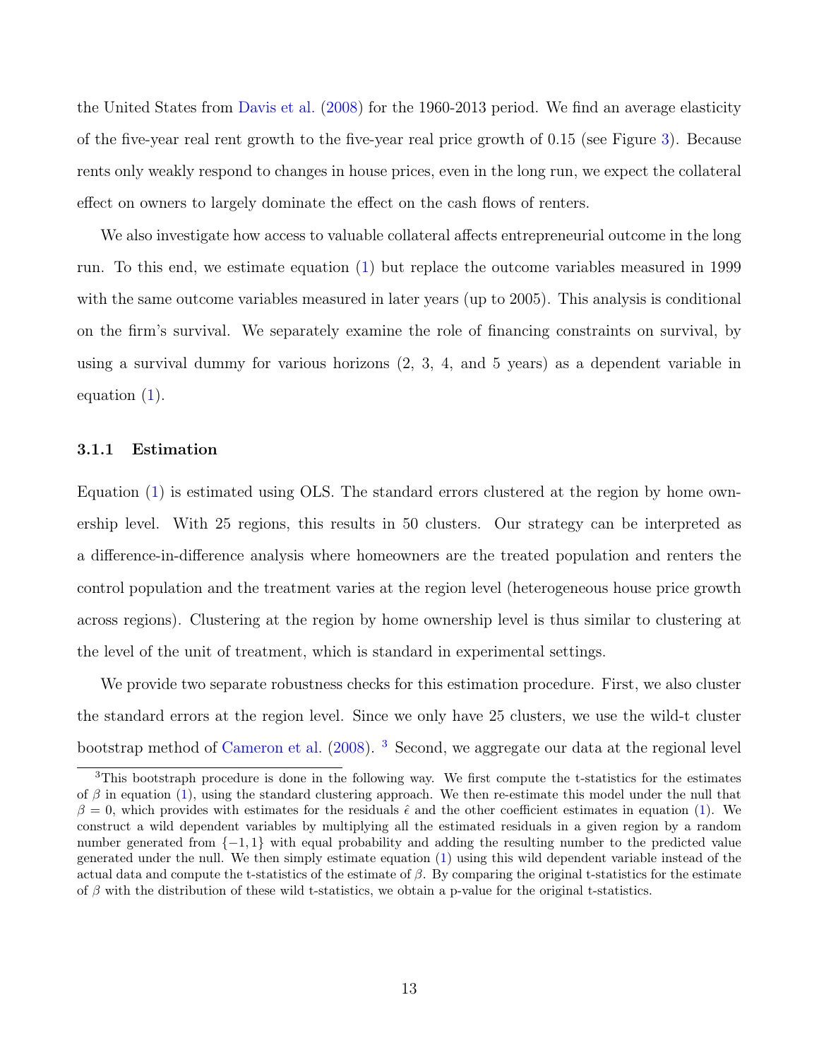the United States from Davis et al. (2008) for the 1960-2013 period. We find an average elasticity of the five-year real rent growth to the five-year real price growth of 0.15 (see Figure 3). Because rents only weakly respond to changes in house prices, even in the long run, we expect the collateral effect on owners to largely dominate the effect on the cash flows of renters.

We also investigate how access to valuable collateral affects entrepreneurial outcome in the long run. To this end, we estimate equation (1) but replace the outcome variables measured in 1999 with the same outcome variables measured in later years (up to 2005). This analysis is conditional on the firm's survival. We separately examine the role of financing constraints on survival, by using a survival dummy for various horizons (2, 3, 4, and 5 years) as a dependent variable in equation (1).

### 3.1.1 Estimation

Equation (1) is estimated using OLS. The standard errors clustered at the region by home ownership level. With 25 regions, this results in 50 clusters. Our strategy can be interpreted as a difference-in-difference analysis where homeowners are the treated population and renters the control population and the treatment varies at the region level (heterogeneous house price growth across regions). Clustering at the region by home ownership level is thus similar to clustering at the level of the unit of treatment, which is standard in experimental settings.

We provide two separate robustness checks for this estimation procedure. First, we also cluster the standard errors at the region level. Since we only have 25 clusters, we use the wild-t cluster bootstrap method of Cameron et al. (2008). [3] Second, we aggregate our data at the regional level

[3] This bootstraph procedure is done in the following way. We first compute the t-statistics for the estimates of $\beta$ in equation (1), using the standard clustering approach. We then re-estimate this model under the null that $\beta = 0$, which provides with estimates for the residuals $\hat{\epsilon}$ and the other coefficient estimates in equation (1). We construct a wild dependent variables by multiplying all the estimated residuals in a given region by a random number generated from $\{-1, 1\}$ with equal probability and adding the resulting number to the predicted value generated under the null. We then simply estimate equation (1) using this wild dependent variable instead of the actual data and compute the t-statistics of the estimate of $\beta$. By comparing the original t-statistics for the estimate of $\beta$ with the distribution of these wild t-statistics, we obtain a p-value for the original t-statistics.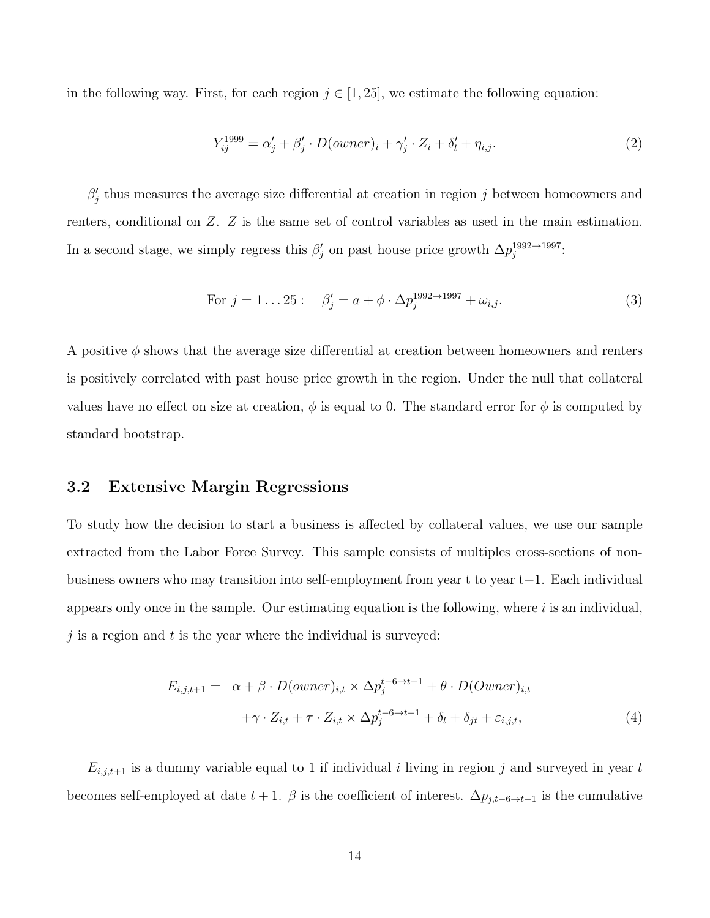in the following way. First, for each region $j \in [1, 25]$, we estimate the following equation:

$$Y_{ij}^{1999} = \alpha'_j + \beta'_j \cdot D(owner)_i + \gamma'_j \cdot Z_i + \delta'_l + \eta_{i,j}. \tag{2}$$

$\beta'_j$ thus measures the average size differential at creation in region $j$ between homeowners and renters, conditional on $Z$. $Z$ is the same set of control variables as used in the main estimation. In a second stage, we simply regress this $\beta'_j$ on past house price growth $\Delta p_j^{1992 \to 1997}$:

$$\text{For } j = 1 \ldots 25: \quad \beta'_j = a + \phi \cdot \Delta p_j^{1992 \to 1997} + \omega_{i,j}. \tag{3}$$

A positive $\phi$ shows that the average size differential at creation between homeowners and renters is positively correlated with past house price growth in the region. Under the null that collateral values have no effect on size at creation, $\phi$ is equal to 0. The standard error for $\phi$ is computed by standard bootstrap.

### 3.2 Extensive Margin Regressions

To study how the decision to start a business is affected by collateral values, we use our sample extracted from the Labor Force Survey. This sample consists of multiples cross-sections of non-business owners who may transition into self-employment from year t to year t+1. Each individual appears only once in the sample. Our estimating equation is the following, where $i$ is an individual, $j$ is a region and $t$ is the year where the individual is surveyed:

$$\begin{aligned} E_{i,j,t+1} = \quad & \alpha + \beta \cdot D(owner)_{i,t} \times \Delta p_j^{t-6 \to t-1} + \theta \cdot D(Owner)_{i,t} \\ & + \gamma \cdot Z_{i,t} + \tau \cdot Z_{i,t} \times \Delta p_j^{t-6 \to t-1} + \delta_l + \delta_{jt} + \varepsilon_{i,j,t}, \end{aligned} \tag{4}$$

$E_{i,j,t+1}$ is a dummy variable equal to 1 if individual $i$ living in region $j$ and surveyed in year $t$ becomes self-employed at date $t+1$. $\beta$ is the coefficient of interest. $\Delta p_{j,t-6 \to t-1}$ is the cumulative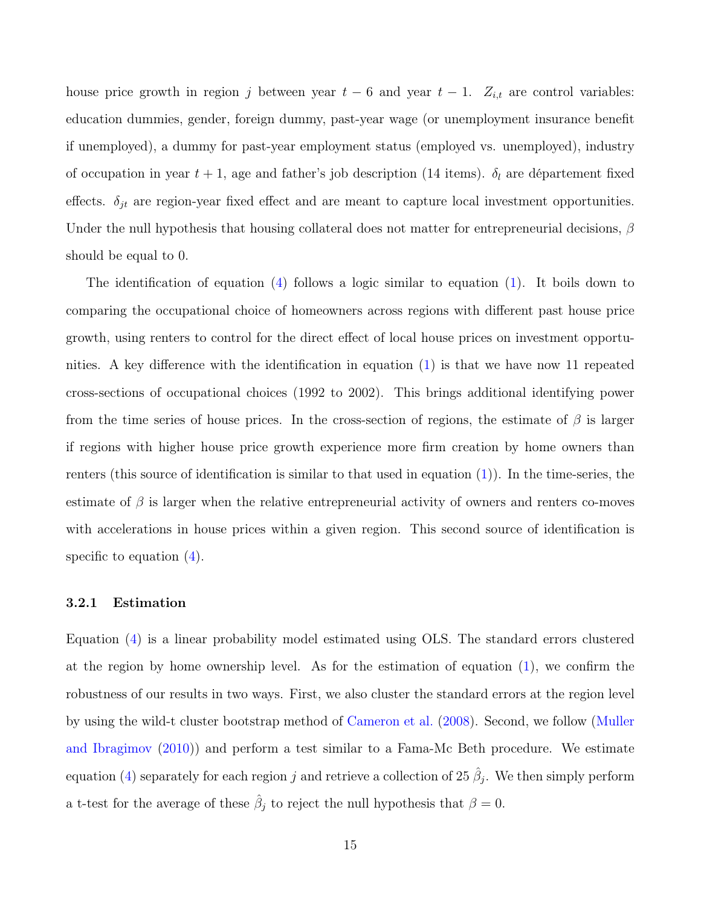house price growth in region $j$ between year $t-6$ and year $t-1$. $Z_{i,t}$ are control variables: education dummies, gender, foreign dummy, past-year wage (or unemployment insurance benefit if unemployed), a dummy for past-year employment status (employed vs. unemployed), industry of occupation in year $t+1$, age and father's job description (14 items). $\delta_l$ are département fixed effects. $\delta_{jt}$ are region-year fixed effect and are meant to capture local investment opportunities. Under the null hypothesis that housing collateral does not matter for entrepreneurial decisions, $\beta$ should be equal to 0.

The identification of equation (4) follows a logic similar to equation (1). It boils down to comparing the occupational choice of homeowners across regions with different past house price growth, using renters to control for the direct effect of local house prices on investment opportunities. A key difference with the identification in equation (1) is that we have now 11 repeated cross-sections of occupational choices (1992 to 2002). This brings additional identifying power from the time series of house prices. In the cross-section of regions, the estimate of $\beta$ is larger if regions with higher house price growth experience more firm creation by home owners than renters (this source of identification is similar to that used in equation (1)). In the time-series, the estimate of $\beta$ is larger when the relative entrepreneurial activity of owners and renters co-moves with accelerations in house prices within a given region. This second source of identification is specific to equation (4).

### 3.2.1 Estimation

Equation (4) is a linear probability model estimated using OLS. The standard errors clustered at the region by home ownership level. As for the estimation of equation (1), we confirm the robustness of our results in two ways. First, we also cluster the standard errors at the region level by using the wild-t cluster bootstrap method of Cameron et al. (2008). Second, we follow (Muller and Ibragimov (2010)) and perform a test similar to a Fama-Mc Beth procedure. We estimate equation (4) separately for each region $j$ and retrieve a collection of 25 $\hat{\beta}_j$. We then simply perform a t-test for the average of these $\hat{\beta}_j$ to reject the null hypothesis that $\beta = 0$.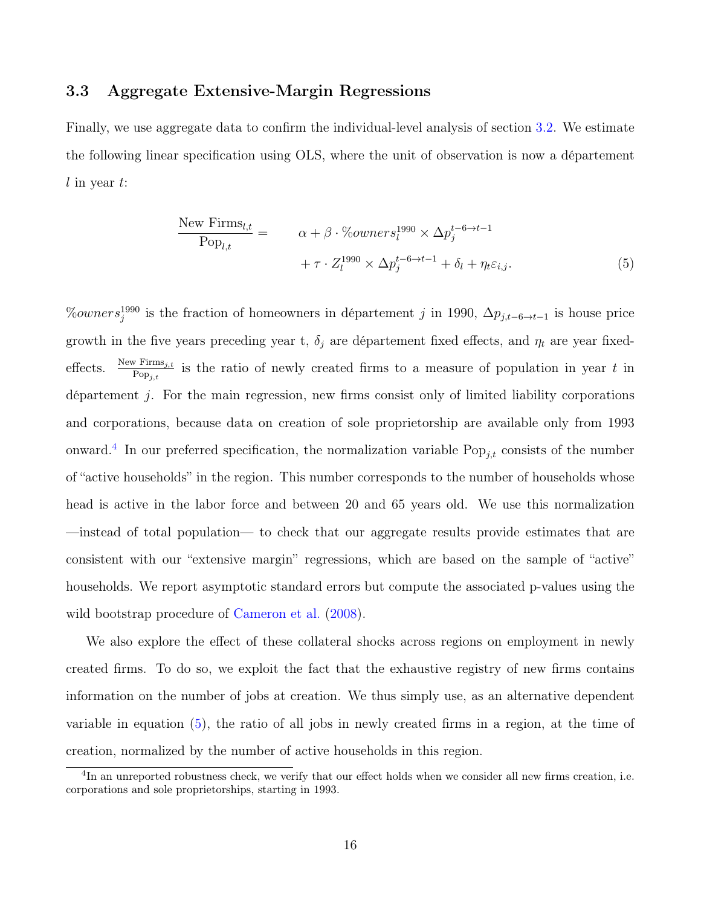### 3.3 Aggregate Extensive-Margin Regressions

Finally, we use aggregate data to confirm the individual-level analysis of section 3.2. We estimate the following linear specification using OLS, where the unit of observation is now a département $l$ in year $t$:

$$
\begin{aligned}
\frac{\text{New Firms}_{l,t}}{\text{Pop}_{l,t}} = \quad & \alpha + \beta \cdot \%owners_l^{1990} \times \Delta p_j^{t-6 \to t-1} \\
& + \tau \cdot Z_l^{1990} \times \Delta p_j^{t-6 \to t-1} + \delta_l + \eta_t \varepsilon_{i,j}.
\end{aligned} \tag{5}
$$

$\%owners_j^{1990}$ is the fraction of homeowners in département $j$ in 1990, $\Delta p_{j,t-6 \to t-1}$ is house price growth in the five years preceding year t, $\delta_j$ are département fixed effects, and $\eta_t$ are year fixed-effects. $\frac{\text{New Firms}_{j,t}}{\text{Pop}_{j,t}}$ is the ratio of newly created firms to a measure of population in year $t$ in département $j$. For the main regression, new firms consist only of limited liability corporations and corporations, because data on creation of sole proprietorship are available only from 1993 onward.[4] In our preferred specification, the normalization variable $\text{Pop}_{j,t}$ consists of the number of "active households" in the region. This number corresponds to the number of households whose head is active in the labor force and between 20 and 65 years old. We use this normalization —instead of total population— to check that our aggregate results provide estimates that are consistent with our "extensive margin" regressions, which are based on the sample of "active" households. We report asymptotic standard errors but compute the associated p-values using the wild bootstrap procedure of Cameron et al. (2008).

We also explore the effect of these collateral shocks across regions on employment in newly created firms. To do so, we exploit the fact that the exhaustive registry of new firms contains information on the number of jobs at creation. We thus simply use, as an alternative dependent variable in equation (5), the ratio of all jobs in newly created firms in a region, at the time of creation, normalized by the number of active households in this region.

[4] In an unreported robustness check, we verify that our effect holds when we consider all new firms creation, i.e. corporations and sole proprietorships, starting in 1993.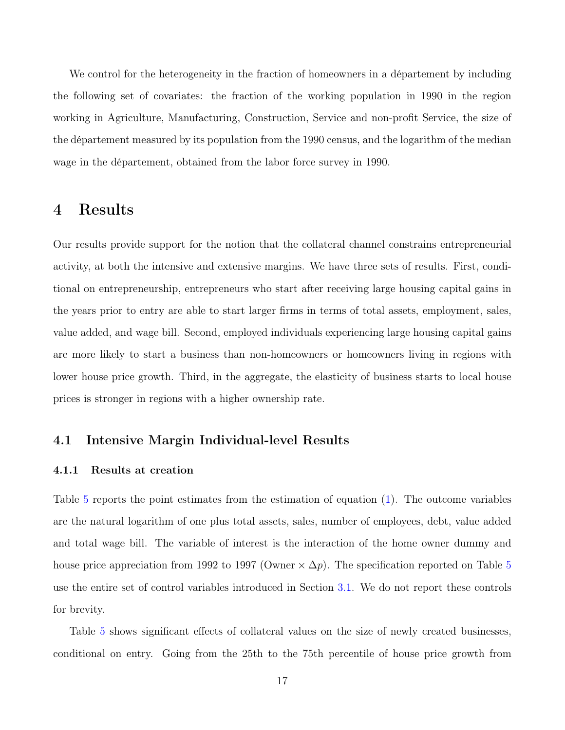We control for the heterogeneity in the fraction of homeowners in a département by including the following set of covariates: the fraction of the working population in 1990 in the region working in Agriculture, Manufacturing, Construction, Service and non-profit Service, the size of the département measured by its population from the 1990 census, and the logarithm of the median wage in the département, obtained from the labor force survey in 1990.

# 4 Results

Our results provide support for the notion that the collateral channel constrains entrepreneurial activity, at both the intensive and extensive margins. We have three sets of results. First, conditional on entrepreneurship, entrepreneurs who start after receiving large housing capital gains in the years prior to entry are able to start larger firms in terms of total assets, employment, sales, value added, and wage bill. Second, employed individuals experiencing large housing capital gains are more likely to start a business than non-homeowners or homeowners living in regions with lower house price growth. Third, in the aggregate, the elasticity of business starts to local house prices is stronger in regions with a higher ownership rate.

## 4.1 Intensive Margin Individual-level Results

### 4.1.1 Results at creation

Table 5 reports the point estimates from the estimation of equation (1). The outcome variables are the natural logarithm of one plus total assets, sales, number of employees, debt, value added and total wage bill. The variable of interest is the interaction of the home owner dummy and house price appreciation from 1992 to 1997 (Owner $\times$ $\Delta p$). The specification reported on Table 5 use the entire set of control variables introduced in Section 3.1. We do not report these controls for brevity.

Table 5 shows significant effects of collateral values on the size of newly created businesses, conditional on entry. Going from the 25th to the 75th percentile of house price growth from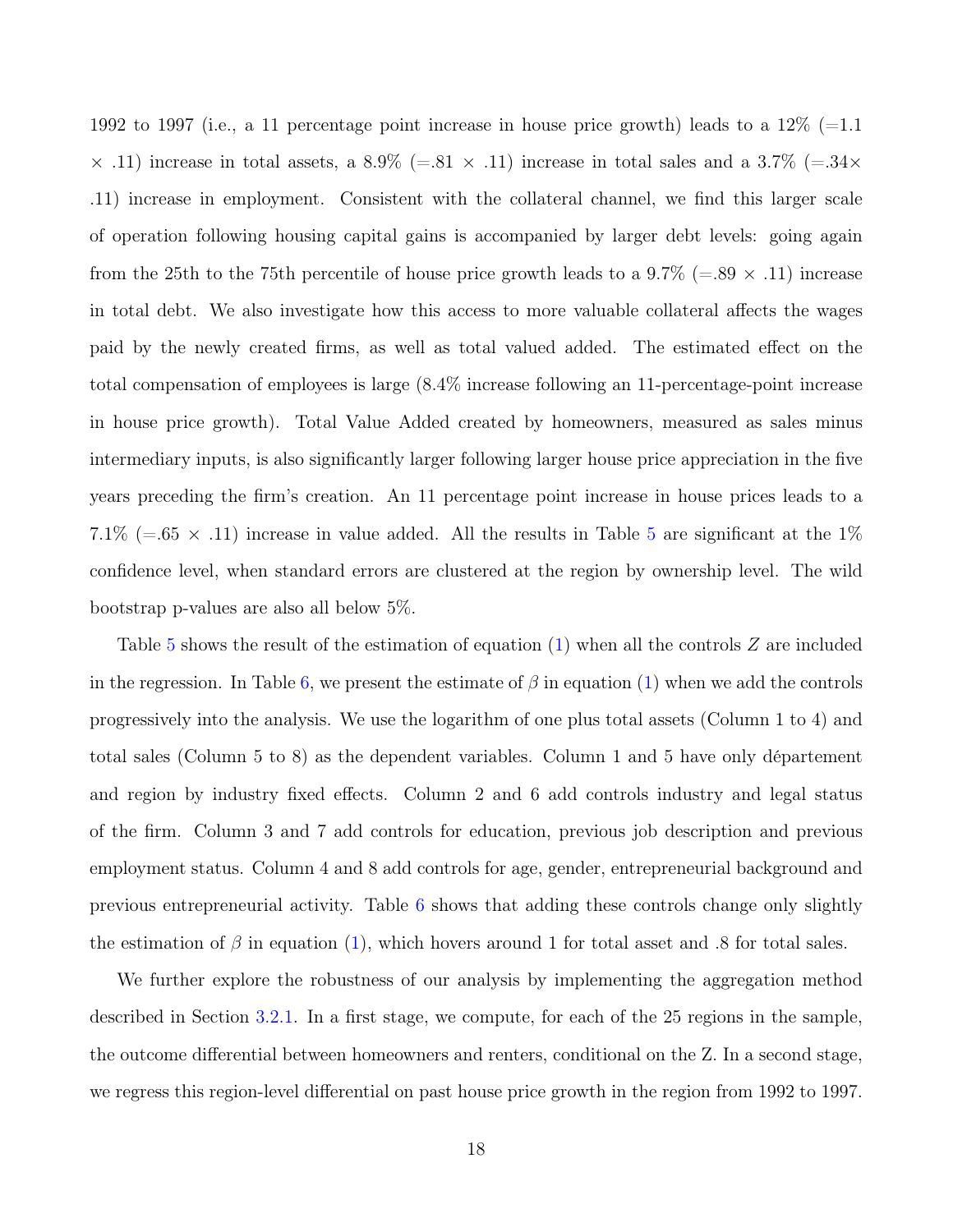1992 to 1997 (i.e., a 11 percentage point increase in house price growth) leads to a 12% (=1.1 $\times$ .11) increase in total assets, a 8.9% (=.81 $\times$ .11) increase in total sales and a 3.7% (=.34$\times$ .11) increase in employment. Consistent with the collateral channel, we find this larger scale of operation following housing capital gains is accompanied by larger debt levels: going again from the 25th to the 75th percentile of house price growth leads to a 9.7% (=.89 $\times$ .11) increase in total debt. We also investigate how this access to more valuable collateral affects the wages paid by the newly created firms, as well as total valued added. The estimated effect on the total compensation of employees is large (8.4% increase following an 11-percentage-point increase in house price growth). Total Value Added created by homeowners, measured as sales minus intermediary inputs, is also significantly larger following larger house price appreciation in the five years preceding the firm's creation. An 11 percentage point increase in house prices leads to a 7.1% (=.65 $\times$ .11) increase in value added. All the results in Table 5 are significant at the 1% confidence level, when standard errors are clustered at the region by ownership level. The wild bootstrap p-values are also all below 5%.

Table 5 shows the result of the estimation of equation (1) when all the controls $Z$ are included in the regression. In Table 6, we present the estimate of $\beta$ in equation (1) when we add the controls progressively into the analysis. We use the logarithm of one plus total assets (Column 1 to 4) and total sales (Column 5 to 8) as the dependent variables. Column 1 and 5 have only département and region by industry fixed effects. Column 2 and 6 add controls industry and legal status of the firm. Column 3 and 7 add controls for education, previous job description and previous employment status. Column 4 and 8 add controls for age, gender, entrepreneurial background and previous entrepreneurial activity. Table 6 shows that adding these controls change only slightly the estimation of $\beta$ in equation (1), which hovers around 1 for total asset and .8 for total sales.

We further explore the robustness of our analysis by implementing the aggregation method described in Section 3.2.1. In a first stage, we compute, for each of the 25 regions in the sample, the outcome differential between homeowners and renters, conditional on the Z. In a second stage, we regress this region-level differential on past house price growth in the region from 1992 to 1997.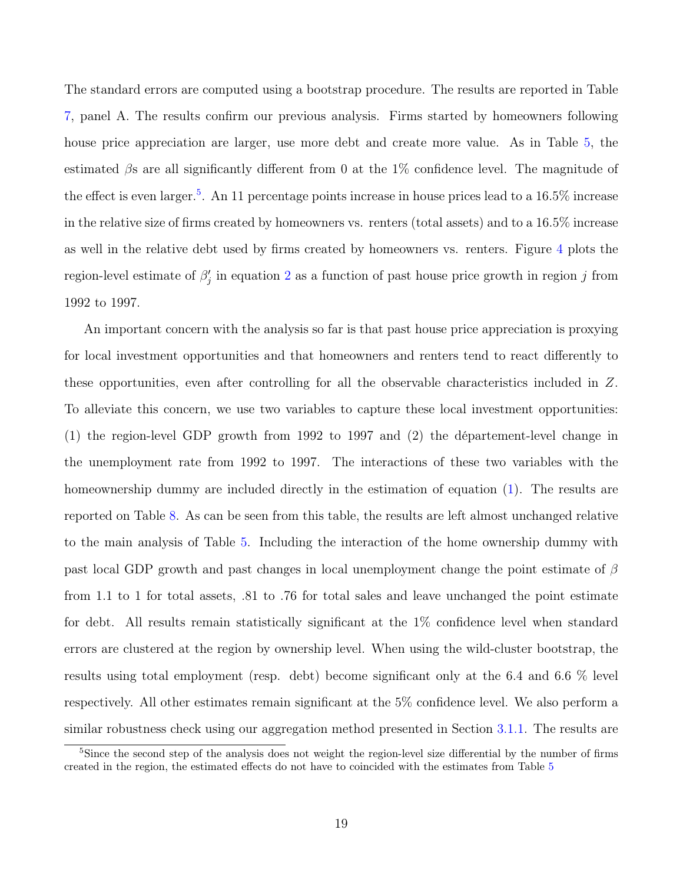The standard errors are computed using a bootstrap procedure. The results are reported in Table 7, panel A. The results confirm our previous analysis. Firms started by homeowners following house price appreciation are larger, use more debt and create more value. As in Table 5, the estimated $\beta$s are all significantly different from 0 at the 1% confidence level. The magnitude of the effect is even larger.[5]. An 11 percentage points increase in house prices lead to a 16.5% increase in the relative size of firms created by homeowners vs. renters (total assets) and to a 16.5% increase as well in the relative debt used by firms created by homeowners vs. renters. Figure 4 plots the region-level estimate of $\beta'_j$ in equation 2 as a function of past house price growth in region $j$ from 1992 to 1997.

An important concern with the analysis so far is that past house price appreciation is proxying for local investment opportunities and that homeowners and renters tend to react differently to these opportunities, even after controlling for all the observable characteristics included in $Z$. To alleviate this concern, we use two variables to capture these local investment opportunities: (1) the region-level GDP growth from 1992 to 1997 and (2) the département-level change in the unemployment rate from 1992 to 1997. The interactions of these two variables with the homeownership dummy are included directly in the estimation of equation (1). The results are reported on Table 8. As can be seen from this table, the results are left almost unchanged relative to the main analysis of Table 5. Including the interaction of the home ownership dummy with past local GDP growth and past changes in local unemployment change the point estimate of $\beta$ from 1.1 to 1 for total assets, .81 to .76 for total sales and leave unchanged the point estimate for debt. All results remain statistically significant at the 1% confidence level when standard errors are clustered at the region by ownership level. When using the wild-cluster bootstrap, the results using total employment (resp. debt) become significant only at the 6.4 and 6.6 % level respectively. All other estimates remain significant at the 5% confidence level. We also perform a similar robustness check using our aggregation method presented in Section 3.1.1. The results are

[5] Since the second step of the analysis does not weight the region-level size differential by the number of firms created in the region, the estimated effects do not have to coincided with the estimates from Table 5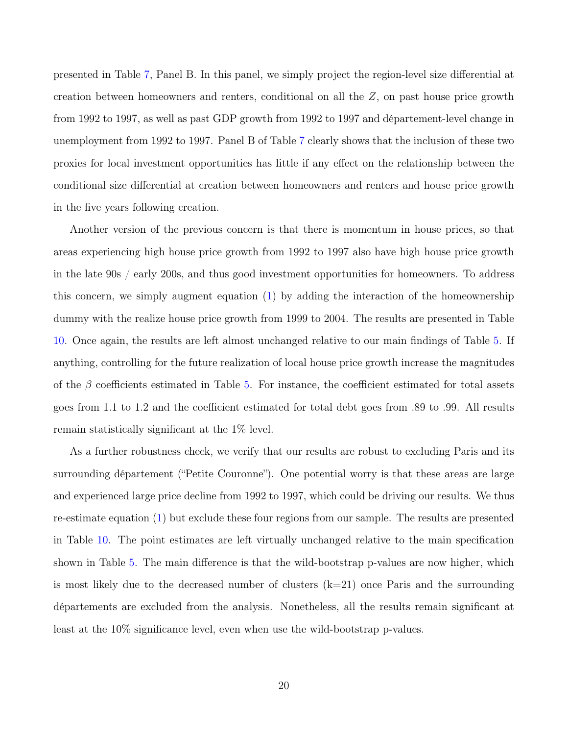presented in Table 7, Panel B. In this panel, we simply project the region-level size differential at creation between homeowners and renters, conditional on all the $Z$, on past house price growth from 1992 to 1997, as well as past GDP growth from 1992 to 1997 and département-level change in unemployment from 1992 to 1997. Panel B of Table 7 clearly shows that the inclusion of these two proxies for local investment opportunities has little if any effect on the relationship between the conditional size differential at creation between homeowners and renters and house price growth in the five years following creation.

Another version of the previous concern is that there is momentum in house prices, so that areas experiencing high house price growth from 1992 to 1997 also have high house price growth in the late 90s / early 200s, and thus good investment opportunities for homeowners. To address this concern, we simply augment equation (1) by adding the interaction of the homeownership dummy with the realize house price growth from 1999 to 2004. The results are presented in Table 10. Once again, the results are left almost unchanged relative to our main findings of Table 5. If anything, controlling for the future realization of local house price growth increase the magnitudes of the $\beta$ coefficients estimated in Table 5. For instance, the coefficient estimated for total assets goes from 1.1 to 1.2 and the coefficient estimated for total debt goes from .89 to .99. All results remain statistically significant at the 1% level.

As a further robustness check, we verify that our results are robust to excluding Paris and its surrounding département ("Petite Couronne"). One potential worry is that these areas are large and experienced large price decline from 1992 to 1997, which could be driving our results. We thus re-estimate equation (1) but exclude these four regions from our sample. The results are presented in Table 10. The point estimates are left virtually unchanged relative to the main specification shown in Table 5. The main difference is that the wild-bootstrap p-values are now higher, which is most likely due to the decreased number of clusters (k=21) once Paris and the surrounding départements are excluded from the analysis. Nonetheless, all the results remain significant at least at the 10% significance level, even when use the wild-bootstrap p-values.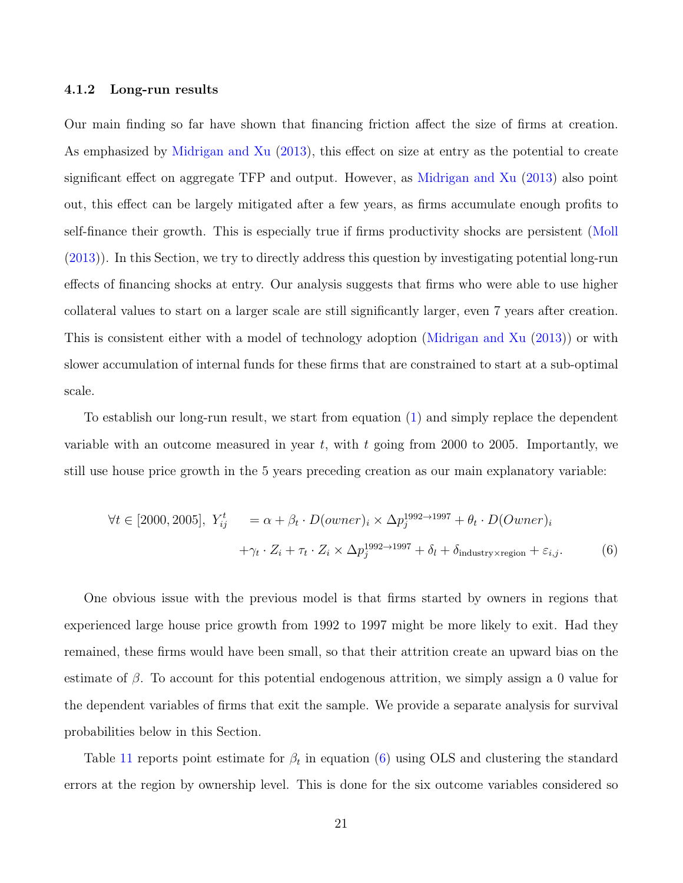### 4.1.2 Long-run results

Our main finding so far have shown that financing friction affect the size of firms at creation. As emphasized by Midrigan and Xu (2013), this effect on size at entry as the potential to create significant effect on aggregate TFP and output. However, as Midrigan and Xu (2013) also point out, this effect can be largely mitigated after a few years, as firms accumulate enough profits to self-finance their growth. This is especially true if firms productivity shocks are persistent (Moll (2013)). In this Section, we try to directly address this question by investigating potential long-run effects of financing shocks at entry. Our analysis suggests that firms who were able to use higher collateral values to start on a larger scale are still significantly larger, even 7 years after creation. This is consistent either with a model of technology adoption (Midrigan and Xu (2013)) or with slower accumulation of internal funds for these firms that are constrained to start at a sub-optimal scale.

To establish our long-run result, we start from equation (1) and simply replace the dependent variable with an outcome measured in year $t$, with $t$ going from 2000 to 2005. Importantly, we still use house price growth in the 5 years preceding creation as our main explanatory variable:

$$
\begin{aligned}
\forall t \in [2000, 2005],\ Y_{ij}^{t} \quad &= \alpha + \beta_t \cdot D(owner)_i \times \Delta p_j^{1992 \to 1997} + \theta_t \cdot D(Owner)_i \\
&+ \gamma_t \cdot Z_i + \tau_t \cdot Z_i \times \Delta p_j^{1992 \to 1997} + \delta_l + \delta_{\text{industry} \times \text{region}} + \varepsilon_{i,j}. \qquad (6)
\end{aligned}
$$

One obvious issue with the previous model is that firms started by owners in regions that experienced large house price growth from 1992 to 1997 might be more likely to exit. Had they remained, these firms would have been small, so that their attrition create an upward bias on the estimate of $\beta$. To account for this potential endogenous attrition, we simply assign a 0 value for the dependent variables of firms that exit the sample. We provide a separate analysis for survival probabilities below in this Section.

Table 11 reports point estimate for $\beta_t$ in equation (6) using OLS and clustering the standard errors at the region by ownership level. This is done for the six outcome variables considered so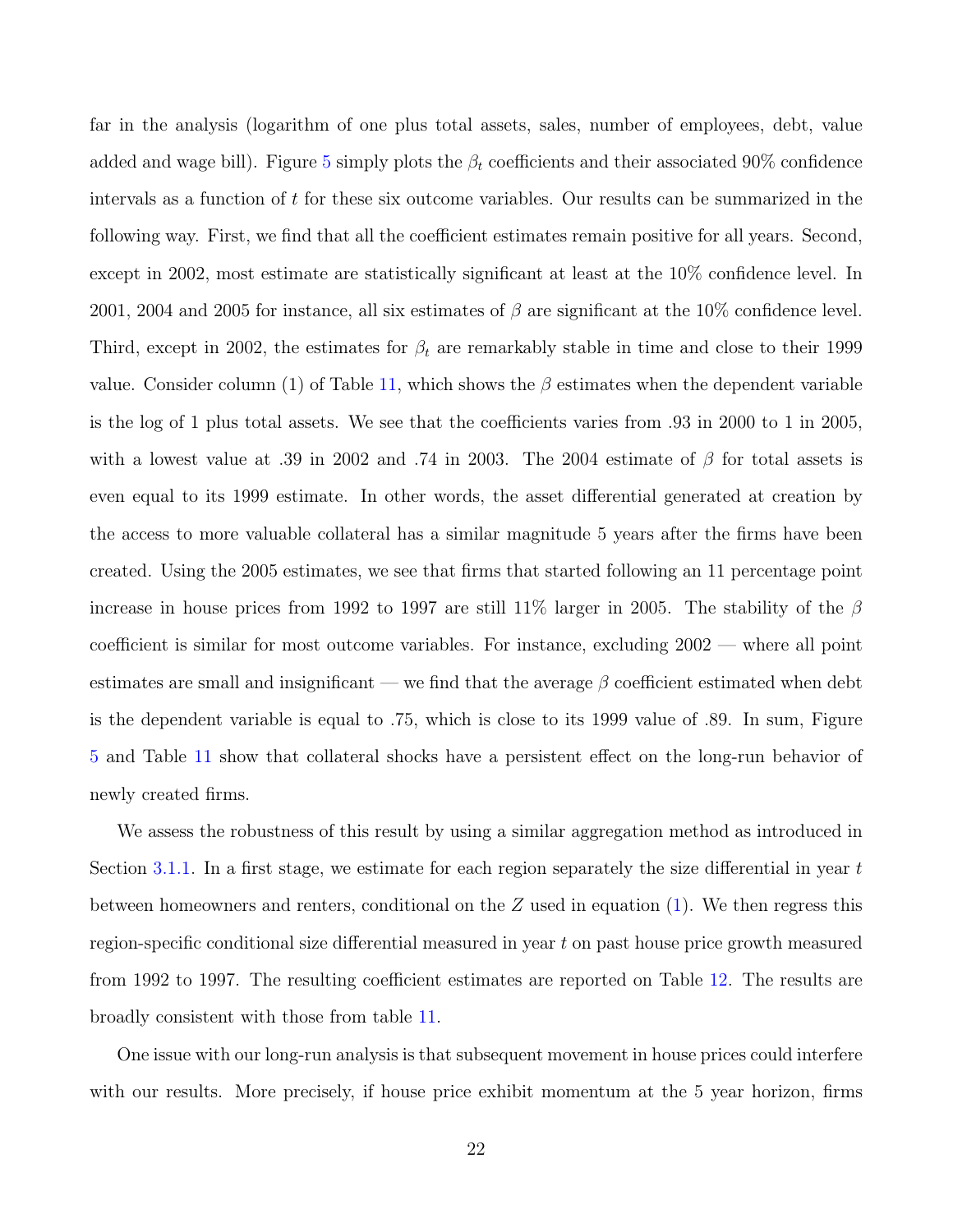far in the analysis (logarithm of one plus total assets, sales, number of employees, debt, value added and wage bill). Figure 5 simply plots the $\beta_t$ coefficients and their associated 90% confidence intervals as a function of $t$ for these six outcome variables. Our results can be summarized in the following way. First, we find that all the coefficient estimates remain positive for all years. Second, except in 2002, most estimate are statistically significant at least at the 10% confidence level. In 2001, 2004 and 2005 for instance, all six estimates of $\beta$ are significant at the 10% confidence level. Third, except in 2002, the estimates for $\beta_t$ are remarkably stable in time and close to their 1999 value. Consider column (1) of Table 11, which shows the $\beta$ estimates when the dependent variable is the log of 1 plus total assets. We see that the coefficients varies from .93 in 2000 to 1 in 2005, with a lowest value at .39 in 2002 and .74 in 2003. The 2004 estimate of $\beta$ for total assets is even equal to its 1999 estimate. In other words, the asset differential generated at creation by the access to more valuable collateral has a similar magnitude 5 years after the firms have been created. Using the 2005 estimates, we see that firms that started following an 11 percentage point increase in house prices from 1992 to 1997 are still 11% larger in 2005. The stability of the $\beta$ coefficient is similar for most outcome variables. For instance, excluding 2002 — where all point estimates are small and insignificant — we find that the average $\beta$ coefficient estimated when debt is the dependent variable is equal to .75, which is close to its 1999 value of .89. In sum, Figure 5 and Table 11 show that collateral shocks have a persistent effect on the long-run behavior of newly created firms.

We assess the robustness of this result by using a similar aggregation method as introduced in Section 3.1.1. In a first stage, we estimate for each region separately the size differential in year $t$ between homeowners and renters, conditional on the $Z$ used in equation (1). We then regress this region-specific conditional size differential measured in year $t$ on past house price growth measured from 1992 to 1997. The resulting coefficient estimates are reported on Table 12. The results are broadly consistent with those from table 11.

One issue with our long-run analysis is that subsequent movement in house prices could interfere with our results. More precisely, if house price exhibit momentum at the 5 year horizon, firms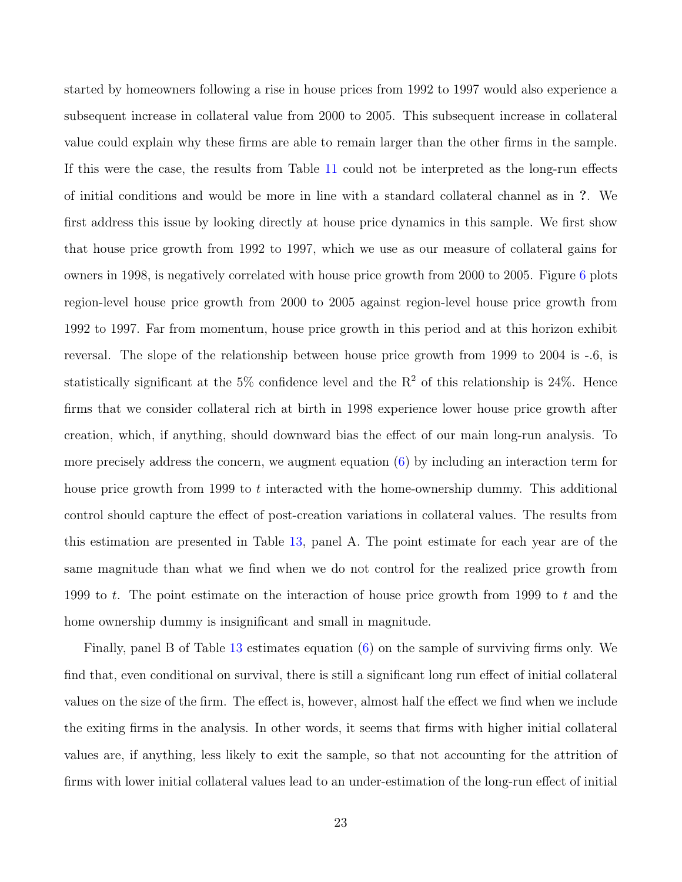started by homeowners following a rise in house prices from 1992 to 1997 would also experience a subsequent increase in collateral value from 2000 to 2005. This subsequent increase in collateral value could explain why these firms are able to remain larger than the other firms in the sample. If this were the case, the results from Table 11 could not be interpreted as the long-run effects of initial conditions and would be more in line with a standard collateral channel as in **?**. We first address this issue by looking directly at house price dynamics in this sample. We first show that house price growth from 1992 to 1997, which we use as our measure of collateral gains for owners in 1998, is negatively correlated with house price growth from 2000 to 2005. Figure 6 plots region-level house price growth from 2000 to 2005 against region-level house price growth from 1992 to 1997. Far from momentum, house price growth in this period and at this horizon exhibit reversal. The slope of the relationship between house price growth from 1999 to 2004 is -.6, is statistically significant at the 5% confidence level and the $R^2$ of this relationship is 24%. Hence firms that we consider collateral rich at birth in 1998 experience lower house price growth after creation, which, if anything, should downward bias the effect of our main long-run analysis. To more precisely address the concern, we augment equation (6) by including an interaction term for house price growth from 1999 to $t$ interacted with the home-ownership dummy. This additional control should capture the effect of post-creation variations in collateral values. The results from this estimation are presented in Table 13, panel A. The point estimate for each year are of the same magnitude than what we find when we do not control for the realized price growth from 1999 to $t$. The point estimate on the interaction of house price growth from 1999 to $t$ and the home ownership dummy is insignificant and small in magnitude.

Finally, panel B of Table 13 estimates equation (6) on the sample of surviving firms only. We find that, even conditional on survival, there is still a significant long run effect of initial collateral values on the size of the firm. The effect is, however, almost half the effect we find when we include the exiting firms in the analysis. In other words, it seems that firms with higher initial collateral values are, if anything, less likely to exit the sample, so that not accounting for the attrition of firms with lower initial collateral values lead to an under-estimation of the long-run effect of initial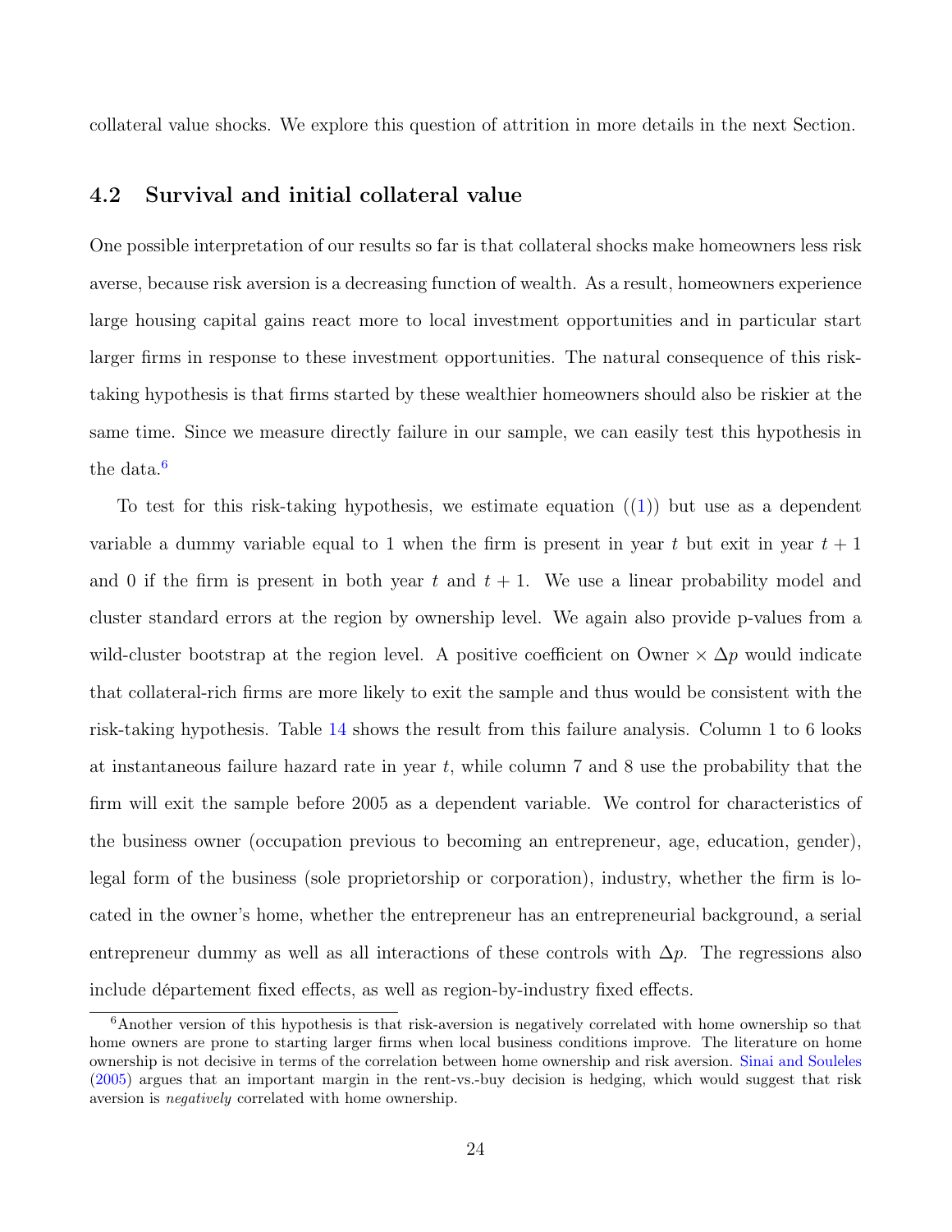collateral value shocks. We explore this question of attrition in more details in the next Section.

## 4.2 Survival and initial collateral value

One possible interpretation of our results so far is that collateral shocks make homeowners less risk averse, because risk aversion is a decreasing function of wealth. As a result, homeowners experience large housing capital gains react more to local investment opportunities and in particular start larger firms in response to these investment opportunities. The natural consequence of this risk-taking hypothesis is that firms started by these wealthier homeowners should also be riskier at the same time. Since we measure directly failure in our sample, we can easily test this hypothesis in the data.[6]

To test for this risk-taking hypothesis, we estimate equation ((1)) but use as a dependent variable a dummy variable equal to 1 when the firm is present in year $t$ but exit in year $t+1$ and 0 if the firm is present in both year $t$ and $t+1$. We use a linear probability model and cluster standard errors at the region by ownership level. We again also provide p-values from a wild-cluster bootstrap at the region level. A positive coefficient on Owner × $\Delta p$ would indicate that collateral-rich firms are more likely to exit the sample and thus would be consistent with the risk-taking hypothesis. Table 14 shows the result from this failure analysis. Column 1 to 6 looks at instantaneous failure hazard rate in year $t$, while column 7 and 8 use the probability that the firm will exit the sample before 2005 as a dependent variable. We control for characteristics of the business owner (occupation previous to becoming an entrepreneur, age, education, gender), legal form of the business (sole proprietorship or corporation), industry, whether the firm is located in the owner's home, whether the entrepreneur has an entrepreneurial background, a serial entrepreneur dummy as well as all interactions of these controls with $\Delta p$. The regressions also include département fixed effects, as well as region-by-industry fixed effects.

[6] Another version of this hypothesis is that risk-aversion is negatively correlated with home ownership so that home owners are prone to starting larger firms when local business conditions improve. The literature on home ownership is not decisive in terms of the correlation between home ownership and risk aversion. Sinai and Souleles (2005) argues that an important margin in the rent-vs.-buy decision is hedging, which would suggest that risk aversion is *negatively* correlated with home ownership.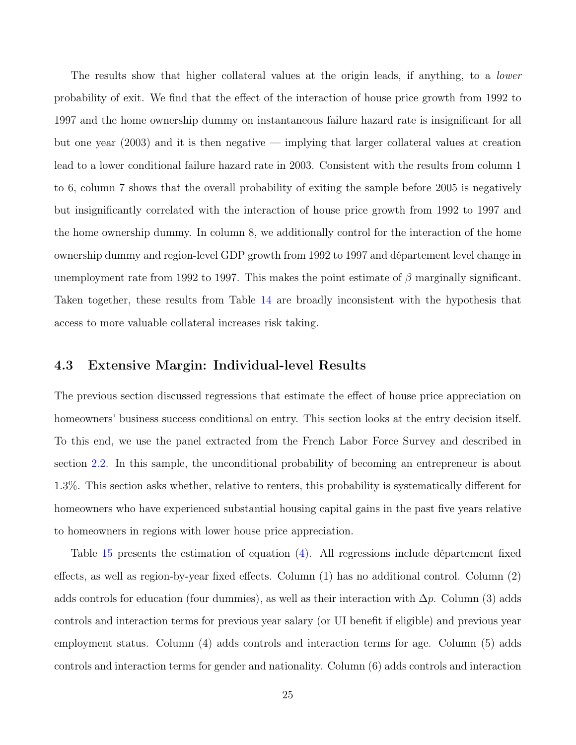The results show that higher collateral values at the origin leads, if anything, to a *lower* probability of exit. We find that the effect of the interaction of house price growth from 1992 to 1997 and the home ownership dummy on instantaneous failure hazard rate is insignificant for all but one year (2003) and it is then negative — implying that larger collateral values at creation lead to a lower conditional failure hazard rate in 2003. Consistent with the results from column 1 to 6, column 7 shows that the overall probability of exiting the sample before 2005 is negatively but insignificantly correlated with the interaction of house price growth from 1992 to 1997 and the home ownership dummy. In column 8, we additionally control for the interaction of the home ownership dummy and region-level GDP growth from 1992 to 1997 and département level change in unemployment rate from 1992 to 1997. This makes the point estimate of $\beta$ marginally significant. Taken together, these results from Table 14 are broadly inconsistent with the hypothesis that access to more valuable collateral increases risk taking.

### 4.3 Extensive Margin: Individual-level Results

The previous section discussed regressions that estimate the effect of house price appreciation on homeowners' business success conditional on entry. This section looks at the entry decision itself. To this end, we use the panel extracted from the French Labor Force Survey and described in section 2.2. In this sample, the unconditional probability of becoming an entrepreneur is about 1.3%. This section asks whether, relative to renters, this probability is systematically different for homeowners who have experienced substantial housing capital gains in the past five years relative to homeowners in regions with lower house price appreciation.

Table 15 presents the estimation of equation (4). All regressions include département fixed effects, as well as region-by-year fixed effects. Column (1) has no additional control. Column (2) adds controls for education (four dummies), as well as their interaction with $\Delta p$. Column (3) adds controls and interaction terms for previous year salary (or UI benefit if eligible) and previous year employment status. Column (4) adds controls and interaction terms for age. Column (5) adds controls and interaction terms for gender and nationality. Column (6) adds controls and interaction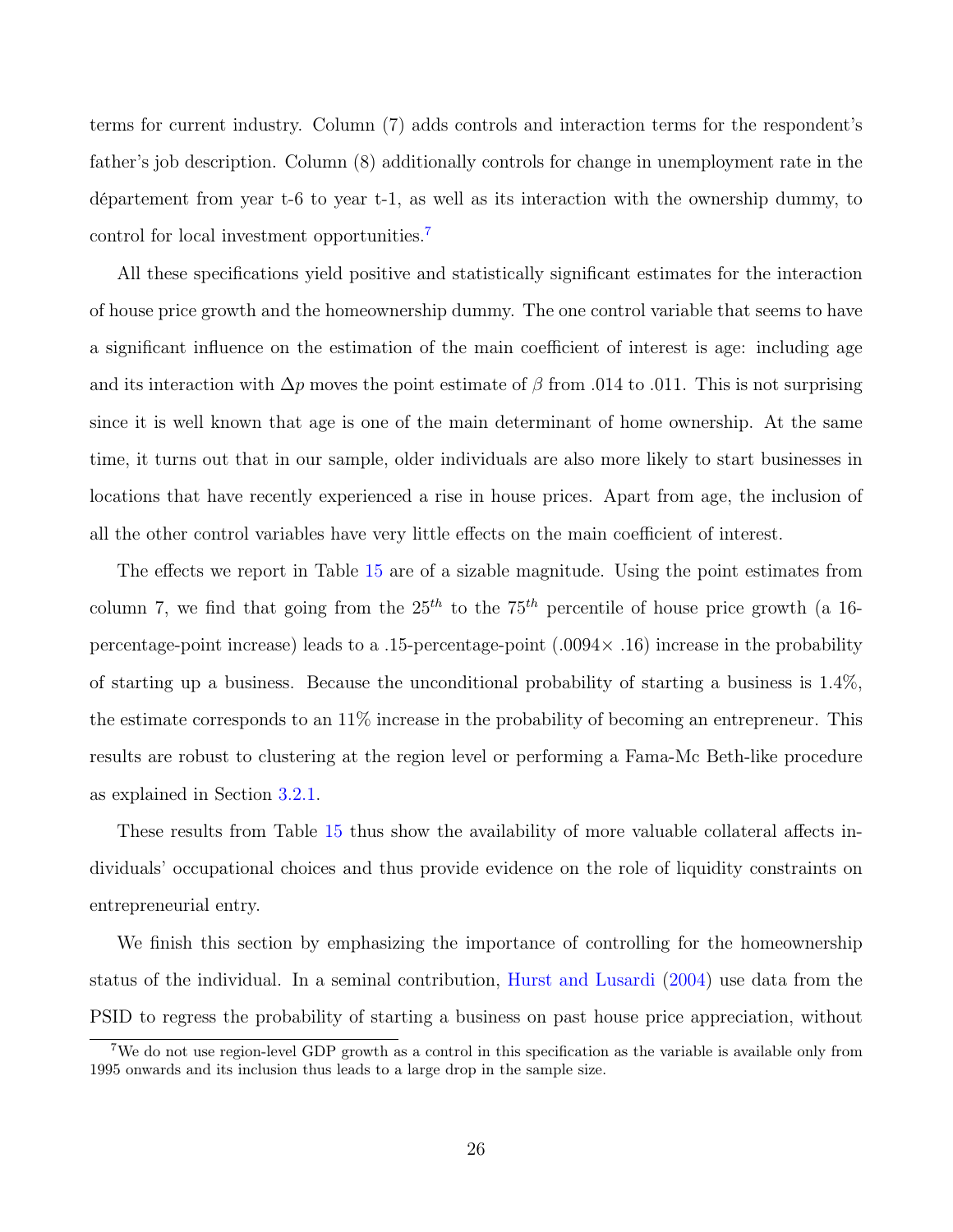terms for current industry. Column (7) adds controls and interaction terms for the respondent's father's job description. Column (8) additionally controls for change in unemployment rate in the département from year t-6 to year t-1, as well as its interaction with the ownership dummy, to control for local investment opportunities.[7]

All these specifications yield positive and statistically significant estimates for the interaction of house price growth and the homeownership dummy. The one control variable that seems to have a significant influence on the estimation of the main coefficient of interest is age: including age and its interaction with $\Delta p$ moves the point estimate of $\beta$ from .014 to .011. This is not surprising since it is well known that age is one of the main determinant of home ownership. At the same time, it turns out that in our sample, older individuals are also more likely to start businesses in locations that have recently experienced a rise in house prices. Apart from age, the inclusion of all the other control variables have very little effects on the main coefficient of interest.

The effects we report in Table 15 are of a sizable magnitude. Using the point estimates from column 7, we find that going from the $25^{th}$ to the $75^{th}$ percentile of house price growth (a 16-percentage-point increase) leads to a .15-percentage-point ($.0094\times$ .16) increase in the probability of starting up a business. Because the unconditional probability of starting a business is 1.4%, the estimate corresponds to an 11% increase in the probability of becoming an entrepreneur. This results are robust to clustering at the region level or performing a Fama-Mc Beth-like procedure as explained in Section 3.2.1.

These results from Table 15 thus show the availability of more valuable collateral affects individuals' occupational choices and thus provide evidence on the role of liquidity constraints on entrepreneurial entry.

We finish this section by emphasizing the importance of controlling for the homeownership status of the individual. In a seminal contribution, Hurst and Lusardi (2004) use data from the PSID to regress the probability of starting a business on past house price appreciation, without

[7] We do not use region-level GDP growth as a control in this specification as the variable is available only from 1995 onwards and its inclusion thus leads to a large drop in the sample size.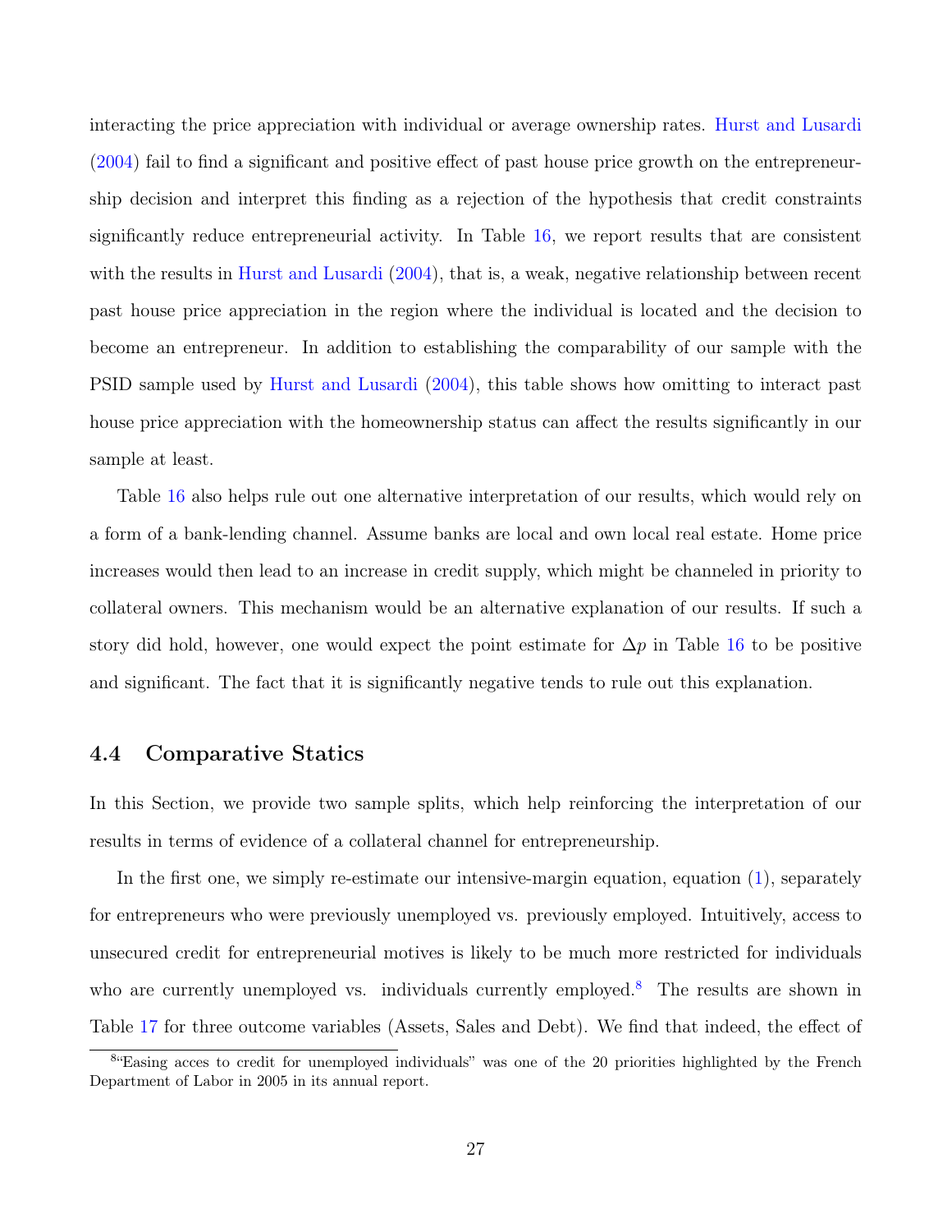interacting the price appreciation with individual or average ownership rates. Hurst and Lusardi (2004) fail to find a significant and positive effect of past house price growth on the entrepreneurship decision and interpret this finding as a rejection of the hypothesis that credit constraints significantly reduce entrepreneurial activity. In Table 16, we report results that are consistent with the results in Hurst and Lusardi (2004), that is, a weak, negative relationship between recent past house price appreciation in the region where the individual is located and the decision to become an entrepreneur. In addition to establishing the comparability of our sample with the PSID sample used by Hurst and Lusardi (2004), this table shows how omitting to interact past house price appreciation with the homeownership status can affect the results significantly in our sample at least.

Table 16 also helps rule out one alternative interpretation of our results, which would rely on a form of a bank-lending channel. Assume banks are local and own local real estate. Home price increases would then lead to an increase in credit supply, which might be channeled in priority to collateral owners. This mechanism would be an alternative explanation of our results. If such a story did hold, however, one would expect the point estimate for $\Delta p$ in Table 16 to be positive and significant. The fact that it is significantly negative tends to rule out this explanation.

### 4.4 Comparative Statics

In this Section, we provide two sample splits, which help reinforcing the interpretation of our results in terms of evidence of a collateral channel for entrepreneurship.

In the first one, we simply re-estimate our intensive-margin equation, equation (1), separately for entrepreneurs who were previously unemployed vs. previously employed. Intuitively, access to unsecured credit for entrepreneurial motives is likely to be much more restricted for individuals who are currently unemployed vs. individuals currently employed.[8] The results are shown in Table 17 for three outcome variables (Assets, Sales and Debt). We find that indeed, the effect of

[8] "Easing acces to credit for unemployed individuals" was one of the 20 priorities highlighted by the French Department of Labor in 2005 in its annual report.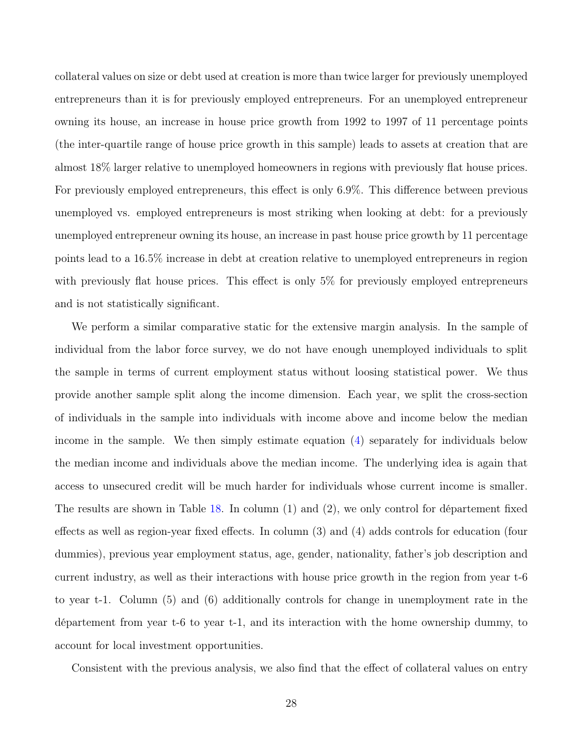collateral values on size or debt used at creation is more than twice larger for previously unemployed entrepreneurs than it is for previously employed entrepreneurs. For an unemployed entrepreneur owning its house, an increase in house price growth from 1992 to 1997 of 11 percentage points (the inter-quartile range of house price growth in this sample) leads to assets at creation that are almost 18% larger relative to unemployed homeowners in regions with previously flat house prices. For previously employed entrepreneurs, this effect is only 6.9%. This difference between previous unemployed vs. employed entrepreneurs is most striking when looking at debt: for a previously unemployed entrepreneur owning its house, an increase in past house price growth by 11 percentage points lead to a 16.5% increase in debt at creation relative to unemployed entrepreneurs in region with previously flat house prices. This effect is only 5% for previously employed entrepreneurs and is not statistically significant.

We perform a similar comparative static for the extensive margin analysis. In the sample of individual from the labor force survey, we do not have enough unemployed individuals to split the sample in terms of current employment status without loosing statistical power. We thus provide another sample split along the income dimension. Each year, we split the cross-section of individuals in the sample into individuals with income above and income below the median income in the sample. We then simply estimate equation (4) separately for individuals below the median income and individuals above the median income. The underlying idea is again that access to unsecured credit will be much harder for individuals whose current income is smaller. The results are shown in Table 18. In column (1) and (2), we only control for département fixed effects as well as region-year fixed effects. In column (3) and (4) adds controls for education (four dummies), previous year employment status, age, gender, nationality, father's job description and current industry, as well as their interactions with house price growth in the region from year t-6 to year t-1. Column (5) and (6) additionally controls for change in unemployment rate in the département from year t-6 to year t-1, and its interaction with the home ownership dummy, to account for local investment opportunities.

Consistent with the previous analysis, we also find that the effect of collateral values on entry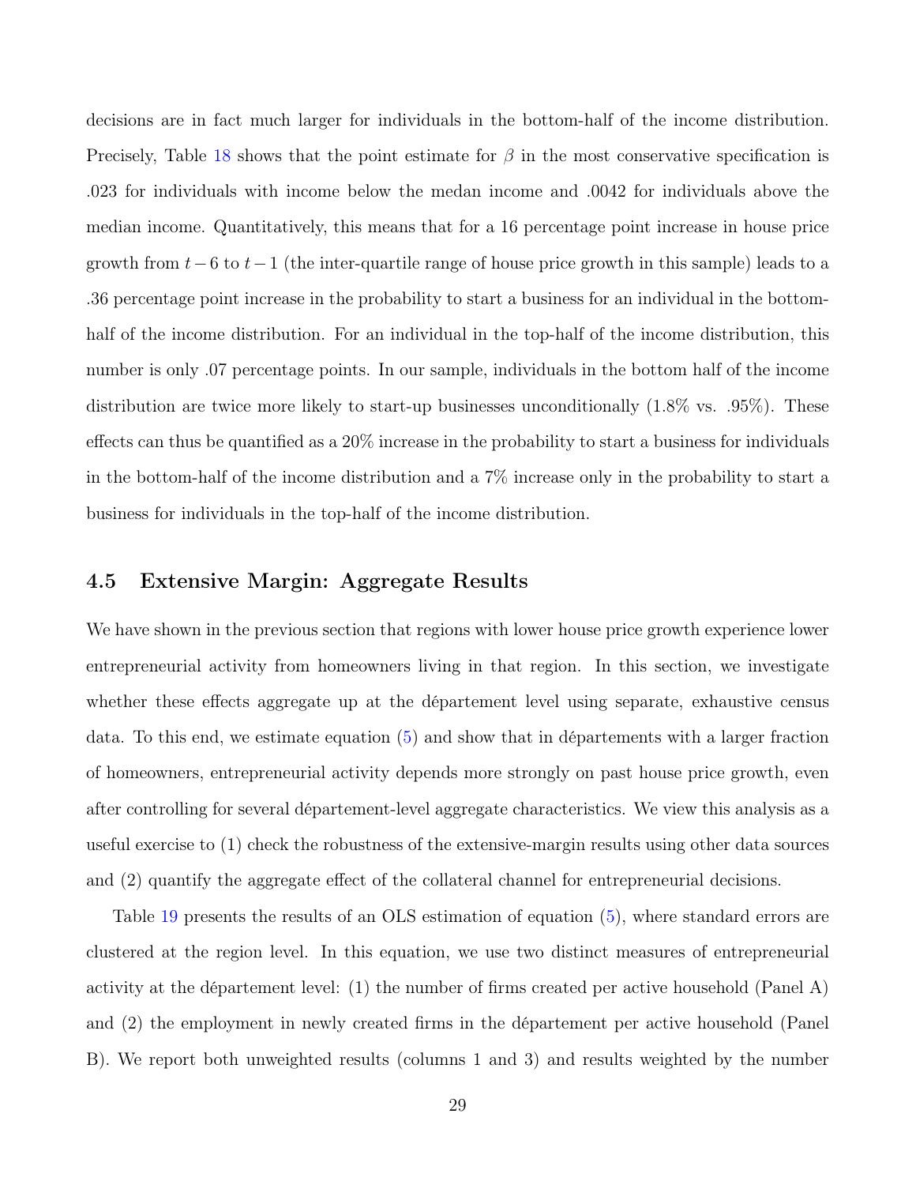decisions are in fact much larger for individuals in the bottom-half of the income distribution. Precisely, Table 18 shows that the point estimate for $\beta$ in the most conservative specification is .023 for individuals with income below the medan income and .0042 for individuals above the median income. Quantitatively, this means that for a 16 percentage point increase in house price growth from $t-6$ to $t-1$ (the inter-quartile range of house price growth in this sample) leads to a .36 percentage point increase in the probability to start a business for an individual in the bottom-half of the income distribution. For an individual in the top-half of the income distribution, this number is only .07 percentage points. In our sample, individuals in the bottom half of the income distribution are twice more likely to start-up businesses unconditionally (1.8% vs. .95%). These effects can thus be quantified as a 20% increase in the probability to start a business for individuals in the bottom-half of the income distribution and a 7% increase only in the probability to start a business for individuals in the top-half of the income distribution.

### 4.5 Extensive Margin: Aggregate Results

We have shown in the previous section that regions with lower house price growth experience lower entrepreneurial activity from homeowners living in that region. In this section, we investigate whether these effects aggregate up at the département level using separate, exhaustive census data. To this end, we estimate equation (5) and show that in départements with a larger fraction of homeowners, entrepreneurial activity depends more strongly on past house price growth, even after controlling for several département-level aggregate characteristics. We view this analysis as a useful exercise to (1) check the robustness of the extensive-margin results using other data sources and (2) quantify the aggregate effect of the collateral channel for entrepreneurial decisions.

Table 19 presents the results of an OLS estimation of equation (5), where standard errors are clustered at the region level. In this equation, we use two distinct measures of entrepreneurial activity at the département level: (1) the number of firms created per active household (Panel A) and (2) the employment in newly created firms in the département per active household (Panel B). We report both unweighted results (columns 1 and 3) and results weighted by the number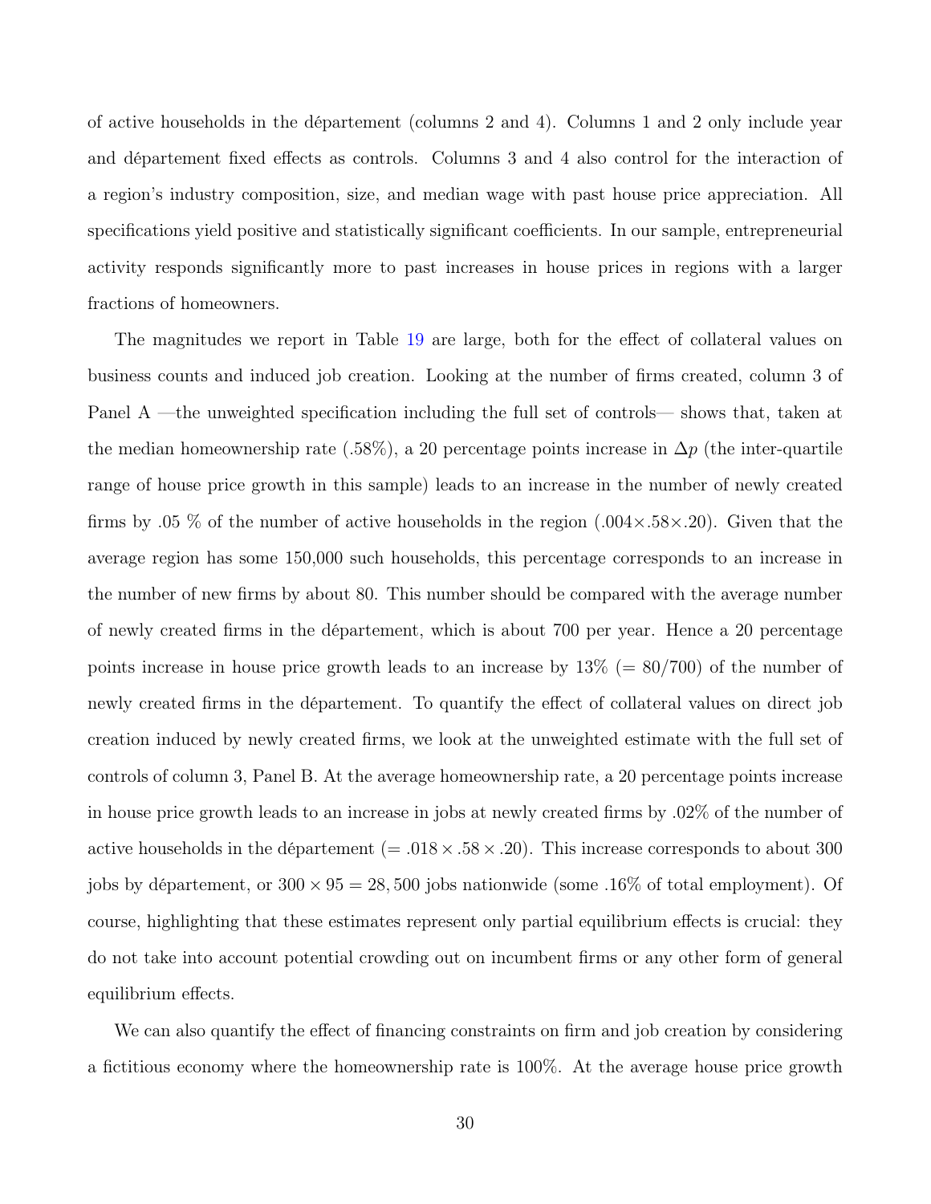of active households in the département (columns 2 and 4). Columns 1 and 2 only include year and département fixed effects as controls. Columns 3 and 4 also control for the interaction of a region's industry composition, size, and median wage with past house price appreciation. All specifications yield positive and statistically significant coefficients. In our sample, entrepreneurial activity responds significantly more to past increases in house prices in regions with a larger fractions of homeowners.

The magnitudes we report in Table 19 are large, both for the effect of collateral values on business counts and induced job creation. Looking at the number of firms created, column 3 of Panel A —the unweighted specification including the full set of controls— shows that, taken at the median homeownership rate (.58%), a 20 percentage points increase in $\Delta p$ (the inter-quartile range of house price growth in this sample) leads to an increase in the number of newly created firms by .05 % of the number of active households in the region ($.004 \times .58 \times .20$). Given that the average region has some 150,000 such households, this percentage corresponds to an increase in the number of new firms by about 80. This number should be compared with the average number of newly created firms in the département, which is about 700 per year. Hence a 20 percentage points increase in house price growth leads to an increase by 13% (= 80/700) of the number of newly created firms in the département. To quantify the effect of collateral values on direct job creation induced by newly created firms, we look at the unweighted estimate with the full set of controls of column 3, Panel B. At the average homeownership rate, a 20 percentage points increase in house price growth leads to an increase in jobs at newly created firms by .02% of the number of active households in the département ($= .018 \times .58 \times .20$). This increase corresponds to about 300 jobs by département, or $300 \times 95 = 28,500$ jobs nationwide (some .16% of total employment). Of course, highlighting that these estimates represent only partial equilibrium effects is crucial: they do not take into account potential crowding out on incumbent firms or any other form of general equilibrium effects.

We can also quantify the effect of financing constraints on firm and job creation by considering a fictitious economy where the homeownership rate is 100%. At the average house price growth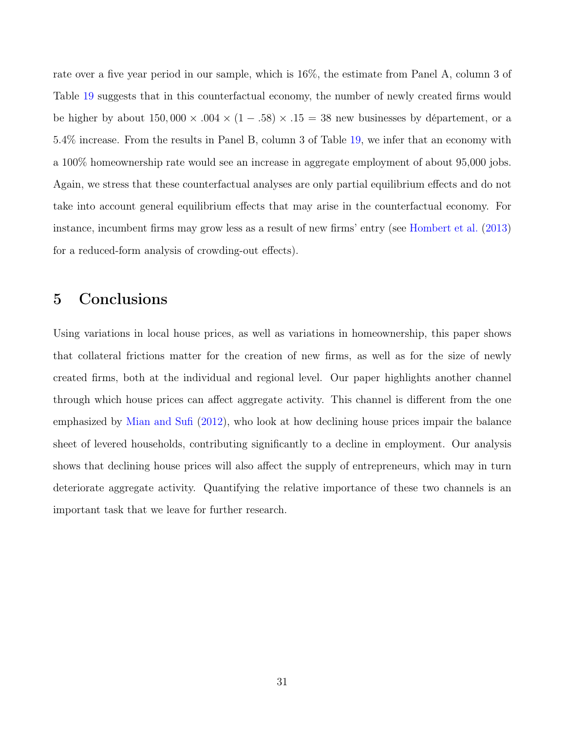rate over a five year period in our sample, which is 16%, the estimate from Panel A, column 3 of Table 19 suggests that in this counterfactual economy, the number of newly created firms would be higher by about $150,000 \times .004 \times (1 - .58) \times .15 = 38$ new businesses by département, or a 5.4% increase. From the results in Panel B, column 3 of Table 19, we infer that an economy with a 100% homeownership rate would see an increase in aggregate employment of about 95,000 jobs. Again, we stress that these counterfactual analyses are only partial equilibrium effects and do not take into account general equilibrium effects that may arise in the counterfactual economy. For instance, incumbent firms may grow less as a result of new firms' entry (see Hombert et al. (2013) for a reduced-form analysis of crowding-out effects).

## 5 Conclusions

Using variations in local house prices, as well as variations in homeownership, this paper shows that collateral frictions matter for the creation of new firms, as well as for the size of newly created firms, both at the individual and regional level. Our paper highlights another channel through which house prices can affect aggregate activity. This channel is different from the one emphasized by Mian and Sufi (2012), who look at how declining house prices impair the balance sheet of levered households, contributing significantly to a decline in employment. Our analysis shows that declining house prices will also affect the supply of entrepreneurs, which may in turn deteriorate aggregate activity. Quantifying the relative importance of these two channels is an important task that we leave for further research.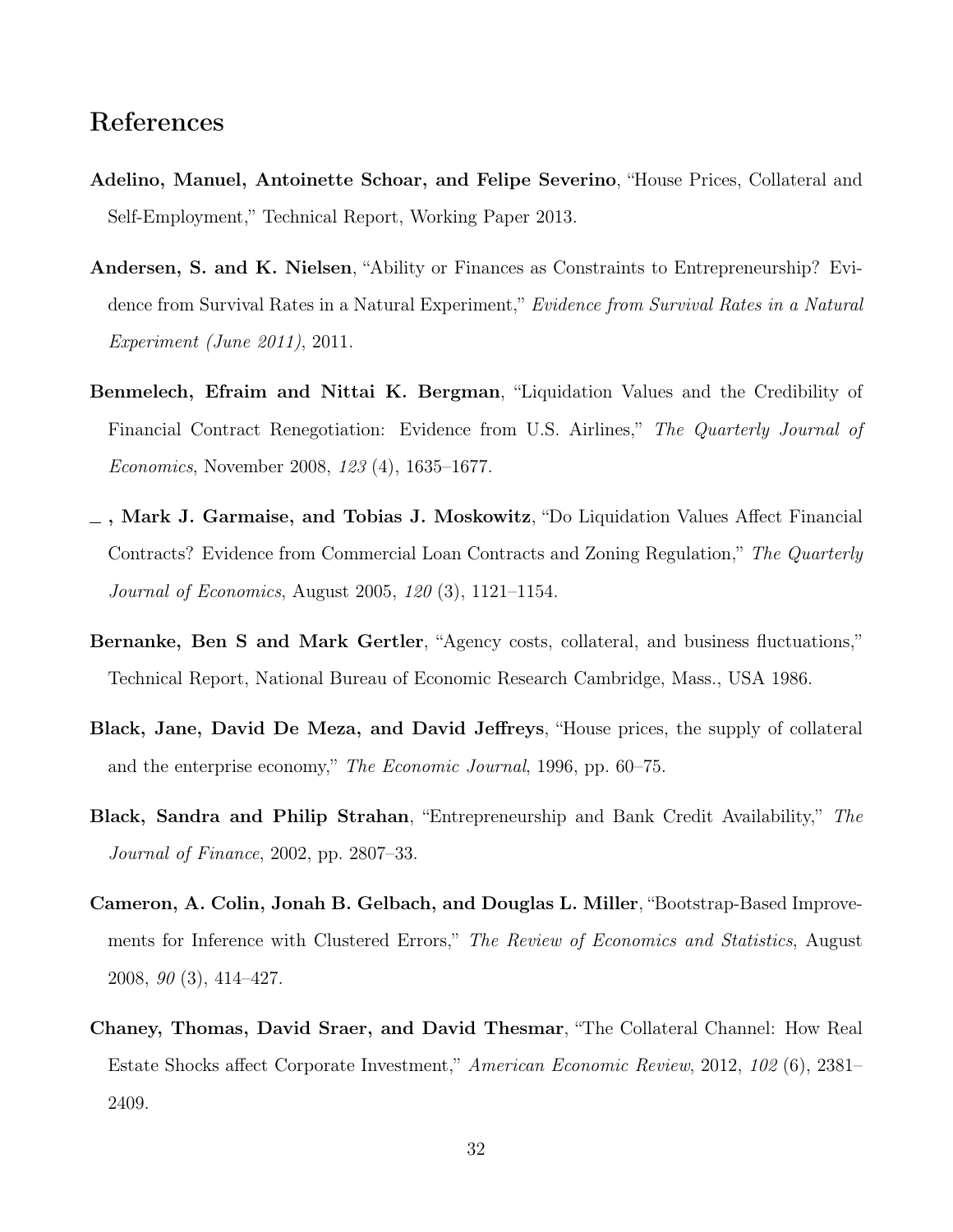# References

**Adelino, Manuel, Antoinette Schoar, and Felipe Severino**, "House Prices, Collateral and Self-Employment," Technical Report, Working Paper 2013.

**Andersen, S. and K. Nielsen**, "Ability or Finances as Constraints to Entrepreneurship? Evidence from Survival Rates in a Natural Experiment," *Evidence from Survival Rates in a Natural Experiment (June 2011)*, 2011.

**Benmelech, Efraim and Nittai K. Bergman**, "Liquidation Values and the Credibility of Financial Contract Renegotiation: Evidence from U.S. Airlines," *The Quarterly Journal of Economics*, November 2008, *123* (4), 1635–1677.

**_ , Mark J. Garmaise, and Tobias J. Moskowitz**, "Do Liquidation Values Affect Financial Contracts? Evidence from Commercial Loan Contracts and Zoning Regulation," *The Quarterly Journal of Economics*, August 2005, *120* (3), 1121–1154.

**Bernanke, Ben S and Mark Gertler**, "Agency costs, collateral, and business fluctuations," Technical Report, National Bureau of Economic Research Cambridge, Mass., USA 1986.

**Black, Jane, David De Meza, and David Jeffreys**, "House prices, the supply of collateral and the enterprise economy," *The Economic Journal*, 1996, pp. 60–75.

**Black, Sandra and Philip Strahan**, "Entrepreneurship and Bank Credit Availability," *The Journal of Finance*, 2002, pp. 2807–33.

**Cameron, A. Colin, Jonah B. Gelbach, and Douglas L. Miller**, "Bootstrap-Based Improvements for Inference with Clustered Errors," *The Review of Economics and Statistics*, August 2008, *90* (3), 414–427.

**Chaney, Thomas, David Sraer, and David Thesmar**, "The Collateral Channel: How Real Estate Shocks affect Corporate Investment," *American Economic Review*, 2012, *102* (6), 2381–2409.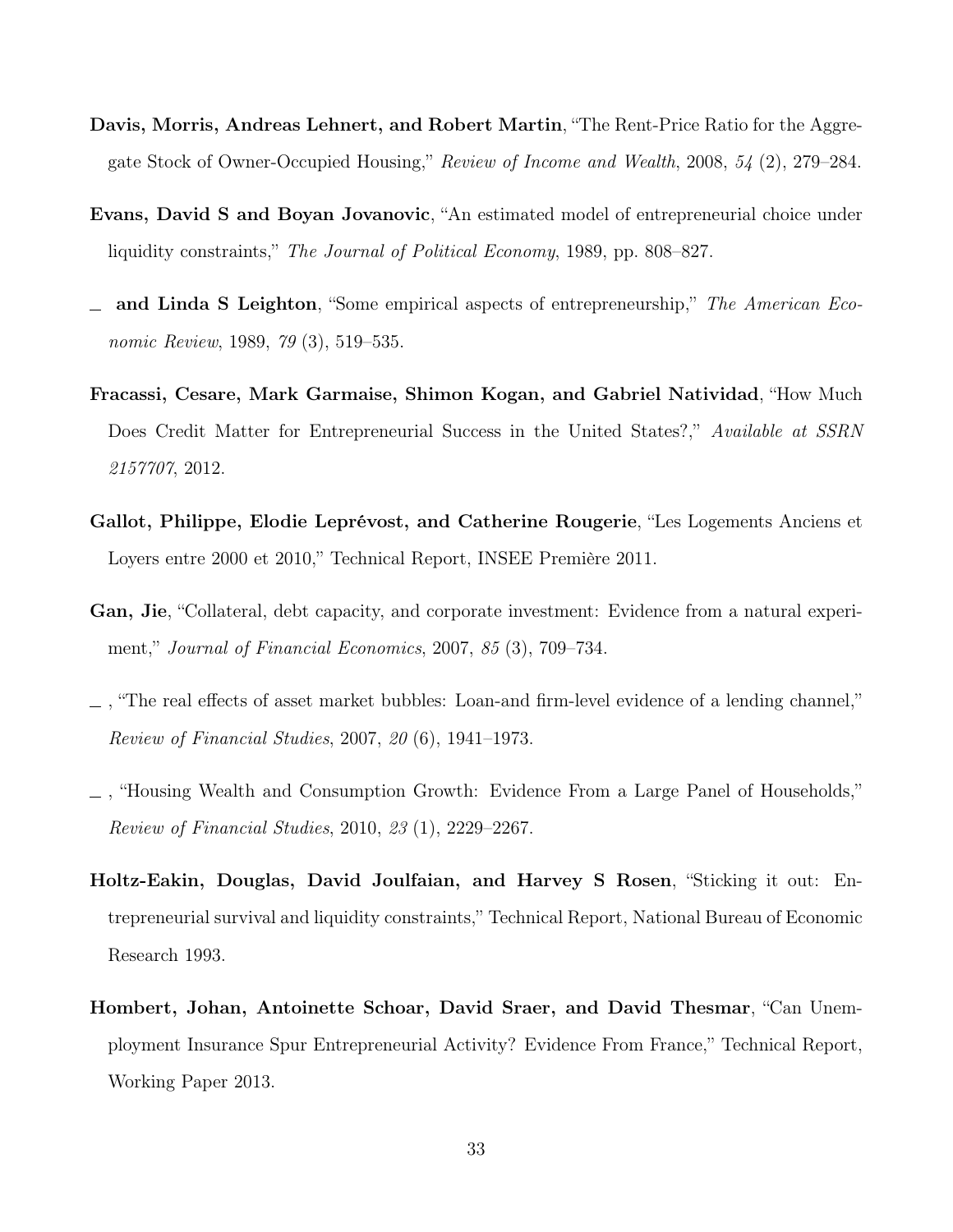**Davis, Morris, Andreas Lehnert, and Robert Martin**, "The Rent-Price Ratio for the Aggregate Stock of Owner-Occupied Housing," *Review of Income and Wealth*, 2008, *54* (2), 279–284.

**Evans, David S and Boyan Jovanovic**, "An estimated model of entrepreneurial choice under liquidity constraints," *The Journal of Political Economy*, 1989, pp. 808–827.

_ **and Linda S Leighton**, "Some empirical aspects of entrepreneurship," *The American Economic Review*, 1989, *79* (3), 519–535.

**Fracassi, Cesare, Mark Garmaise, Shimon Kogan, and Gabriel Natividad**, "How Much Does Credit Matter for Entrepreneurial Success in the United States?," *Available at SSRN 2157707*, 2012.

**Gallot, Philippe, Elodie Leprévost, and Catherine Rougerie**, "Les Logements Anciens et Loyers entre 2000 et 2010," Technical Report, INSEE Première 2011.

**Gan, Jie**, "Collateral, debt capacity, and corporate investment: Evidence from a natural experiment," *Journal of Financial Economics*, 2007, *85* (3), 709–734.

_ , "The real effects of asset market bubbles: Loan-and firm-level evidence of a lending channel," *Review of Financial Studies*, 2007, *20* (6), 1941–1973.

_ , "Housing Wealth and Consumption Growth: Evidence From a Large Panel of Households," *Review of Financial Studies*, 2010, *23* (1), 2229–2267.

**Holtz-Eakin, Douglas, David Joulfaian, and Harvey S Rosen**, "Sticking it out: Entrepreneurial survival and liquidity constraints," Technical Report, National Bureau of Economic Research 1993.

**Hombert, Johan, Antoinette Schoar, David Sraer, and David Thesmar**, "Can Unemployment Insurance Spur Entrepreneurial Activity? Evidence From France," Technical Report, Working Paper 2013.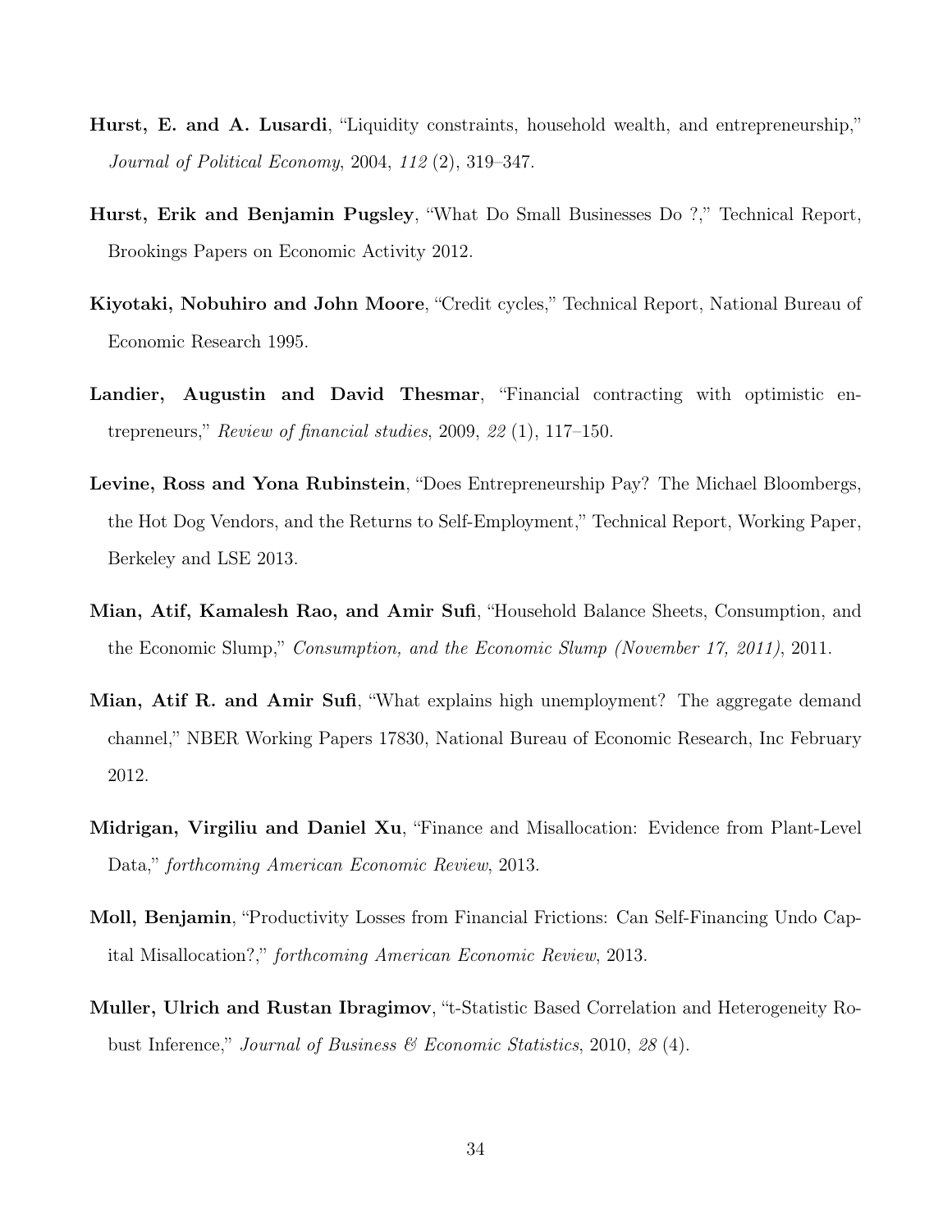**Hurst, E. and A. Lusardi**, "Liquidity constraints, household wealth, and entrepreneurship," *Journal of Political Economy*, 2004, *112* (2), 319–347.

**Hurst, Erik and Benjamin Pugsley**, "What Do Small Businesses Do ?," Technical Report, Brookings Papers on Economic Activity 2012.

**Kiyotaki, Nobuhiro and John Moore**, "Credit cycles," Technical Report, National Bureau of Economic Research 1995.

**Landier, Augustin and David Thesmar**, "Financial contracting with optimistic entrepreneurs," *Review of financial studies*, 2009, *22* (1), 117–150.

**Levine, Ross and Yona Rubinstein**, "Does Entrepreneurship Pay? The Michael Bloombergs, the Hot Dog Vendors, and the Returns to Self-Employment," Technical Report, Working Paper, Berkeley and LSE 2013.

**Mian, Atif, Kamalesh Rao, and Amir Sufi**, "Household Balance Sheets, Consumption, and the Economic Slump," *Consumption, and the Economic Slump (November 17, 2011)*, 2011.

**Mian, Atif R. and Amir Sufi**, "What explains high unemployment? The aggregate demand channel," NBER Working Papers 17830, National Bureau of Economic Research, Inc February 2012.

**Midrigan, Virgiliu and Daniel Xu**, "Finance and Misallocation: Evidence from Plant-Level Data," *forthcoming American Economic Review*, 2013.

**Moll, Benjamin**, "Productivity Losses from Financial Frictions: Can Self-Financing Undo Capital Misallocation?," *forthcoming American Economic Review*, 2013.

**Muller, Ulrich and Rustan Ibragimov**, "t-Statistic Based Correlation and Heterogeneity Robust Inference," *Journal of Business & Economic Statistics*, 2010, *28* (4).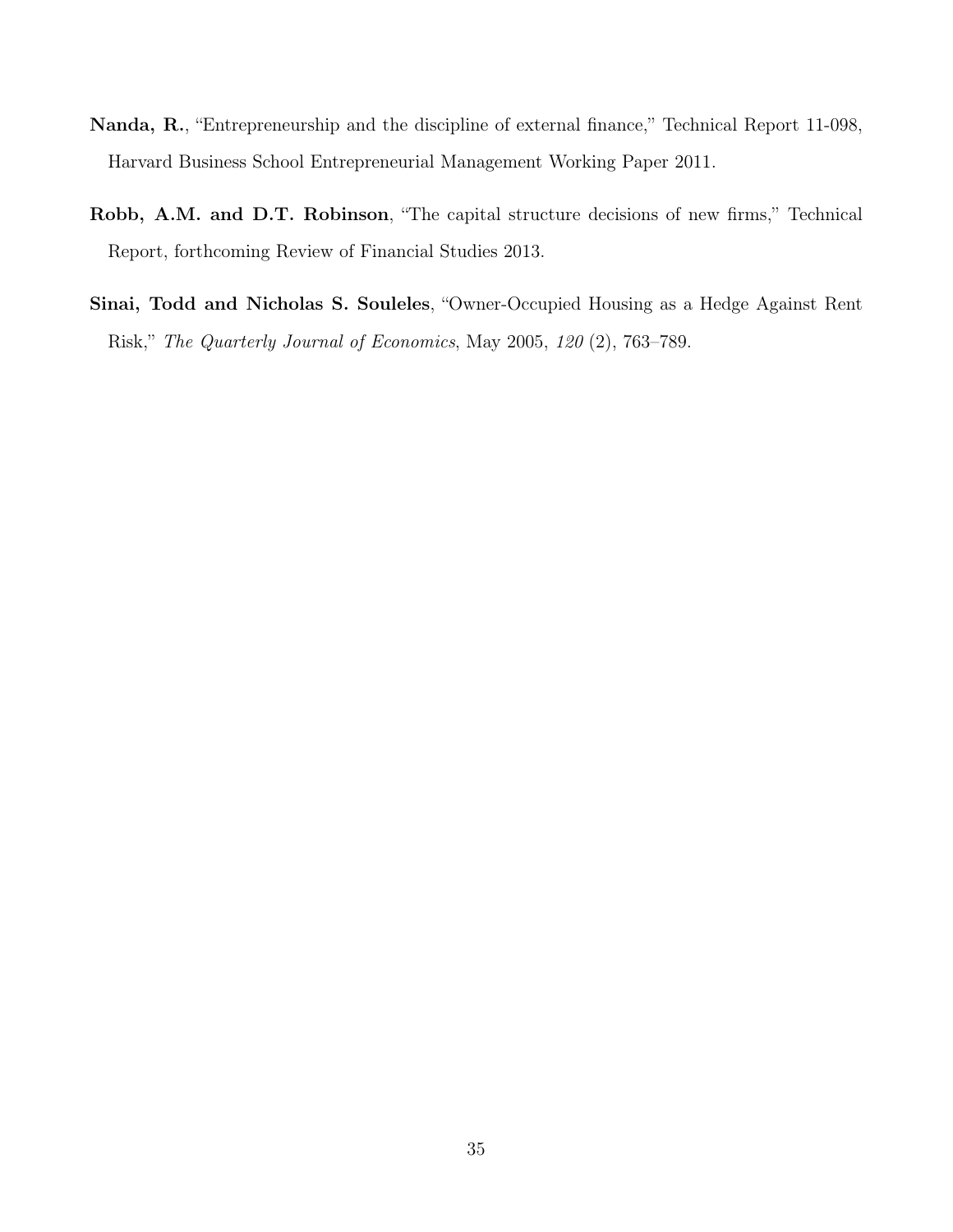**Nanda, R.**, "Entrepreneurship and the discipline of external finance," Technical Report 11-098, Harvard Business School Entrepreneurial Management Working Paper 2011.

**Robb, A.M. and D.T. Robinson**, "The capital structure decisions of new firms," Technical Report, forthcoming Review of Financial Studies 2013.

**Sinai, Todd and Nicholas S. Souleles**, "Owner-Occupied Housing as a Hedge Against Rent Risk," *The Quarterly Journal of Economics*, May 2005, *120* (2), 763–789.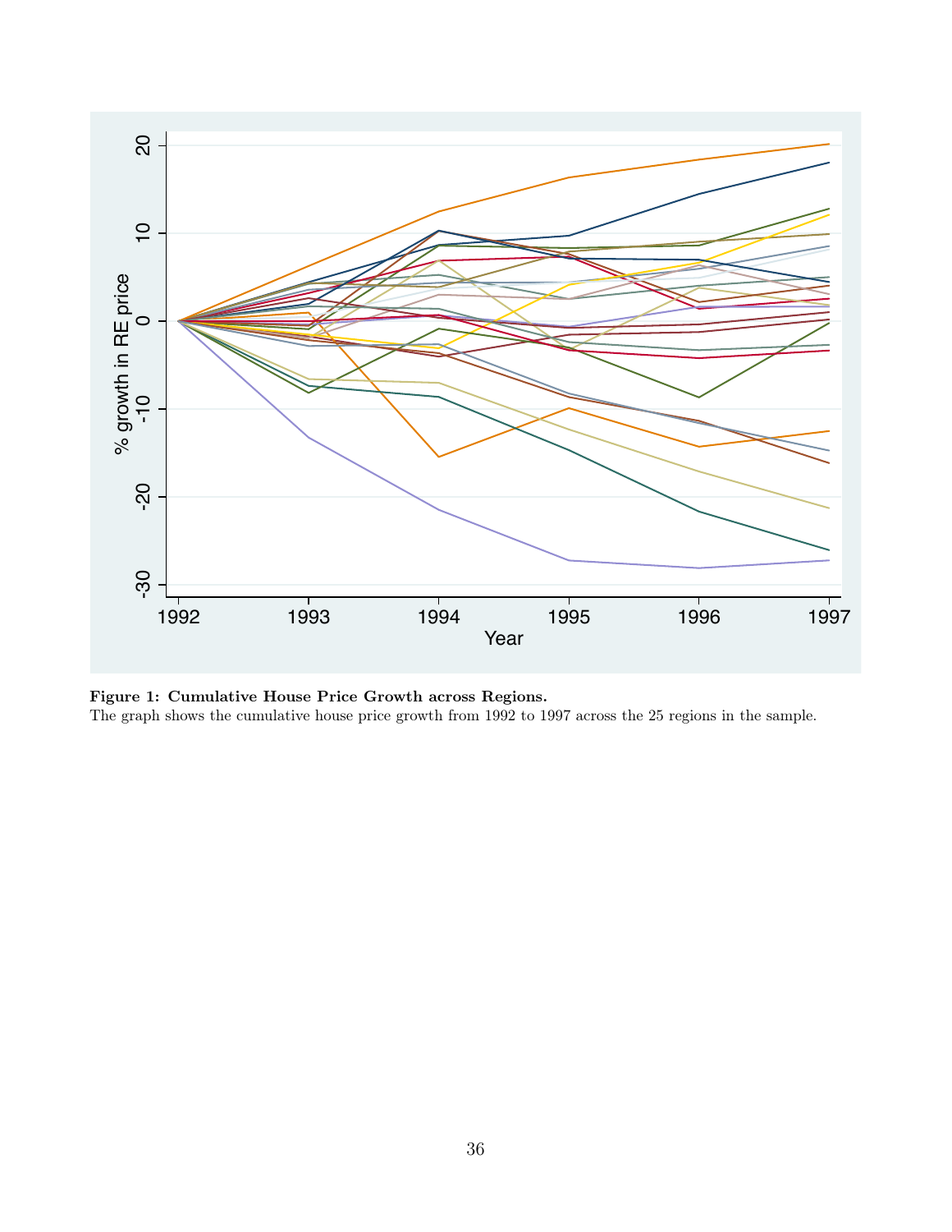**Figure 1: Cumulative House Price Growth across Regions.**
The graph shows the cumulative house price growth from 1992 to 1997 across the 25 regions in the sample.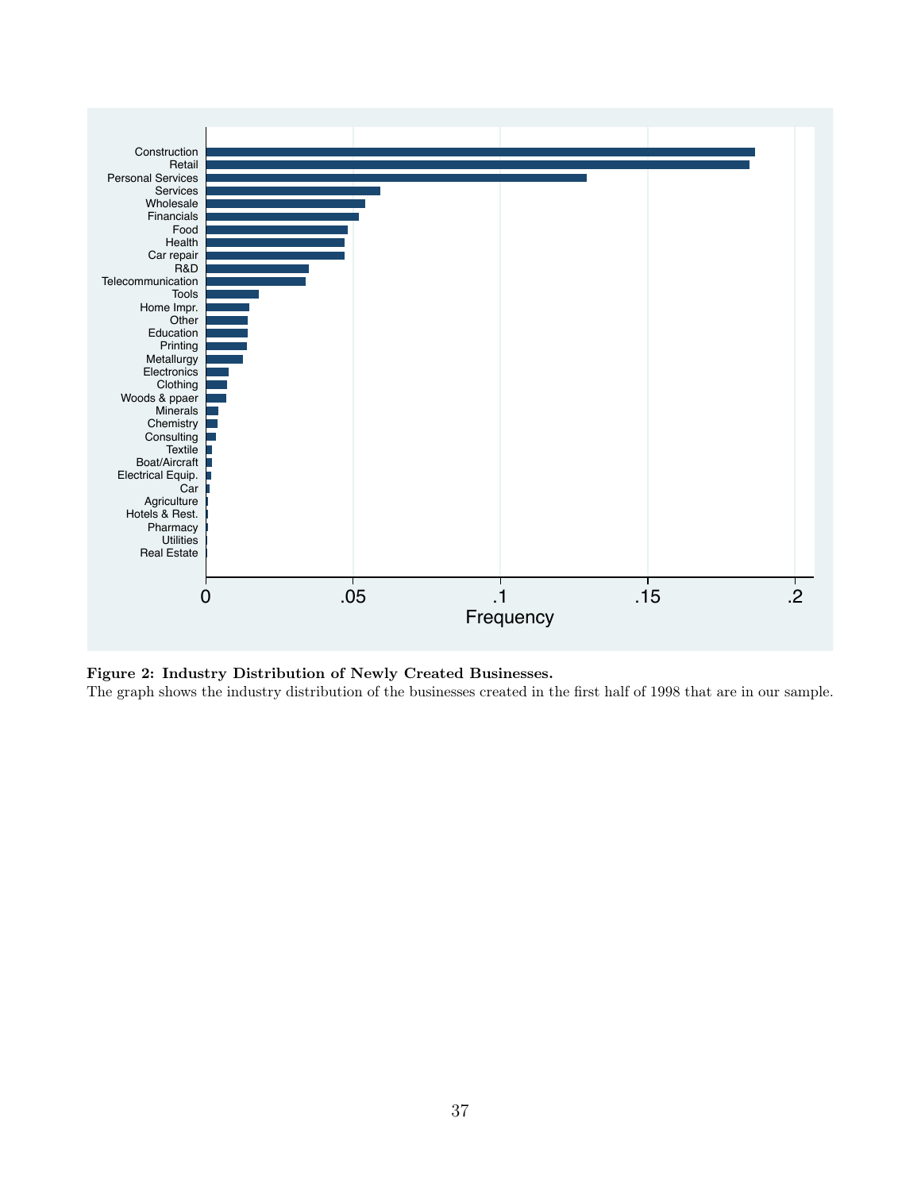**Figure 2: Industry Distribution of Newly Created Businesses.**
The graph shows the industry distribution of the businesses created in the first half of 1998 that are in our sample.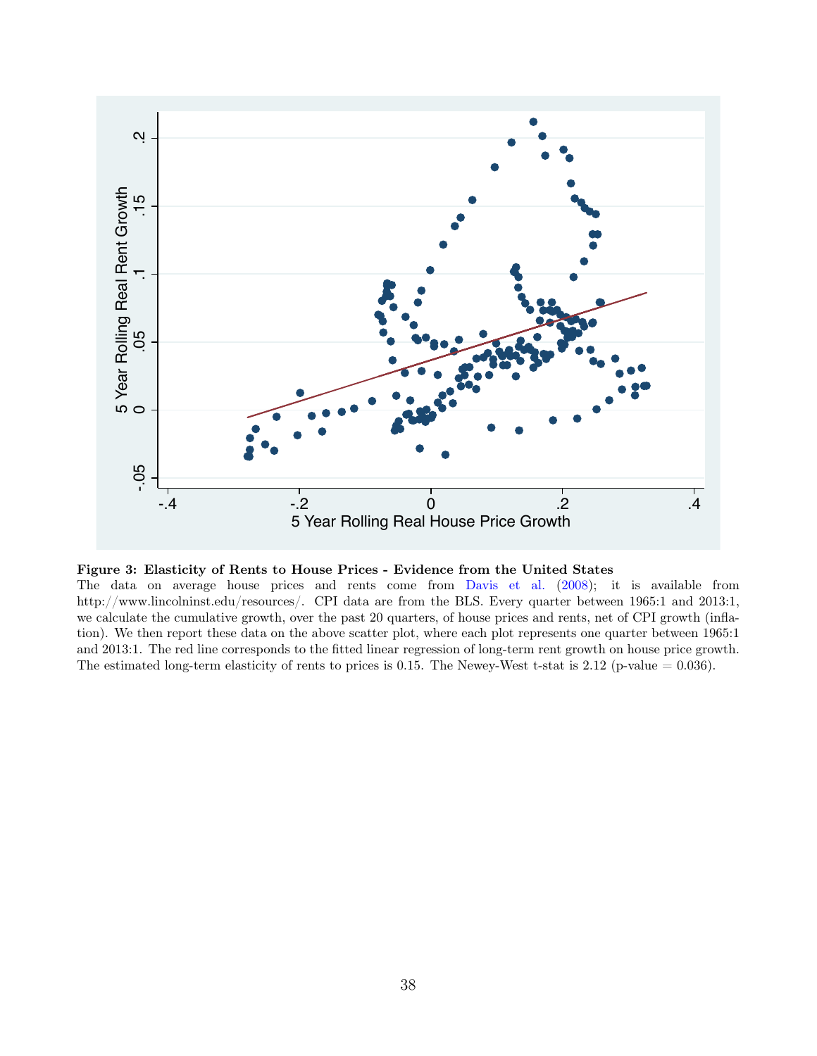**Figure 3: Elasticity of Rents to House Prices - Evidence from the United States**
The data on average house prices and rents come from Davis et al. (2008); it is available from http://www.lincolninst.edu/resources/. CPI data are from the BLS. Every quarter between 1965:1 and 2013:1, we calculate the cumulative growth, over the past 20 quarters, of house prices and rents, net of CPI growth (inflation). We then report these data on the above scatter plot, where each plot represents one quarter between 1965:1 and 2013:1. The red line corresponds to the fitted linear regression of long-term rent growth on house price growth. The estimated long-term elasticity of rents to prices is 0.15. The Newey-West t-stat is 2.12 (p-value = 0.036).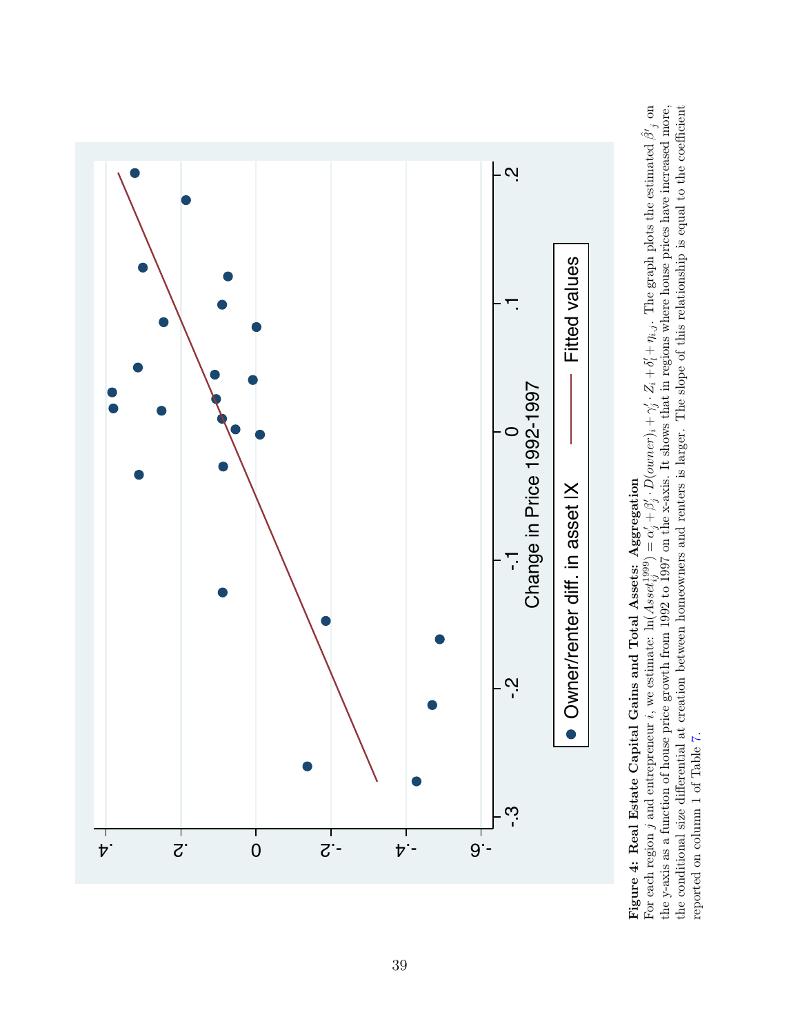**Figure 4: Real Estate Capital Gains and Total Assets: Aggregation**
For each region $j$ and entrepreneur $i$, we estimate: $\ln(Asset_{ij}^{1999}) = \alpha'_j + \beta'_j \cdot D(owner)_i + \gamma'_j \cdot Z_i + \delta'_i + \eta_{i,j}$. The graph plots the estimated $\hat{\beta}'_j$ on the y-axis as a function of house price growth from 1992 to 1997 on the x-axis. It shows that in regions where house prices have increased more, the conditional size differential at creation between homeowners and renters is larger. The slope of this relationship is equal to the coefficient reported on column 1 of Table 7.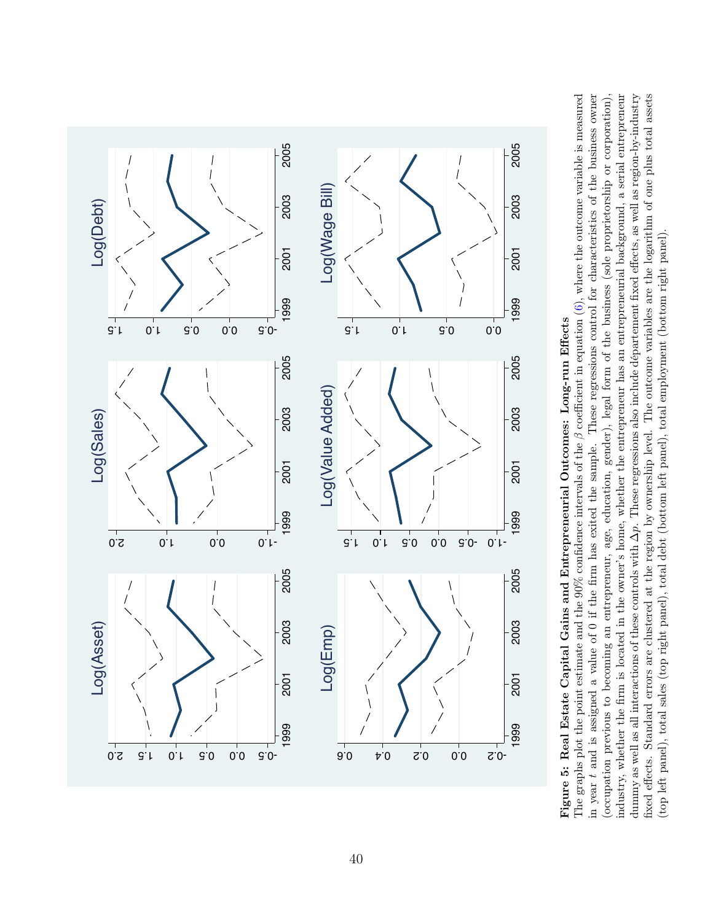Log(Asset)

Log(Sales)

Log(Debt)

Log(Emp)

Log(Value Added)

Log(Wage Bill)

**Figure 5: Real Estate Capital Gains and Entrepreneurial Outcomes: Long-run Effects**
The graphs plot the point estimate and the 90% confidence intervals of the $\beta$ coefficient in equation (6), where the outcome variable is measured in year $t$ and is assigned a value of 0 if the firm has exited the sample. These regressions control for characteristics of the business owner (occupation previous to becoming an entrepreneur, age, education, gender), legal form of the business (sole proprietorship or corporation), industry, whether the firm is located in the owner's home, whether the entrepreneur has an entrepreneurial background, a serial entrepreneur dummy as well as all interactions of these controls with $\Delta p$. These regressions also include département fixed effects, as well as region-by-industry fixed effects. Standard errors are clustered at the region by ownership level. The outcome variables are the logarithm of one plus total assets (top left panel), total sales (top right panel), total debt (bottom left panel), total employment (bottom right panel).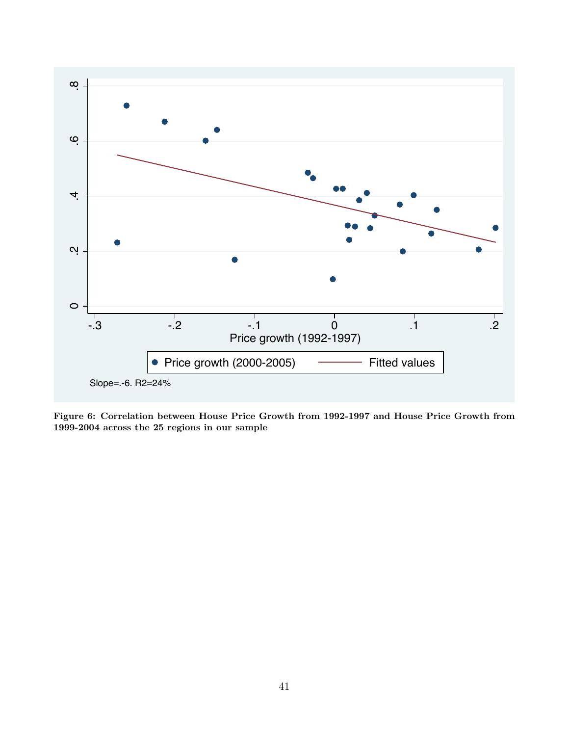Figure 6: Correlation between House Price Growth from 1992-1997 and House Price Growth from 1999-2004 across the 25 regions in our sample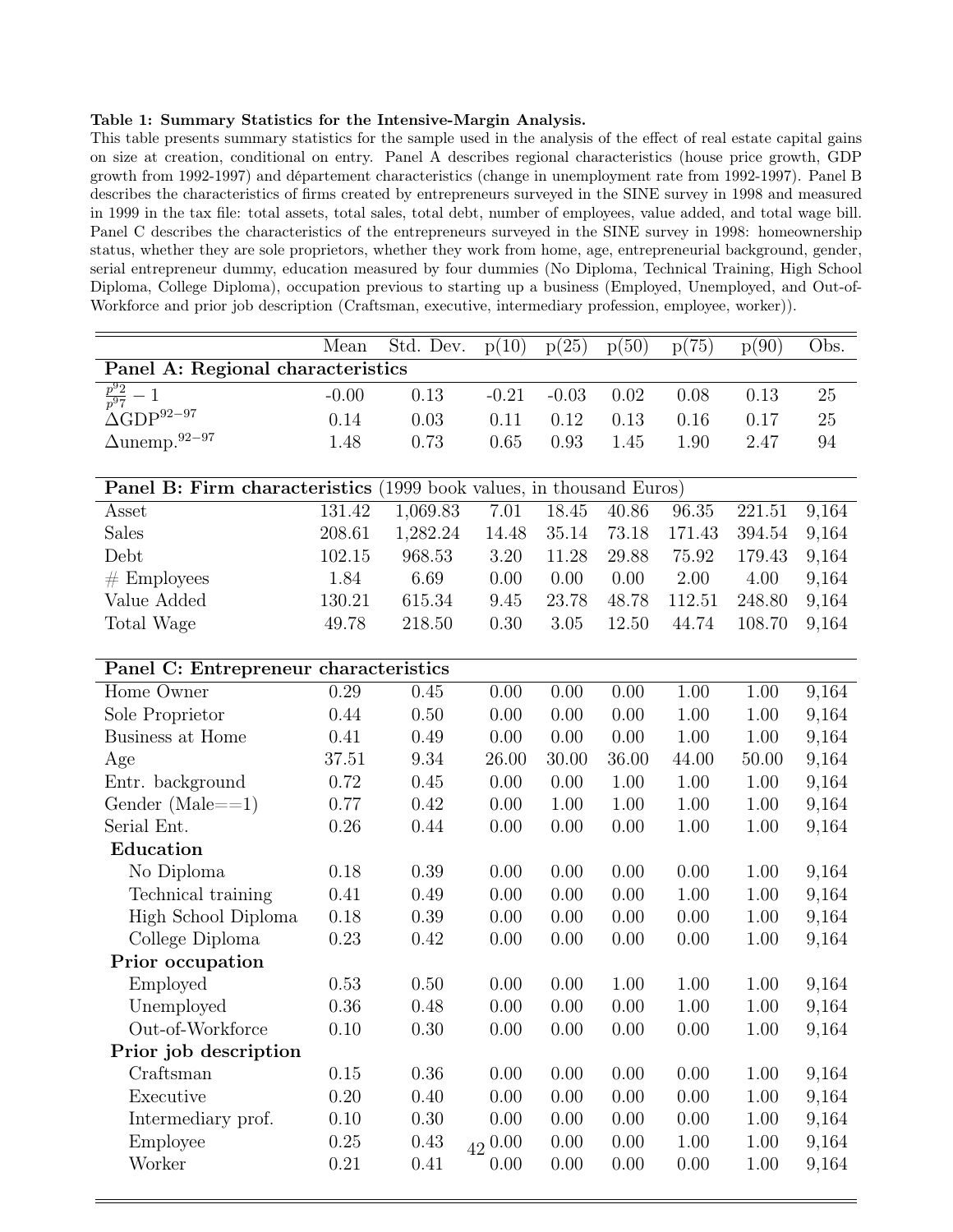**Table 1: Summary Statistics for the Intensive-Margin Analysis.**

This table presents summary statistics for the sample used in the analysis of the effect of real estate capital gains on size at creation, conditional on entry. Panel A describes regional characteristics (house price growth, GDP growth from 1992-1997) and département characteristics (change in unemployment rate from 1992-1997). Panel B describes the characteristics of firms created by entrepreneurs surveyed in the SINE survey in 1998 and measured in 1999 in the tax file: total assets, total sales, total debt, number of employees, value added, and total wage bill. Panel C describes the characteristics of the entrepreneurs surveyed in the SINE survey in 1998: homeownership status, whether they are sole proprietors, whether they work from home, age, entrepreneurial background, gender, serial entrepreneur dummy, education measured by four dummies (No Diploma, Technical Training, High School Diploma, College Diploma), occupation previous to starting up a business (Employed, Unemployed, and Out-of-Workforce and prior job description (Craftsman, executive, intermediary profession, employee, worker)).

| | Mean | Std. Dev. | p(10) | p(25) | p(50) | p(75) | p(90) | Obs. |
|---|---|---|---|---|---|---|---|---|
| **Panel A: Regional characteristics** | | | | | | | | |
| $\frac{p^{92}}{p^{97}} - 1$ | -0.00 | 0.13 | -0.21 | -0.03 | 0.02 | 0.08 | 0.13 | 25 |
| $\Delta \text{GDP}^{92-97}$ | 0.14 | 0.03 | 0.11 | 0.12 | 0.13 | 0.16 | 0.17 | 25 |
| $\Delta \text{unemp.}^{92-97}$ | 1.48 | 0.73 | 0.65 | 0.93 | 1.45 | 1.90 | 2.47 | 94 |
| **Panel B: Firm characteristics** (1999 book values, in thousand Euros) | | | | | | | | |
| Asset | 131.42 | 1,069.83 | 7.01 | 18.45 | 40.86 | 96.35 | 221.51 | 9,164 |
| Sales | 208.61 | 1,282.24 | 14.48 | 35.14 | 73.18 | 171.43 | 394.54 | 9,164 |
| Debt | 102.15 | 968.53 | 3.20 | 11.28 | 29.88 | 75.92 | 179.43 | 9,164 |
| # Employees | 1.84 | 6.69 | 0.00 | 0.00 | 0.00 | 2.00 | 4.00 | 9,164 |
| Value Added | 130.21 | 615.34 | 9.45 | 23.78 | 48.78 | 112.51 | 248.80 | 9,164 |
| Total Wage | 49.78 | 218.50 | 0.30 | 3.05 | 12.50 | 44.74 | 108.70 | 9,164 |
| **Panel C: Entrepreneur characteristics** | | | | | | | | |
| Home Owner | 0.29 | 0.45 | 0.00 | 0.00 | 0.00 | 1.00 | 1.00 | 9,164 |
| Sole Proprietor | 0.44 | 0.50 | 0.00 | 0.00 | 0.00 | 1.00 | 1.00 | 9,164 |
| Business at Home | 0.41 | 0.49 | 0.00 | 0.00 | 0.00 | 1.00 | 1.00 | 9,164 |
| Age | 37.51 | 9.34 | 26.00 | 30.00 | 36.00 | 44.00 | 50.00 | 9,164 |
| Entr. background | 0.72 | 0.45 | 0.00 | 0.00 | 1.00 | 1.00 | 1.00 | 9,164 |
| Gender (Male==1) | 0.77 | 0.42 | 0.00 | 1.00 | 1.00 | 1.00 | 1.00 | 9,164 |
| Serial Ent. | 0.26 | 0.44 | 0.00 | 0.00 | 0.00 | 1.00 | 1.00 | 9,164 |
| **Education** | | | | | | | | |
| No Diploma | 0.18 | 0.39 | 0.00 | 0.00 | 0.00 | 0.00 | 1.00 | 9,164 |
| Technical training | 0.41 | 0.49 | 0.00 | 0.00 | 0.00 | 1.00 | 1.00 | 9,164 |
| High School Diploma | 0.18 | 0.39 | 0.00 | 0.00 | 0.00 | 0.00 | 1.00 | 9,164 |
| College Diploma | 0.23 | 0.42 | 0.00 | 0.00 | 0.00 | 0.00 | 1.00 | 9,164 |
| **Prior occupation** | | | | | | | | |
| Employed | 0.53 | 0.50 | 0.00 | 0.00 | 1.00 | 1.00 | 1.00 | 9,164 |
| Unemployed | 0.36 | 0.48 | 0.00 | 0.00 | 0.00 | 1.00 | 1.00 | 9,164 |
| Out-of-Workforce | 0.10 | 0.30 | 0.00 | 0.00 | 0.00 | 0.00 | 1.00 | 9,164 |
| **Prior job description** | | | | | | | | |
| Craftsman | 0.15 | 0.36 | 0.00 | 0.00 | 0.00 | 0.00 | 1.00 | 9,164 |
| Executive | 0.20 | 0.40 | 0.00 | 0.00 | 0.00 | 0.00 | 1.00 | 9,164 |
| Intermediary prof. | 0.10 | 0.30 | 0.00 | 0.00 | 0.00 | 0.00 | 1.00 | 9,164 |
| Employee | 0.25 | 0.43 | 0.00 | 0.00 | 0.00 | 1.00 | 1.00 | 9,164 |
| Worker | 0.21 | 0.41 | 0.00 | 0.00 | 0.00 | 0.00 | 1.00 | 9,164 |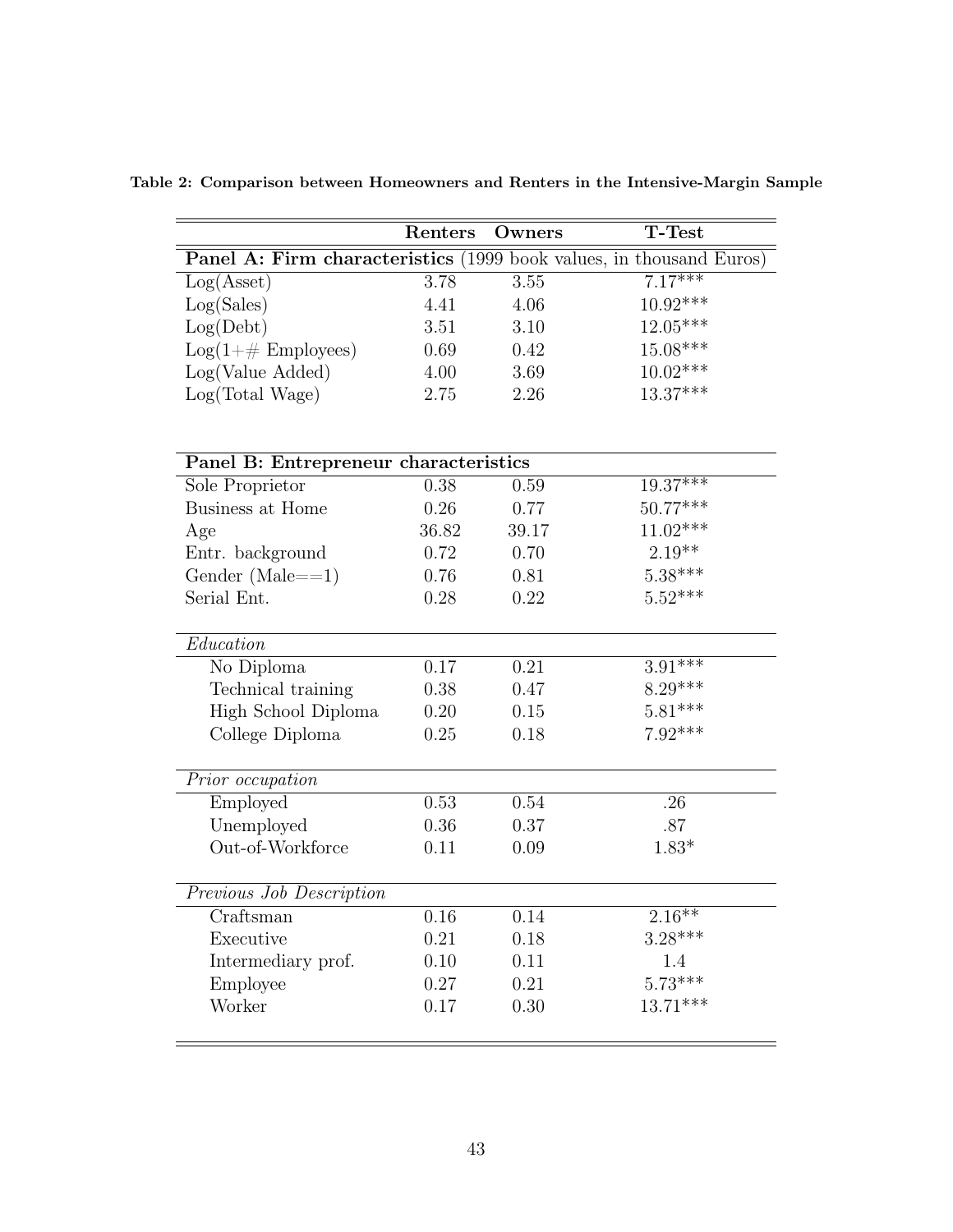**Table 2: Comparison between Homeowners and Renters in the Intensive-Margin Sample**

| | Renters | Owners | T-Test |
|---|---|---|---|
| **Panel A: Firm characteristics** (1999 book values, in thousand Euros) | | | |
| Log(Asset) | 3.78 | 3.55 | 7.17*** |
| Log(Sales) | 4.41 | 4.06 | 10.92*** |
| Log(Debt) | 3.51 | 3.10 | 12.05*** |
| Log(1+# Employees) | 0.69 | 0.42 | 15.08*** |
| Log(Value Added) | 4.00 | 3.69 | 10.02*** |
| Log(Total Wage) | 2.75 | 2.26 | 13.37*** |
| **Panel B: Entrepreneur characteristics** | | | |
| Sole Proprietor | 0.38 | 0.59 | 19.37*** |
| Business at Home | 0.26 | 0.77 | 50.77*** |
| Age | 36.82 | 39.17 | 11.02*** |
| Entr. background | 0.72 | 0.70 | 2.19** |
| Gender (Male==1) | 0.76 | 0.81 | 5.38*** |
| Serial Ent. | 0.28 | 0.22 | 5.52*** |
| *Education* | | | |
| No Diploma | 0.17 | 0.21 | 3.91*** |
| Technical training | 0.38 | 0.47 | 8.29*** |
| High School Diploma | 0.20 | 0.15 | 5.81*** |
| College Diploma | 0.25 | 0.18 | 7.92*** |
| *Prior occupation* | | | |
| Employed | 0.53 | 0.54 | .26 |
| Unemployed | 0.36 | 0.37 | .87 |
| Out-of-Workforce | 0.11 | 0.09 | 1.83* |
| *Previous Job Description* | | | |
| Craftsman | 0.16 | 0.14 | 2.16** |
| Executive | 0.21 | 0.18 | 3.28*** |
| Intermediary prof. | 0.10 | 0.11 | 1.4 |
| Employee | 0.27 | 0.21 | 5.73*** |
| Worker | 0.17 | 0.30 | 13.71*** |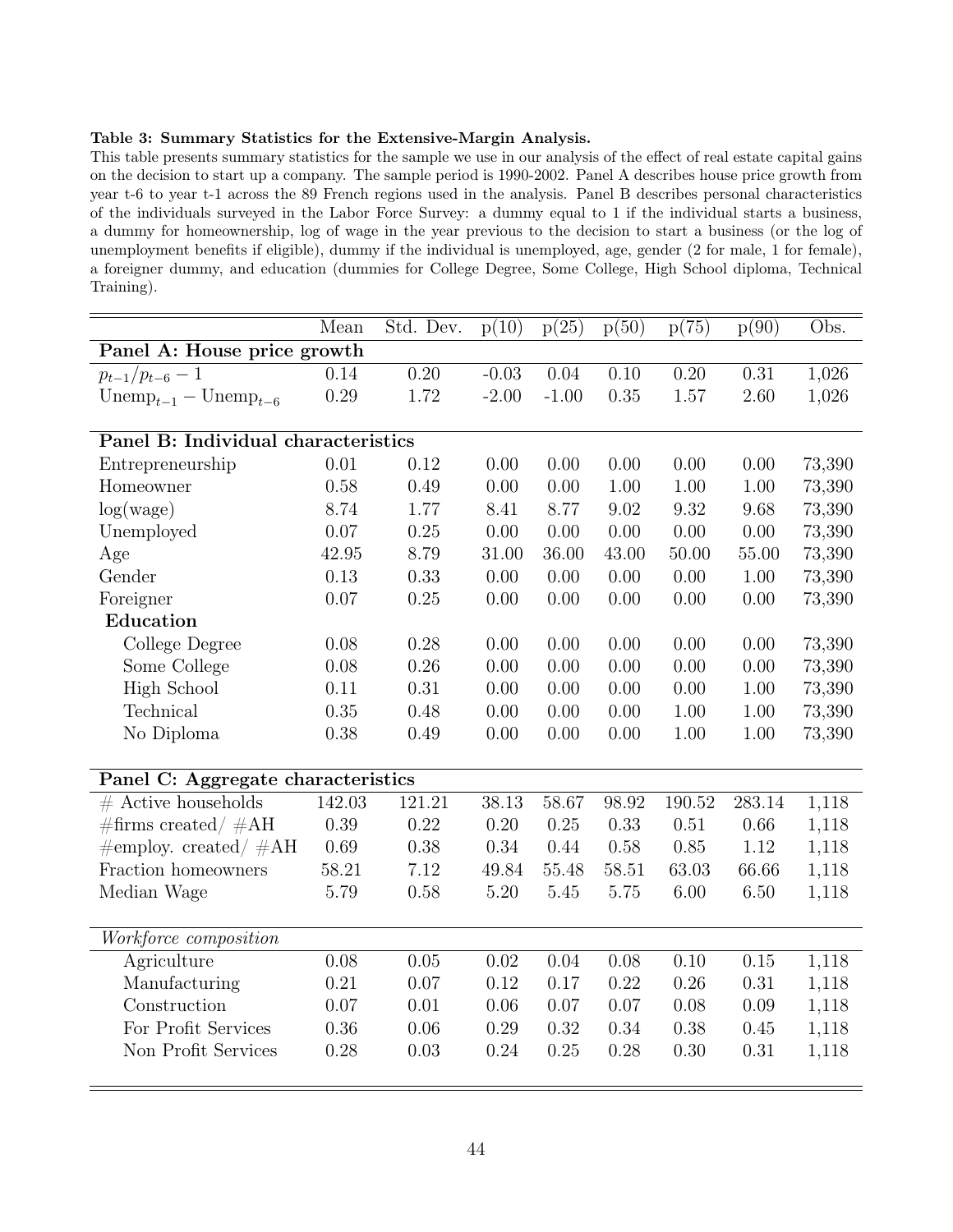**Table 3: Summary Statistics for the Extensive-Margin Analysis.**

This table presents summary statistics for the sample we use in our analysis of the effect of real estate capital gains on the decision to start up a company. The sample period is 1990-2002. Panel A describes house price growth from year t-6 to year t-1 across the 89 French regions used in the analysis. Panel B describes personal characteristics of the individuals surveyed in the Labor Force Survey: a dummy equal to 1 if the individual starts a business, a dummy for homeownership, log of wage in the year previous to the decision to start a business (or the log of unemployment benefits if eligible), dummy if the individual is unemployed, age, gender (2 for male, 1 for female), a foreigner dummy, and education (dummies for College Degree, Some College, High School diploma, Technical Training).

| | Mean | Std. Dev. | p(10) | p(25) | p(50) | p(75) | p(90) | Obs. |
|---|---|---|---|---|---|---|---|---|
| **Panel A: House price growth** | | | | | | | | |
| $p_{t-1}/p_{t-6} - 1$ | 0.14 | 0.20 | -0.03 | 0.04 | 0.10 | 0.20 | 0.31 | 1,026 |
| $\text{Unemp}_{t-1} - \text{Unemp}_{t-6}$ | 0.29 | 1.72 | -2.00 | -1.00 | 0.35 | 1.57 | 2.60 | 1,026 |
| **Panel B: Individual characteristics** | | | | | | | | |
| Entrepreneurship | 0.01 | 0.12 | 0.00 | 0.00 | 0.00 | 0.00 | 0.00 | 73,390 |
| Homeowner | 0.58 | 0.49 | 0.00 | 0.00 | 1.00 | 1.00 | 1.00 | 73,390 |
| log(wage) | 8.74 | 1.77 | 8.41 | 8.77 | 9.02 | 9.32 | 9.68 | 73,390 |
| Unemployed | 0.07 | 0.25 | 0.00 | 0.00 | 0.00 | 0.00 | 0.00 | 73,390 |
| Age | 42.95 | 8.79 | 31.00 | 36.00 | 43.00 | 50.00 | 55.00 | 73,390 |
| Gender | 0.13 | 0.33 | 0.00 | 0.00 | 0.00 | 0.00 | 1.00 | 73,390 |
| Foreigner | 0.07 | 0.25 | 0.00 | 0.00 | 0.00 | 0.00 | 0.00 | 73,390 |
| **Education** | | | | | | | | |
| College Degree | 0.08 | 0.28 | 0.00 | 0.00 | 0.00 | 0.00 | 0.00 | 73,390 |
| Some College | 0.08 | 0.26 | 0.00 | 0.00 | 0.00 | 0.00 | 0.00 | 73,390 |
| High School | 0.11 | 0.31 | 0.00 | 0.00 | 0.00 | 0.00 | 1.00 | 73,390 |
| Technical | 0.35 | 0.48 | 0.00 | 0.00 | 0.00 | 1.00 | 1.00 | 73,390 |
| No Diploma | 0.38 | 0.49 | 0.00 | 0.00 | 0.00 | 1.00 | 1.00 | 73,390 |
| **Panel C: Aggregate characteristics** | | | | | | | | |
| # Active households | 142.03 | 121.21 | 38.13 | 58.67 | 98.92 | 190.52 | 283.14 | 1,118 |
| #firms created/ #AH | 0.39 | 0.22 | 0.20 | 0.25 | 0.33 | 0.51 | 0.66 | 1,118 |
| #employ. created/ #AH | 0.69 | 0.38 | 0.34 | 0.44 | 0.58 | 0.85 | 1.12 | 1,118 |
| Fraction homeowners | 58.21 | 7.12 | 49.84 | 55.48 | 58.51 | 63.03 | 66.66 | 1,118 |
| Median Wage | 5.79 | 0.58 | 5.20 | 5.45 | 5.75 | 6.00 | 6.50 | 1,118 |
| *Workforce composition* | | | | | | | | |
| Agriculture | 0.08 | 0.05 | 0.02 | 0.04 | 0.08 | 0.10 | 0.15 | 1,118 |
| Manufacturing | 0.21 | 0.07 | 0.12 | 0.17 | 0.22 | 0.26 | 0.31 | 1,118 |
| Construction | 0.07 | 0.01 | 0.06 | 0.07 | 0.07 | 0.08 | 0.09 | 1,118 |
| For Profit Services | 0.36 | 0.06 | 0.29 | 0.32 | 0.34 | 0.38 | 0.45 | 1,118 |
| Non Profit Services | 0.28 | 0.03 | 0.24 | 0.25 | 0.28 | 0.30 | 0.31 | 1,118 |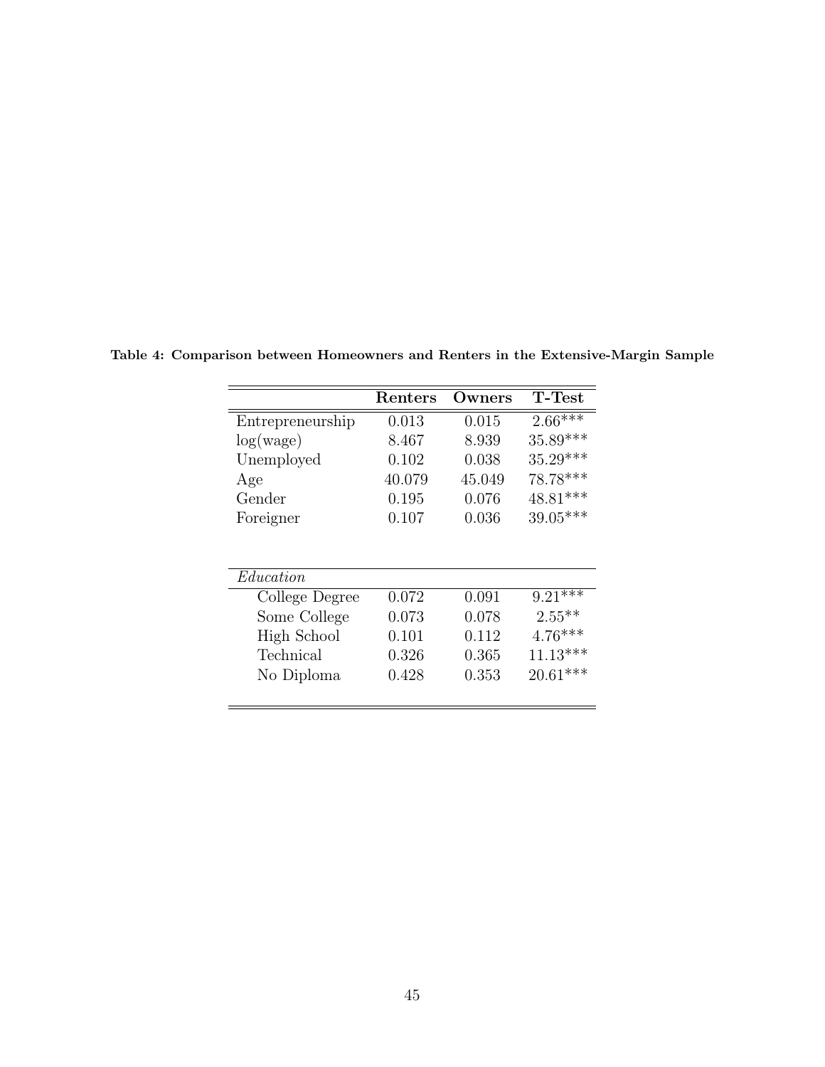**Table 4: Comparison between Homeowners and Renters in the Extensive-Margin Sample**

| | **Renters** | **Owners** | **T-Test** |
|---|---|---|---|
| Entrepreneurship | 0.013 | 0.015 | 2.66*** |
| log(wage) | 8.467 | 8.939 | 35.89*** |
| Unemployed | 0.102 | 0.038 | 35.29*** |
| Age | 40.079 | 45.049 | 78.78*** |
| Gender | 0.195 | 0.076 | 48.81*** |
| Foreigner | 0.107 | 0.036 | 39.05*** |
| *Education* | | | |
| College Degree | 0.072 | 0.091 | 9.21*** |
| Some College | 0.073 | 0.078 | 2.55** |
| High School | 0.101 | 0.112 | 4.76*** |
| Technical | 0.326 | 0.365 | 11.13*** |
| No Diploma | 0.428 | 0.353 | 20.61*** |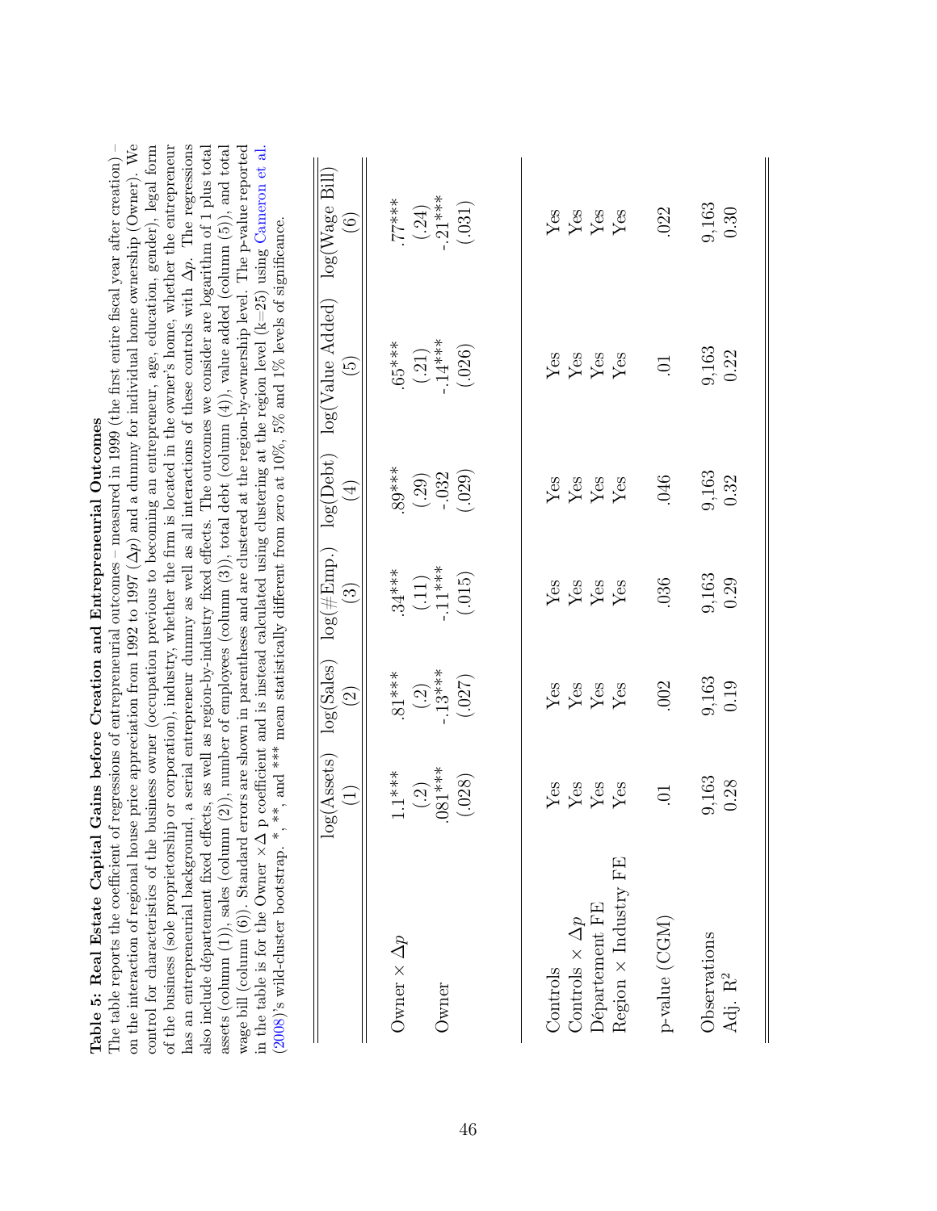**Table 5: Real Estate Capital Gains before Creation and Entrepreneurial Outcomes**

The table reports the coefficient of regressions of entrepreneurial outcomes – measured in 1999 (the first entire fiscal year after creation) – on the interaction of regional house price appreciation from 1992 to 1997 ($\Delta p$) and a dummy for individual home ownership (Owner). We control for characteristics of the business owner (occupation previous to becoming an entrepreneur, age, education, gender), legal form of the business (sole proprietorship or corporation), industry, whether the firm is located in the owner's home, whether the entrepreneur has an entrepreneurial background, a serial entrepreneur dummy as well as all interactions of these controls with $\Delta p$. The regressions also include département fixed effects, as well as region-by-industry fixed effects. The outcomes we consider are logarithm of 1 plus total assets (column (1)), sales (column (2)), number of employees (column (3)), total debt (column (4)), value added (column (5)), and total wage bill (column (6)). Standard errors are shown in parentheses and are clustered at the region-by-ownership level. The p-value reported in the table is for the Owner $\times \Delta$ p coefficient and is instead calculated using clustering at the region level (k=25) using Cameron et al. (2008)'s wild-cluster bootstrap. *, **, and *** mean statistically different from zero at 10%, 5% and 1% levels of significance.

| | log(Assets) | log(Sales) | log(#Emp.) | log(Debt) | log(Value Added) | log(Wage Bill) |
|---|---|---|---|---|---|---|
| | (1) | (2) | (3) | (4) | (5) | (6) |
| Owner $\times \Delta p$ | 1.1*** | .81*** | .34*** | .89*** | .65*** | .77*** |
| | (.2) | (.2) | (.11) | (.29) | (.21) | (.24) |
| Owner | .081*** | -.13*** | -.11*** | -.032 | -.14*** | -.21*** |
| | (.028) | (.027) | (.015) | (.029) | (.026) | (.031) |
| Controls | Yes | Yes | Yes | Yes | Yes | Yes |
| Controls $\times \Delta p$ | Yes | Yes | Yes | Yes | Yes | Yes |
| Département FE | Yes | Yes | Yes | Yes | Yes | Yes |
| Region $\times$ Industry FE | Yes | Yes | Yes | Yes | Yes | Yes |
| p-value (CGM) | .01 | .002 | .036 | .046 | .01 | .022 |
| Observations | 9,163 | 9,163 | 9,163 | 9,163 | 9,163 | 9,163 |
| Adj. $R^2$ | 0.28 | 0.19 | 0.29 | 0.32 | 0.22 | 0.30 |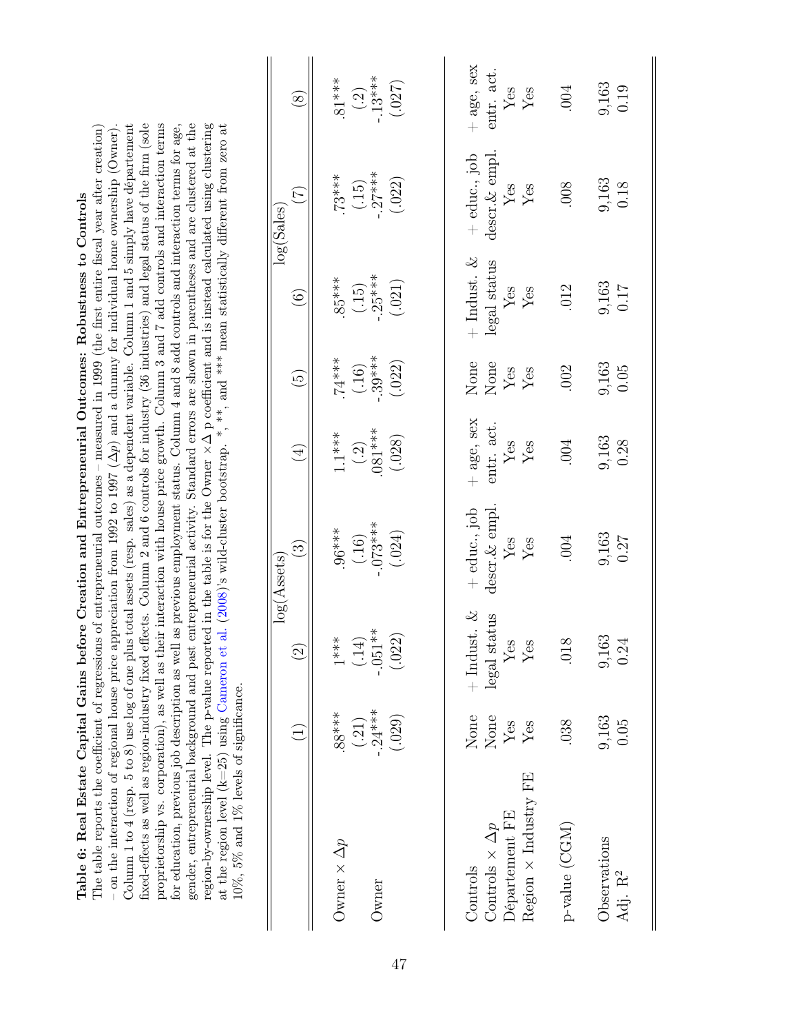**Table 6: Real Estate Capital Gains before Creation and Entrepreneurial Outcomes: Robustness to Controls**

The table reports the coefficient of regressions of entrepreneurial outcomes – measured in 1999 (the first entire fiscal year after creation) – on the interaction of regional house price appreciation from 1992 to 1997 ($\Delta p$) and a dummy for individual home ownership (Owner). Column 1 to 4 (resp. 5 to 8) use log of one plus total assets (resp. sales) as a dependent variable. Column 1 and 5 simply have département fixed-effects as well as region-industry fixed effects. Column 2 and 6 controls for industry (36 industries) and legal status of the firm (sole proprietorship vs. corporation), as well as their interaction with house price growth. Column 3 and 7 add controls and interaction terms for education, previous job description as well as previous employment status. Column 4 and 8 add controls and interaction terms for age, gender, entrepreneurial background and past entrepreneurial activity. Standard errors are shown in parentheses and are clustered at the region-by-ownership level. The p-value reported in the table is for the Owner $\times \Delta$ p coefficient and is instead calculated using clustering at the region level (k=25) using Cameron et al. (2008)'s wild-cluster bootstrap. *, **, and *** mean statistically different from zero at 10%, 5% and 1% levels of significance.

| | log(Assets) | | | | log(Sales) | | | |
|---|---|---|---|---|---|---|---|---|
| | (1) | (2) | (3) | (4) | (5) | (6) | (7) | (8) |
| Owner $\times \Delta p$ | .88*** | 1*** | .96*** | 1.1*** | .74*** | .85*** | .73*** | .81*** |
| | (.21) | (.14) | (.16) | (.2) | (.16) | (.15) | (.15) | (.2) |
| Owner | -.24*** | -.051** | -.073*** | .081*** | -.39*** | -.25*** | -.27*** | -.13*** |
| | (.029) | (.022) | (.024) | (.028) | (.022) | (.021) | (.022) | (.027) |
| Controls | None | + Indust. & legal status | + educ., job descr.& empl. | + age, sex entr. act. | None | + Indust. & legal status | + educ., job descr.& empl. | + age, sex entr. act. |
| Controls $\times \Delta p$ | None | Yes | Yes | Yes | None | Yes | Yes | Yes |
| Département FE | Yes | Yes | Yes | Yes | Yes | Yes | Yes | Yes |
| Region $\times$ Industry FE | Yes | Yes | Yes | Yes | Yes | Yes | Yes | Yes |
| p-value (CGM) | .038 | .018 | .004 | .004 | .002 | .012 | .008 | .004 |
| Observations | 9,163 | 9,163 | 9,163 | 9,163 | 9,163 | 9,163 | 9,163 | 9,163 |
| Adj. $R^2$ | 0.05 | 0.24 | 0.27 | 0.28 | 0.05 | 0.17 | 0.18 | 0.19 |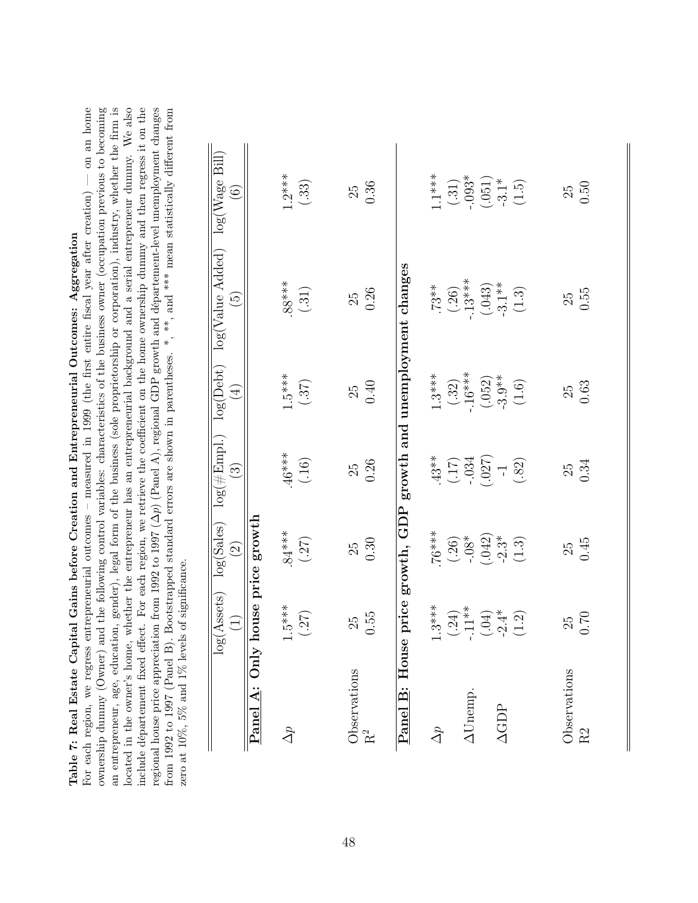**Table 7: Real Estate Capital Gains before Creation and Entrepreneurial Outcomes: Aggregation**

For each region, we regress entrepreneurial outcomes – measured in 1999 (the first entire fiscal year after creation) — on an home ownership dummy (Owner) and the following control variables: characteristics of the business owner (occupation previous to becoming an entrepreneur, age, education, gender), legal form of the business (sole proprietorship or corporation), industry, whether the firm is located in the owner's home, whether the entrepreneur has an entrepreneurial background and a serial entrepreneur dummy. We also include département fixed effect. For each region, we retrieve the coefficient on the home ownership dummy and then regress it on the regional house price appreciation from 1992 to 1997 ($\Delta p$) (Panel A), regional GDP growth and département-level unemployment changes from 1992 to 1997 (Panel B). Bootstrapped standard errors are shown in parentheses. *, **, and *** mean statistically different from zero at 10%, 5% and 1% levels of significance.

| | log(Assets) | log(Sales) | log(#Empl.) | log(Debt) | log(Value Added) | log(Wage Bill) |
|---|---|---|---|---|---|---|
| | (1) | (2) | (3) | (4) | (5) | (6) |
| **Panel A: Only house price growth** | | | | | | |
| $\Delta p$ | 1.5*** | .84*** | .46*** | 1.5*** | .88*** | 1.2*** |
| | (.27) | (.27) | (.16) | (.37) | (.31) | (.33) |
| Observations | 25 | 25 | 25 | 25 | 25 | 25 |
| $R^2$ | 0.55 | 0.30 | 0.26 | 0.40 | 0.26 | 0.36 |
| **Panel B: House price growth, GDP growth and unemployment changes** | | | | | | |
| $\Delta p$ | 1.3*** | .76*** | .43** | 1.3*** | .73** | 1.1*** |
| | (.24) | (.26) | (.17) | (.32) | (.26) | (.31) |
| $\Delta$Unemp. | -.11** | -.08* | -.034 | -.16*** | -.13*** | -.093* |
| | (.04) | (.042) | (.027) | (.052) | (.043) | (.051) |
| $\Delta$GDP | -2.4* | -2.3* | -1 | -3.9** | -3.1** | -3.1* |
| | (1.2) | (1.3) | (.82) | (1.6) | (1.3) | (1.5) |
| Observations | 25 | 25 | 25 | 25 | 25 | 25 |
| R2 | 0.70 | 0.45 | 0.34 | 0.63 | 0.55 | 0.50 |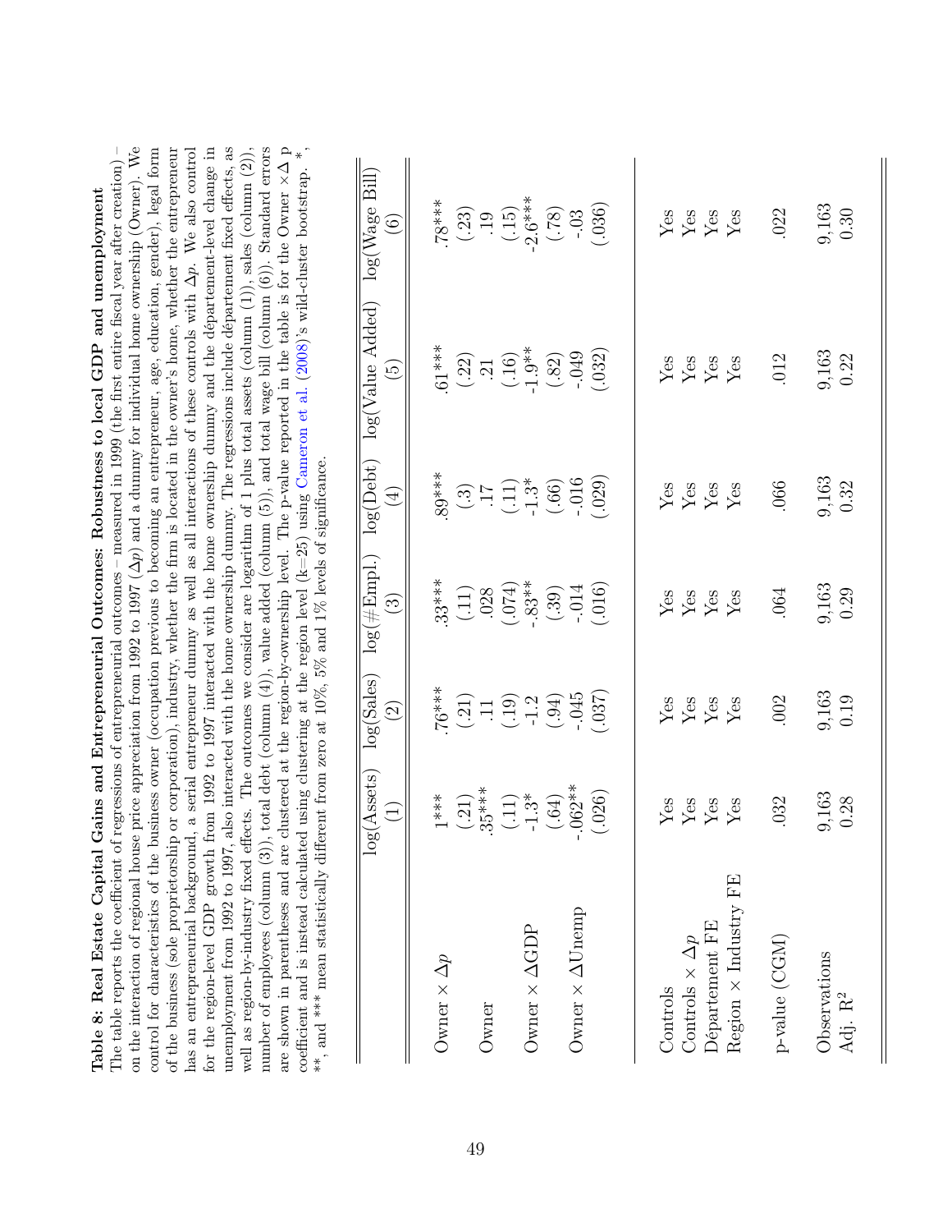**Table 8: Real Estate Capital Gains and Entrepreneurial Outcomes: Robustness to local GDP and unemployment**
The table reports the coefficient of regressions of entrepreneurial outcomes – measured in 1999 (the first entire fiscal year after creation) – on the interaction of regional house price appreciation from 1992 to 1997 ($\Delta p$) and a dummy for individual home ownership (Owner). We control for characteristics of the business owner (occupation previous to becoming an entrepreneur, age, education, gender), legal form of the business (sole proprietorship or corporation), industry, whether the firm is located in the owner's home, whether the entrepreneur has an entrepreneurial background, a serial entrepreneur dummy as well as all interactions of these controls with $\Delta p$. We also control for the region-level GDP growth from 1992 to 1997 interacted with the home ownership dummy and the département-level change in unemployment from 1992 to 1997, also interacted with the home ownership dummy. The regressions include département fixed effects, as well as region-by-industry fixed effects. The outcomes we consider are logarithm of 1 plus total assets (column (1)), sales (column (2)), number of employees (column (3)), total debt (column (4)), value added (column (5)), and total wage bill (column (6)). Standard errors are shown in parentheses and are clustered at the region-by-ownership level. The p-value reported in the table is for the Owner $\times \Delta$ p coefficient and is instead calculated using clustering at the region level (k=25) using Cameron et al. (2008)'s wild-cluster bootstrap. *, **, and *** mean statistically different from zero at 10%, 5% and 1% levels of significance.

| | log(Assets) | log(Sales) | log(#Empl.) | log(Debt) | log(Value Added) | log(Wage Bill) |
|---|---|---|---|---|---|---|
| | (1) | (2) | (3) | (4) | (5) | (6) |
| Owner $\times \Delta p$ | 1*** | .76*** | .33*** | .89*** | .61*** | .78*** |
| | (.21) | (.21) | (.11) | (.3) | (.22) | (.23) |
| Owner | .35*** | .11 | .028 | .17 | .21 | .19 |
| | (.11) | (.19) | (.074) | (.11) | (.16) | (.15) |
| Owner $\times \Delta$GDP | -1.3* | -1.2 | -.83** | -1.3* | -1.9** | -2.6*** |
| | (.64) | (.94) | (.39) | (.66) | (.82) | (.78) |
| Owner $\times \Delta$Unemp | -.062** | -.045 | -.014 | -.016 | -.049 | -.03 |
| | (.026) | (.037) | (.016) | (.029) | (.032) | (.036) |
| Controls | Yes | Yes | Yes | Yes | Yes | Yes |
| Controls $\times \Delta p$ | Yes | Yes | Yes | Yes | Yes | Yes |
| Département FE | Yes | Yes | Yes | Yes | Yes | Yes |
| Region $\times$ Industry FE | Yes | Yes | Yes | Yes | Yes | Yes |
| p-value (CGM) | .032 | .002 | .064 | .066 | .012 | .022 |
| Observations | 9,163 | 9,163 | 9,163 | 9,163 | 9,163 | 9,163 |
| Adj. $R^2$ | 0.28 | 0.19 | 0.29 | 0.32 | 0.22 | 0.30 |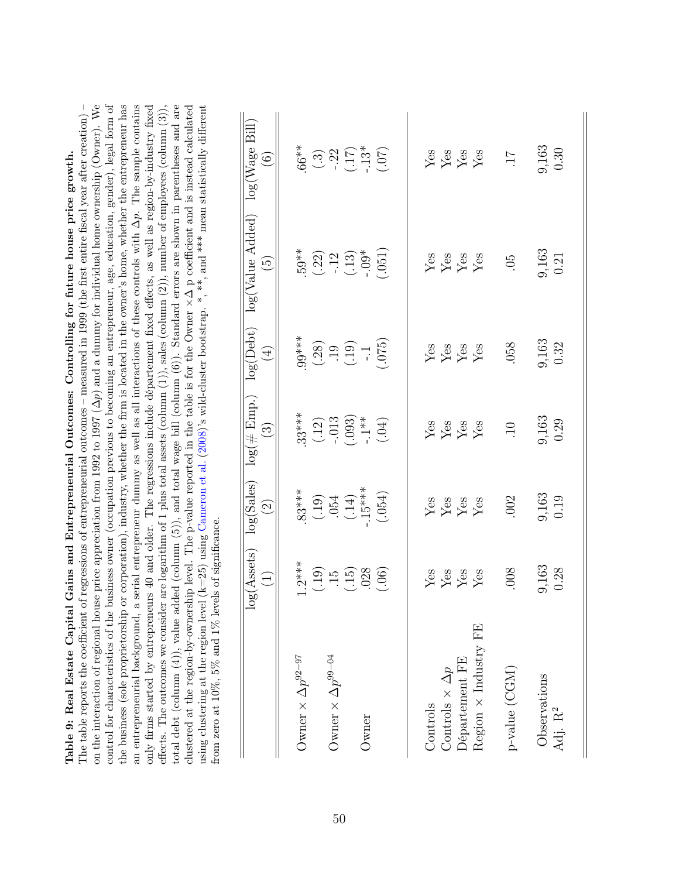**Table 9: Real Estate Capital Gains and Entrepreneurial Outcomes: Controlling for future house price growth.** The table reports the coefficient of regressions of entrepreneurial outcomes – measured in 1999 (the first entire fiscal year after creation) – on the interaction of regional house price appreciation from 1992 to 1997 ($\Delta p$) and a dummy for individual home ownership (Owner). We control for characteristics of the business owner (occupation previous to becoming an entrepreneur, age, education, gender), legal form of the business (sole proprietorship or corporation), industry, whether the firm is located in the owner's home, whether the entrepreneur has an entrepreneurial background, a serial entrepreneur dummy as well as all interactions of these controls with $\Delta p$. The sample contains only firms started by entrepreneurs 40 and older. The regressions include département fixed effects, as well as region-by-industry fixed effects. The outcomes we consider are logarithm of 1 plus total assets (column (1)), sales (column (2)), number of employees (column (3)), total debt (column (4)), value added (column (5)), and total wage bill (column (6)). Standard errors are shown in parentheses and are clustered at the region-by-ownership level. The p-value reported in the table is for the Owner $\times \Delta$ p coefficient and is instead calculated using clustering at the region level (k=25) using Cameron et al. (2008)'s wild-cluster bootstrap. *, **, and *** mean statistically different from zero at 10%, 5% and 1% levels of significance.

| | log(Assets) | log(Sales) | log(# Emp.) | log(Debt) | log(Value Added) | log(Wage Bill) |
|---|---|---|---|---|---|---|
| | (1) | (2) | (3) | (4) | (5) | (6) |
| Owner $\times \Delta p^{92-97}$ | 1.2*** | .83*** | .33*** | .99*** | .59** | .66** |
| | (.19) | (.19) | (.12) | (.28) | (.22) | (.3) |
| Owner $\times \Delta p^{99-04}$ | .15 | .054 | -.013 | .19 | -.12 | -.22 |
| | (.15) | (.14) | (.093) | (.19) | (.13) | (.17) |
| Owner | .028 | -.15*** | -.1** | -.1 | -.09* | -.13* |
| | (.06) | (.054) | (.04) | (.075) | (.051) | (.07) |
| Controls | Yes | Yes | Yes | Yes | Yes | Yes |
| Controls $\times \Delta p$ | Yes | Yes | Yes | Yes | Yes | Yes |
| Département FE | Yes | Yes | Yes | Yes | Yes | Yes |
| Region $\times$ Industry FE | Yes | Yes | Yes | Yes | Yes | Yes |
| p-value (CGM) | .008 | .002 | .10 | .058 | .05 | .17 |
| Observations | 9,163 | 9,163 | 9,163 | 9,163 | 9,163 | 9,163 |
| Adj. $R^2$ | 0.28 | 0.19 | 0.29 | 0.32 | 0.21 | 0.30 |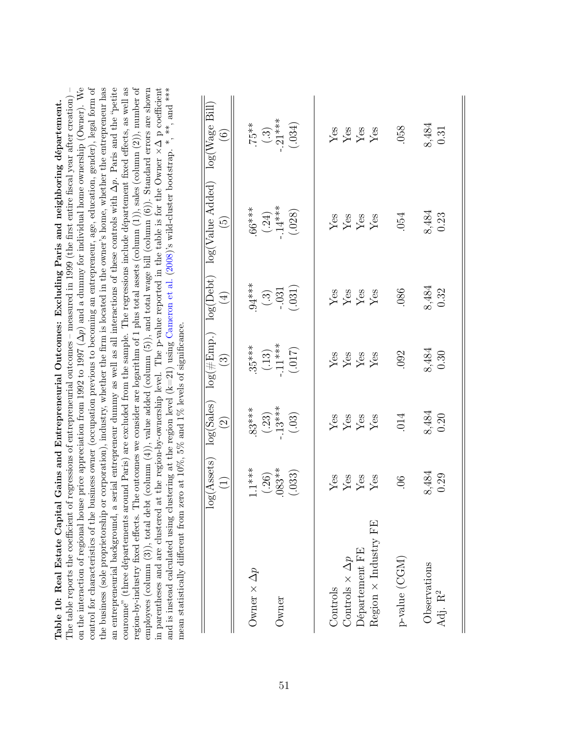**Table 10: Real Estate Capital Gains and Entrepreneurial Outcomes: Excluding Paris and neighboring départements.** The table reports the coefficient of regressions of entrepreneurial outcomes – measured in 1999 (the first entire fiscal year after creation) – on the interaction of regional house price appreciation from 1992 to 1997 ($\Delta p$) and a dummy for individual home ownership (Owner). We control for characteristics of the business owner (occupation previous to becoming an entrepreneur, age, education, gender), legal form of the business (sole proprietorship or corporation), industry, whether the firm is located in the owner's home, whether the entrepreneur has an entrepreneurial background, a serial entrepreneur dummy as well as all interactions of these controls with $\Delta p$. Paris and the "petite couronne" (three départements around Paris) are excluded from the sample. The regressions include département fixed effects, as well as region-by-industry fixed effects. The outcomes we consider are logarithm of 1 plus total assets (column (1)), sales (column (2)), number of employees (column (3)), total debt (column (4)), value added (column (5)), and total wage bill (column (6)). Standard errors are shown in parentheses and are clustered at the region-by-ownership level. The p-value reported in the table is for the Owner $\times \Delta$ p coefficient and is instead calculated using clustering at the region level (k=21) using Cameron et al. (2008)'s wild-cluster bootstrap. *, **, and *** mean statistically different from zero at 10%, 5% and 1% levels of significance.

| | log(Assets) | log(Sales) | log(#Emp.) | log(Debt) | log(Value Added) | log(Wage Bill) |
|---|---|---|---|---|---|---|
| | (1) | (2) | (3) | (4) | (5) | (6) |
| Owner $\times \Delta p$ | 1.1*** | .83*** | .35*** | .94*** | .66*** | .75** |
| | (.26) | (.23) | (.13) | (.3) | (.24) | (.3) |
| Owner | .083** | -.13*** | -.11*** | -.031 | -.14*** | -.21*** |
| | (.033) | (.03) | (.017) | (.031) | (.028) | (.034) |
| Controls | Yes | Yes | Yes | Yes | Yes | Yes |
| Controls $\times \Delta p$ | Yes | Yes | Yes | Yes | Yes | Yes |
| Département FE | Yes | Yes | Yes | Yes | Yes | Yes |
| Region $\times$ Industry FE | Yes | Yes | Yes | Yes | Yes | Yes |
| p-value (CGM) | .06 | .014 | .092 | .086 | .054 | .058 |
| Observations | 8,484 | 8,484 | 8,484 | 8,484 | 8,484 | 8,484 |
| Adj. $R^2$ | 0.29 | 0.20 | 0.30 | 0.32 | 0.23 | 0.31 |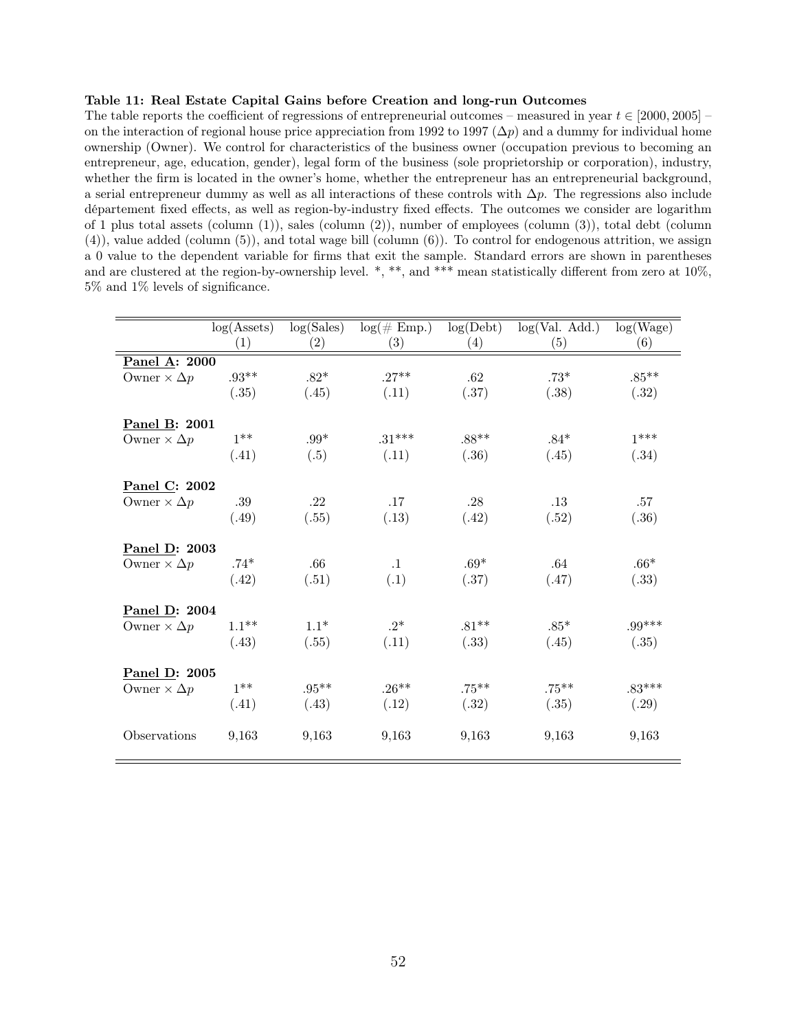**Table 11: Real Estate Capital Gains before Creation and long-run Outcomes**
The table reports the coefficient of regressions of entrepreneurial outcomes – measured in year $t \in [2000, 2005]$ – on the interaction of regional house price appreciation from 1992 to 1997 ($\Delta p$) and a dummy for individual home ownership (Owner). We control for characteristics of the business owner (occupation previous to becoming an entrepreneur, age, education, gender), legal form of the business (sole proprietorship or corporation), industry, whether the firm is located in the owner's home, whether the entrepreneur has an entrepreneurial background, a serial entrepreneur dummy as well as all interactions of these controls with $\Delta p$. The regressions also include département fixed effects, as well as region-by-industry fixed effects. The outcomes we consider are logarithm of 1 plus total assets (column (1)), sales (column (2)), number of employees (column (3)), total debt (column (4)), value added (column (5)), and total wage bill (column (6)). To control for endogenous attrition, we assign a 0 value to the dependent variable for firms that exit the sample. Standard errors are shown in parentheses and are clustered at the region-by-ownership level. *, **, and *** mean statistically different from zero at 10%, 5% and 1% levels of significance.

| | log(Assets) | log(Sales) | log(# Emp.) | log(Debt) | log(Val. Add.) | log(Wage) |
|---|---|---|---|---|---|---|
| | (1) | (2) | (3) | (4) | (5) | (6) |
| **Panel A: 2000** | | | | | | |
| Owner × $\Delta p$ | .93** | .82* | .27** | .62 | .73* | .85** |
| | (.35) | (.45) | (.11) | (.37) | (.38) | (.32) |
| **Panel B: 2001** | | | | | | |
| Owner × $\Delta p$ | 1** | .99* | .31*** | .88** | .84* | 1*** |
| | (.41) | (.5) | (.11) | (.36) | (.45) | (.34) |
| **Panel C: 2002** | | | | | | |
| Owner × $\Delta p$ | .39 | .22 | .17 | .28 | .13 | .57 |
| | (.49) | (.55) | (.13) | (.42) | (.52) | (.36) |
| **Panel D: 2003** | | | | | | |
| Owner × $\Delta p$ | .74* | .66 | .1 | .69* | .64 | .66* |
| | (.42) | (.51) | (.1) | (.37) | (.47) | (.33) |
| **Panel D: 2004** | | | | | | |
| Owner × $\Delta p$ | 1.1** | 1.1* | .2* | .81** | .85* | .99*** |
| | (.43) | (.55) | (.11) | (.33) | (.45) | (.35) |
| **Panel D: 2005** | | | | | | |
| Owner × $\Delta p$ | 1** | .95** | .26** | .75** | .75** | .83*** |
| | (.41) | (.43) | (.12) | (.32) | (.35) | (.29) |
| Observations | 9,163 | 9,163 | 9,163 | 9,163 | 9,163 | 9,163 |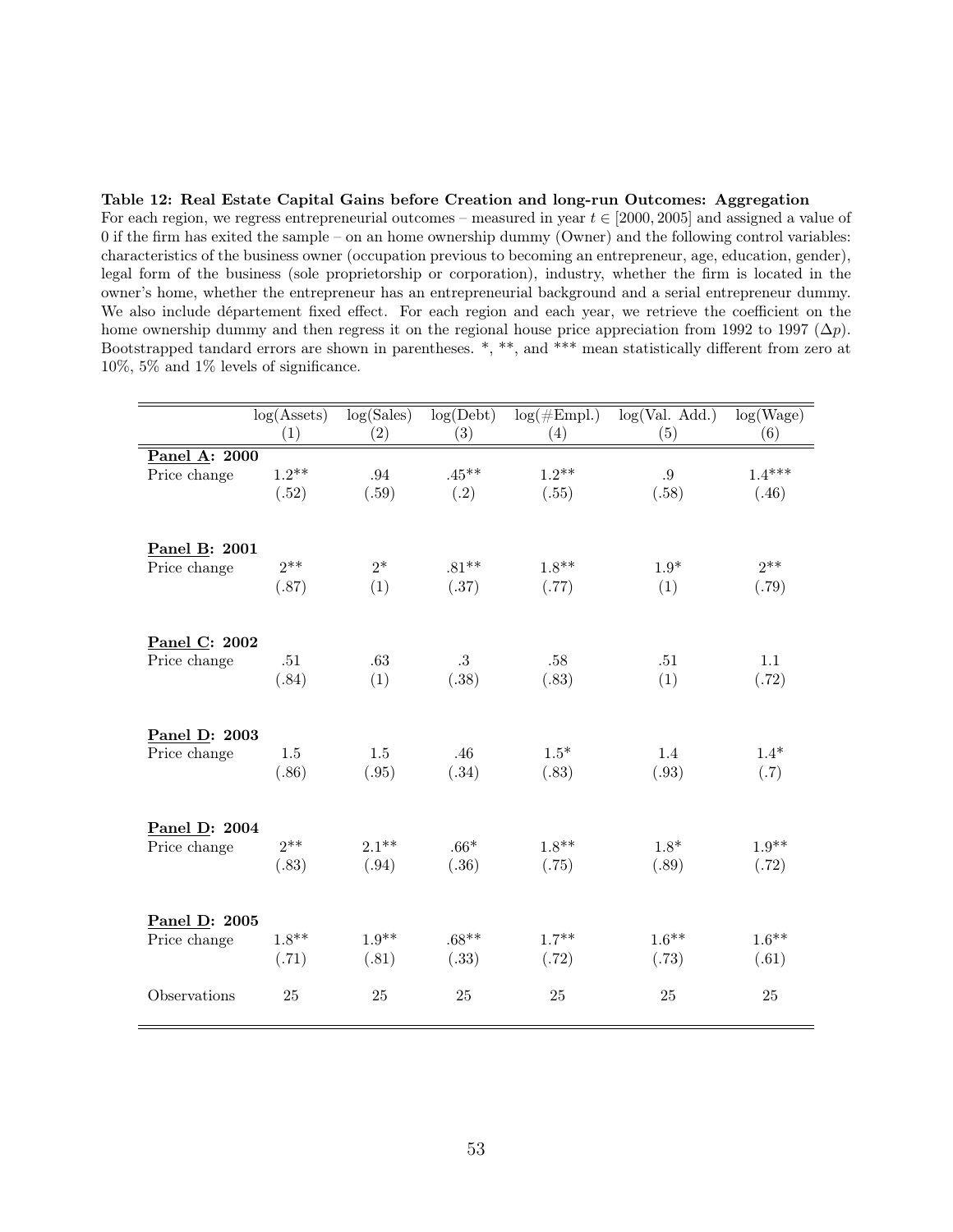**Table 12: Real Estate Capital Gains before Creation and long-run Outcomes: Aggregation**
For each region, we regress entrepreneurial outcomes – measured in year $t \in [2000, 2005]$ and assigned a value of 0 if the firm has exited the sample – on an home ownership dummy (Owner) and the following control variables: characteristics of the business owner (occupation previous to becoming an entrepreneur, age, education, gender), legal form of the business (sole proprietorship or corporation), industry, whether the firm is located in the owner's home, whether the entrepreneur has an entrepreneurial background and a serial entrepreneur dummy. We also include département fixed effect. For each region and each year, we retrieve the coefficient on the home ownership dummy and then regress it on the regional house price appreciation from 1992 to 1997 ($\Delta p$). Bootstrapped tandard errors are shown in parentheses. *, **, and *** mean statistically different from zero at 10%, 5% and 1% levels of significance.

| | log(Assets) | log(Sales) | log(Debt) | log(#Empl.) | log(Val. Add.) | log(Wage) |
|---|---|---|---|---|---|---|
| | (1) | (2) | (3) | (4) | (5) | (6) |
| **Panel A: 2000** | | | | | | |
| Price change | 1.2** | .94 | .45** | 1.2** | .9 | 1.4*** |
| | (.52) | (.59) | (.2) | (.55) | (.58) | (.46) |
| **Panel B: 2001** | | | | | | |
| Price change | 2** | 2* | .81** | 1.8** | 1.9* | 2** |
| | (.87) | (1) | (.37) | (.77) | (1) | (.79) |
| **Panel C: 2002** | | | | | | |
| Price change | .51 | .63 | .3 | .58 | .51 | 1.1 |
| | (.84) | (1) | (.38) | (.83) | (1) | (.72) |
| **Panel D: 2003** | | | | | | |
| Price change | 1.5 | 1.5 | .46 | 1.5* | 1.4 | 1.4* |
| | (.86) | (.95) | (.34) | (.83) | (.93) | (.7) |
| **Panel D: 2004** | | | | | | |
| Price change | 2** | 2.1** | .66* | 1.8** | 1.8* | 1.9** |
| | (.83) | (.94) | (.36) | (.75) | (.89) | (.72) |
| **Panel D: 2005** | | | | | | |
| Price change | 1.8** | 1.9** | .68** | 1.7** | 1.6** | 1.6** |
| | (.71) | (.81) | (.33) | (.72) | (.73) | (.61) |
| Observations | 25 | 25 | 25 | 25 | 25 | 25 |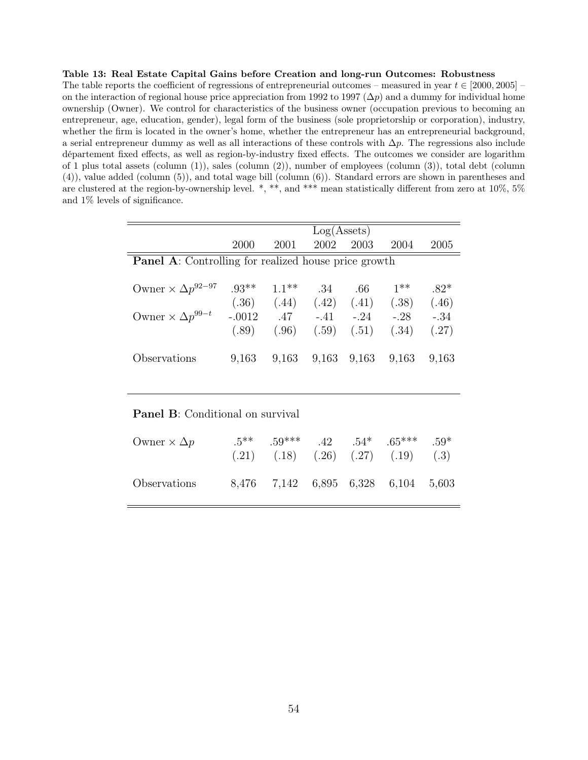**Table 13: Real Estate Capital Gains before Creation and long-run Outcomes: Robustness**
The table reports the coefficient of regressions of entrepreneurial outcomes – measured in year $t \in [2000, 2005]$ – on the interaction of regional house price appreciation from 1992 to 1997 ($\Delta p$) and a dummy for individual home ownership (Owner). We control for characteristics of the business owner (occupation previous to becoming an entrepreneur, age, education, gender), legal form of the business (sole proprietorship or corporation), industry, whether the firm is located in the owner's home, whether the entrepreneur has an entrepreneurial background, a serial entrepreneur dummy as well as all interactions of these controls with $\Delta p$. The regressions also include département fixed effects, as well as region-by-industry fixed effects. The outcomes we consider are logarithm of 1 plus total assets (column (1)), sales (column (2)), number of employees (column (3)), total debt (column (4)), value added (column (5)), and total wage bill (column (6)). Standard errors are shown in parentheses and are clustered at the region-by-ownership level. *, **, and *** mean statistically different from zero at 10%, 5% and 1% levels of significance.

| | Log(Assets) | | | | | |
|---|---|---|---|---|---|---|
| | 2000 | 2001 | 2002 | 2003 | 2004 | 2005 |
| **Panel A**: Controlling for realized house price growth | | | | | | |
| Owner × $\Delta p^{92-97}$ | .93** | 1.1** | .34 | .66 | 1** | .82* |
| | (.36) | (.44) | (.42) | (.41) | (.38) | (.46) |
| Owner × $\Delta p^{99-t}$ | -.0012 | .47 | -.41 | -.24 | -.28 | -.34 |
| | (.89) | (.96) | (.59) | (.51) | (.34) | (.27) |
| Observations | 9,163 | 9,163 | 9,163 | 9,163 | 9,163 | 9,163 |
| **Panel B**: Conditional on survival | | | | | | |
| Owner × $\Delta p$ | .5** | .59*** | .42 | .54* | .65*** | .59* |
| | (.21) | (.18) | (.26) | (.27) | (.19) | (.3) |
| Observations | 8,476 | 7,142 | 6,895 | 6,328 | 6,104 | 5,603 |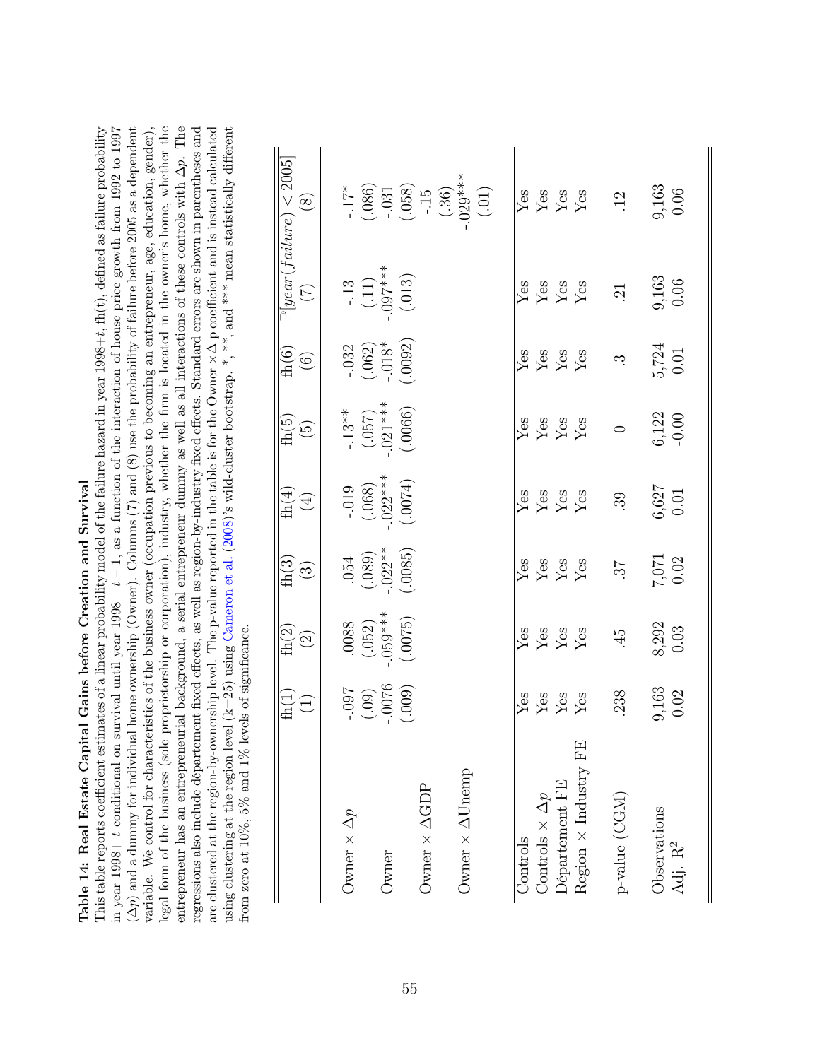**Table 14: Real Estate Capital Gains before Creation and Survival**

This table reports coefficient estimates of a linear probability model of the failure hazard in year 1998+$t$, fh($t$), defined as failure probability in year 1998+ $t$ conditional on survival until year 1998+ $t-1$, as a function of the interaction of house price growth from 1992 to 1997 ($\Delta p$) and a dummy for individual home ownership (Owner). Columns (7) and (8) use the probability of failure before 2005 as a dependent variable. We control for characteristics of the business owner (occupation previous to becoming an entrepreneur, age, education, gender), legal form of the business (sole proprietorship or corporation), industry, whether the firm is located in the owner's home, whether the entrepreneur has an entrepreneurial background, a serial entrepreneur dummy as well as all interactions of these controls with $\Delta p$. The regressions also include département fixed effects, as well as region-by-industry fixed effects. Standard errors are shown in parentheses and are clustered at the region-by-ownership level. The p-value reported in the table is for the Owner $\times \Delta$ p coefficient and is instead calculated using clustering at the region level (k=25) using Cameron et al. (2008)'s wild-cluster bootstrap. *, **, and *** mean statistically different from zero at 10%, 5% and 1% levels of significance.

| | fh(1) | fh(2) | fh(3) | fh(4) | fh(5) | fh(6) | $\mathbb{P}[year(failure) < 2005]$ | |
|---|---|---|---|---|---|---|---|---|
| | (1) | (2) | (3) | (4) | (5) | (6) | (7) | (8) |
| Owner $\times \Delta p$ | -.097 | .0088 | .054 | -.019 | -.13** | -.032 | -.13 | -.17* |
| | (.09) | (.052) | (.089) | (.068) | (.057) | (.062) | (.11) | (.086) |
| Owner | -.0076 | -.059*** | -.022** | -.022*** | -.021*** | -.018* | -.097*** | -.031 |
| | (.009) | (.0075) | (.0085) | (.0074) | (.0066) | (.0092) | (.013) | (.058) |
| Owner $\times \Delta$GDP | | | | | | | | -.15 |
| | | | | | | | | (.36) |
| Owner $\times \Delta$Unemp | | | | | | | | -.029*** |
| | | | | | | | | (.01) |
| Controls | Yes | Yes | Yes | Yes | Yes | Yes | Yes | Yes |
| Controls $\times \Delta p$ | Yes | Yes | Yes | Yes | Yes | Yes | Yes | Yes |
| Département FE | Yes | Yes | Yes | Yes | Yes | Yes | Yes | Yes |
| Region $\times$ Industry FE | Yes | Yes | Yes | Yes | Yes | Yes | Yes | Yes |
| p-value (CGM) | .238 | .45 | .37 | .39 | 0 | .3 | .21 | .12 |
| Observations | 9,163 | 8,292 | 7,071 | 6,627 | 6,122 | 5,724 | 9,163 | 9,163 |
| Adj. $R^2$ | 0.02 | 0.03 | 0.02 | 0.01 | -0.00 | 0.01 | 0.06 | 0.06 |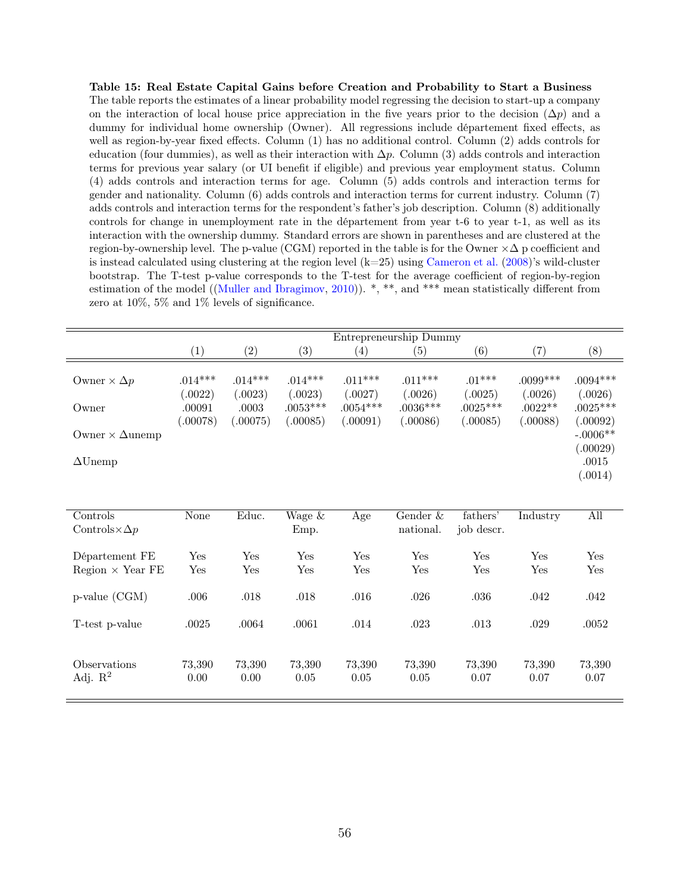**Table 15: Real Estate Capital Gains before Creation and Probability to Start a Business** The table reports the estimates of a linear probability model regressing the decision to start-up a company on the interaction of local house price appreciation in the five years prior to the decision ($\Delta p$) and a dummy for individual home ownership (Owner). All regressions include département fixed effects, as well as region-by-year fixed effects. Column (1) has no additional control. Column (2) adds controls for education (four dummies), as well as their interaction with $\Delta p$. Column (3) adds controls and interaction terms for previous year salary (or UI benefit if eligible) and previous year employment status. Column (4) adds controls and interaction terms for age. Column (5) adds controls and interaction terms for gender and nationality. Column (6) adds controls and interaction terms for current industry. Column (7) adds controls and interaction terms for the respondent's father's job description. Column (8) additionally controls for change in unemployment rate in the département from year t-6 to year t-1, as well as its interaction with the ownership dummy. Standard errors are shown in parentheses and are clustered at the region-by-ownership level. The p-value (CGM) reported in the table is for the Owner $\times\Delta$ p coefficient and is instead calculated using clustering at the region level (k=25) using Cameron et al. (2008)'s wild-cluster bootstrap. The T-test p-value corresponds to the T-test for the average coefficient of region-by-region estimation of the model ((Muller and Ibragimov, 2010)). *, **, and *** mean statistically different from zero at 10%, 5% and 1% levels of significance.

| | Entrepreneurship Dummy | | | | | | | |
|---|---|---|---|---|---|---|---|---|
| | (1) | (2) | (3) | (4) | (5) | (6) | (7) | (8) |
| Owner $\times$ $\Delta p$ | .014*** | .014*** | .014*** | .011*** | .011*** | .01*** | .0099*** | .0094*** |
| | (.0022) | (.0023) | (.0023) | (.0027) | (.0026) | (.0025) | (.0026) | (.0026) |
| Owner | .00091 | .0003 | .0053*** | .0054*** | .0036*** | .0025*** | .0022** | .0025*** |
| | (.00078) | (.00075) | (.00085) | (.00091) | (.00086) | (.00085) | (.00088) | (.00092) |
| Owner $\times$ $\Delta$unemp | | | | | | | | -.0006** |
| | | | | | | | | (.00029) |
| $\Delta$Unemp | | | | | | | | .0015 |
| | | | | | | | | (.0014) |
| Controls<br>Controls$\times\Delta p$ | None | Educ. | Wage & Emp. | Age | Gender & national. | fathers' job descr. | Industry | All |
| Département FE | Yes | Yes | Yes | Yes | Yes | Yes | Yes | Yes |
| Region $\times$ Year FE | Yes | Yes | Yes | Yes | Yes | Yes | Yes | Yes |
| p-value (CGM) | .006 | .018 | .018 | .016 | .026 | .036 | .042 | .042 |
| T-test p-value | .0025 | .0064 | .0061 | .014 | .023 | .013 | .029 | .0052 |
| Observations | 73,390 | 73,390 | 73,390 | 73,390 | 73,390 | 73,390 | 73,390 | 73,390 |
| Adj. $R^2$ | 0.00 | 0.00 | 0.05 | 0.05 | 0.05 | 0.07 | 0.07 | 0.07 |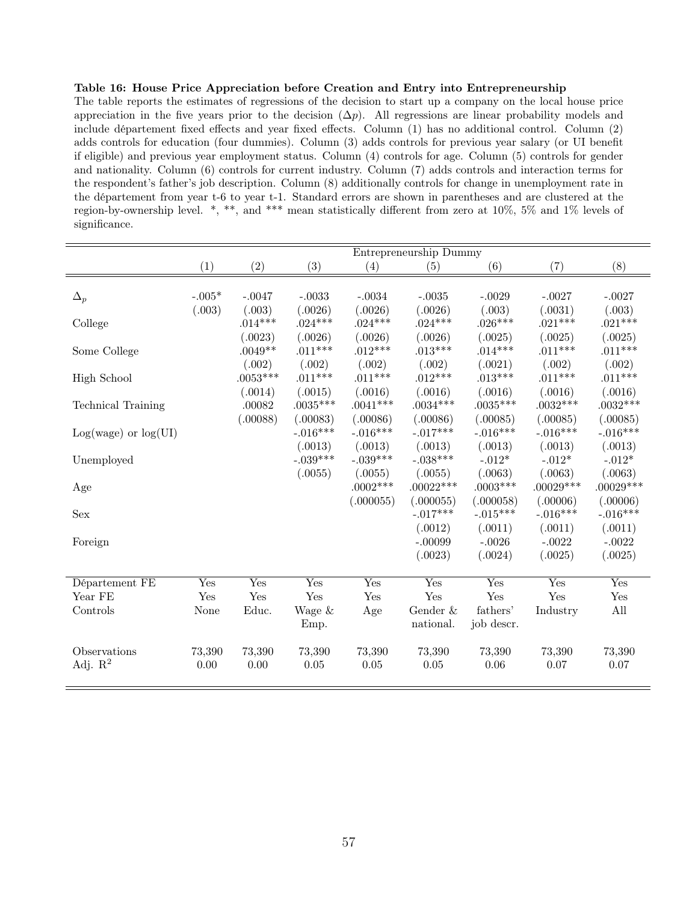**Table 16: House Price Appreciation before Creation and Entry into Entrepreneurship**

The table reports the estimates of regressions of the decision to start up a company on the local house price appreciation in the five years prior to the decision ($\Delta p$). All regressions are linear probability models and include département fixed effects and year fixed effects. Column (1) has no additional control. Column (2) adds controls for education (four dummies). Column (3) adds controls for previous year salary (or UI benefit if eligible) and previous year employment status. Column (4) controls for age. Column (5) controls for gender and nationality. Column (6) controls for current industry. Column (7) adds controls and interaction terms for the respondent's father's job description. Column (8) additionally controls for change in unemployment rate in the département from year t-6 to year t-1. Standard errors are shown in parentheses and are clustered at the region-by-ownership level. \*, \*\*, and \*\*\* mean statistically different from zero at 10%, 5% and 1% levels of significance.

| | Entrepreneurship Dummy | | | | | | | |
|---|---|---|---|---|---|---|---|---|
| | (1) | (2) | (3) | (4) | (5) | (6) | (7) | (8) |
| $\Delta_p$ | -.005* | -.0047 | -.0033 | -.0034 | -.0035 | -.0029 | -.0027 | -.0027 |
| | (.003) | (.003) | (.0026) | (.0026) | (.0026) | (.003) | (.0031) | (.003) |
| College | | .014*** | .024*** | .024*** | .024*** | .026*** | .021*** | .021*** |
| | | (.0023) | (.0026) | (.0026) | (.0026) | (.0025) | (.0025) | (.0025) |
| Some College | | .0049** | .011*** | .012*** | .013*** | .014*** | .011*** | .011*** |
| | | (.002) | (.002) | (.002) | (.002) | (.0021) | (.002) | (.002) |
| High School | | .0053*** | .011*** | .011*** | .012*** | .013*** | .011*** | .011*** |
| | | (.0014) | (.0015) | (.0016) | (.0016) | (.0016) | (.0016) | (.0016) |
| Technical Training | | .00082 | .0035*** | .0041*** | .0034*** | .0035*** | .0032*** | .0032*** |
| | | (.00088) | (.00083) | (.00086) | (.00086) | (.00085) | (.00085) | (.00085) |
| Log(wage) or log(UI) | | | -.016*** | -.016*** | -.017*** | -.016*** | -.016*** | -.016*** |
| | | | (.0013) | (.0013) | (.0013) | (.0013) | (.0013) | (.0013) |
| Unemployed | | | -.039*** | -.039*** | -.038*** | -.012* | -.012* | -.012* |
| | | | (.0055) | (.0055) | (.0055) | (.0063) | (.0063) | (.0063) |
| Age | | | | .0002*** | .00022*** | .0003*** | .00029*** | .00029*** |
| | | | | (.000055) | (.000055) | (.000058) | (.00006) | (.00006) |
| Sex | | | | | -.017*** | -.015*** | -.016*** | -.016*** |
| | | | | | (.0012) | (.0011) | (.0011) | (.0011) |
| Foreign | | | | | -.00099 | -.0026 | -.0022 | -.0022 |
| | | | | | (.0023) | (.0024) | (.0025) | (.0025) |
| Département FE | Yes | Yes | Yes | Yes | Yes | Yes | Yes | Yes |
| Year FE | Yes | Yes | Yes | Yes | Yes | Yes | Yes | Yes |
| Controls | None | Educ. | Wage & Emp. | Age | Gender & national. | fathers' job descr. | Industry | All |
| Observations | 73,390 | 73,390 | 73,390 | 73,390 | 73,390 | 73,390 | 73,390 | 73,390 |
| Adj. $R^2$ | 0.00 | 0.00 | 0.05 | 0.05 | 0.05 | 0.06 | 0.07 | 0.07 |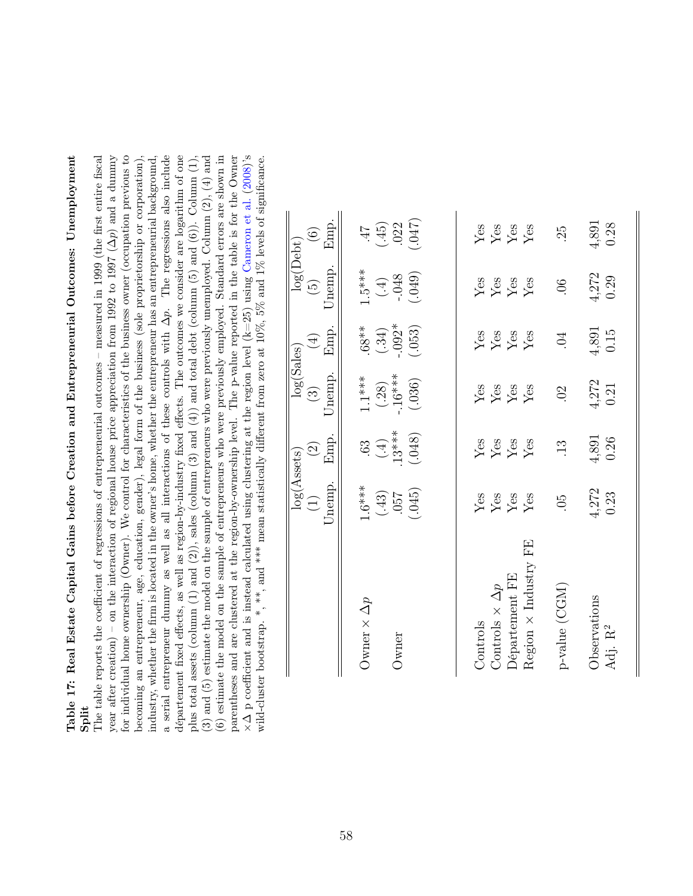**Table 17: Real Estate Capital Gains before Creation and Entrepreneurial Outcomes: Unemployment Split**

The table reports the coefficient of regressions of entrepreneurial outcomes – measured in 1999 (the first entire fiscal year after creation) – on the interaction of regional house price appreciation from 1992 to 1997 ($\Delta p$) and a dummy for individual home ownership (Owner). We control for characteristics of the business owner (occupation previous to becoming an entrepreneur, age, education, gender), legal form of the business (sole proprietorship or corporation), industry, whether the firm is located in the owner's home, whether the entrepreneur has an entrepreneurial background, a serial entrepreneur dummy as well as all interactions of these controls with $\Delta p$. The regressions also include département fixed effects, as well as region-by-industry fixed effects. The outcomes we consider are logarithm of one plus total assets (column (1) and (2)), sales (column (3) and (4)) and total debt (column (5) and (6)). Column (1), (3) and (5) estimate the model on the sample of entrepreneurs who were previously unemployed. Column (2), (4) and (6) estimate the model on the sample of entrepreneurs who were previously employed. Standard errors are shown in parentheses and are clustered at the region-by-ownership level. The p-value reported in the table is for the Owner $\times \Delta$ p coefficient and is instead calculated using clustering at the region level (k=25) using Cameron et al. (2008)'s wild-cluster bootstrap. *, **, and *** mean statistically different from zero at 10%, 5% and 1% levels of significance.

| | log(Assets) | | log(Sales) | | log(Debt) | |
|---|---|---|---|---|---|---|
| | (1) | (2) | (3) | (4) | (5) | (6) |
| | Unemp. | Emp. | Unemp. | Emp. | Unemp. | Emp. |
| Owner $\times \Delta p$ | 1.6*** | .63 | 1.1*** | .68** | 1.5*** | .47 |
| | (.43) | (.4) | (.28) | (.34) | (.4) | (.45) |
| Owner | .057 | .13*** | -.16*** | -.092* | -.048 | .022 |
| | (.045) | (.048) | (.036) | (.053) | (.049) | (.047) |
| Controls | Yes | Yes | Yes | Yes | Yes | Yes |
| Controls $\times \Delta p$ | Yes | Yes | Yes | Yes | Yes | Yes |
| Département FE | Yes | Yes | Yes | Yes | Yes | Yes |
| Region $\times$ Industry FE | Yes | Yes | Yes | Yes | Yes | Yes |
| p-value (CGM) | .05 | .13 | .02 | .04 | .06 | .25 |
| Observations | 4,272 | 4,891 | 4,272 | 4,891 | 4,272 | 4,891 |
| Adj. $R^2$ | 0.23 | 0.26 | 0.21 | 0.15 | 0.29 | 0.28 |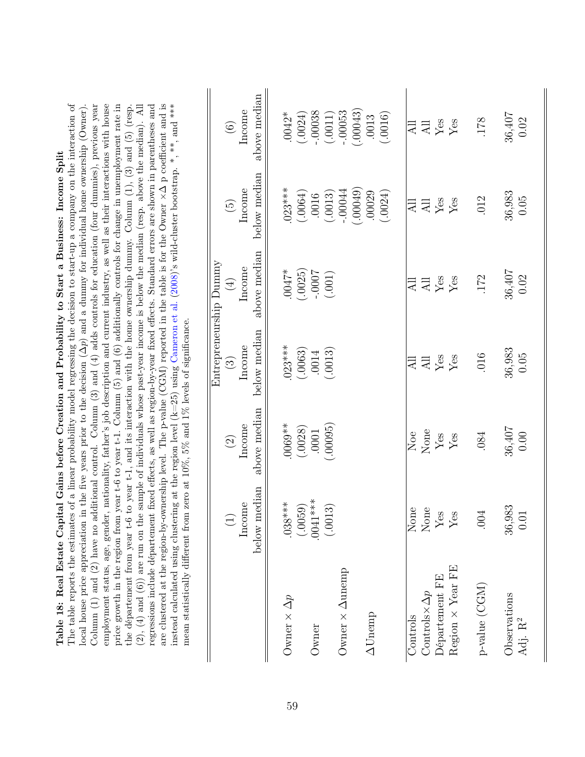**Table 18: Real Estate Capital Gains before Creation and Probability to Start a Business: Income Split**

The table reports the estimates of a linear probability model regressing the decision to start-up a company on the interaction of local house price appreciation in the five years prior to the decision ($\Delta p$) and a dummy for individual home ownership (Owner). Column (1) and (2) have no additional control. Column (3) and (4) adds controls for education (four dummies), previous year employment status, age, gender, nationality, father's job description and current industry, as well as their interactions with house price growth in the region from year t-6 to year t-1. Column (5) and (6) additionally controls for change in unemployment rate in the département from year t-6 to year t-1, and its interaction with the home ownership dummy. Column (1), (3) and (5) (resp. (2), (4) and (6)) are run on the sample of individuals whose past-year income is below the median (resp. above the median). All regressions include département fixed effects, as well as region-by-year fixed effects. Standard errors are shown in parentheses and are clustered at the region-by-ownership level. The p-value (CGM) reported in the table is for the Owner $\times \Delta$ p coefficient and is instead calculated using clustering at the region level (k=25) using Cameron et al. (2008)'s wild-cluster bootstrap. \*, \*\*, and \*\*\* mean statistically different from zero at 10%, 5% and 1% levels of significance.

| | Entrepreneurship Dummy | | | | | |
|---|---|---|---|---|---|---|
| | (1) | (2) | (3) | (4) | (5) | (6) |
| | Income below median | Income above median | Income below median | Income above median | Income below median | Income above median |
| Owner × $\Delta p$ | .038*** | .0069** | .023*** | .0047* | .023*** | .0042* |
| | (.0059) | (.0028) | (.0063) | (.0025) | (.0064) | (.0024) |
| Owner | .0041*** | .0001 | .0014 | -.0007 | .0016 | -.00038 |
| | (.0013) | (.00095) | (.0013) | (.001) | (.0013) | (.0011) |
| Owner × $\Delta$unemp | | | | | -.00044 | -.00053 |
| | | | | | (.00049) | (.00043) |
| $\Delta$Unemp | | | | | .00029 | .0013 |
| | | | | | (.0024) | (.0016) |
| Controls | None | Noe | All | All | All | All |
| Controls×$\Delta p$ | None | None | All | All | All | All |
| Département FE | Yes | Yes | Yes | Yes | Yes | Yes |
| Region × Year FE | Yes | Yes | Yes | Yes | Yes | Yes |
| p-value (CGM) | .004 | .084 | .016 | .172 | .012 | .178 |
| Observations | 36,983 | 36,407 | 36,983 | 36,407 | 36,983 | 36,407 |
| Adj. $R^2$ | 0.01 | 0.00 | 0.05 | 0.02 | 0.05 | 0.02 |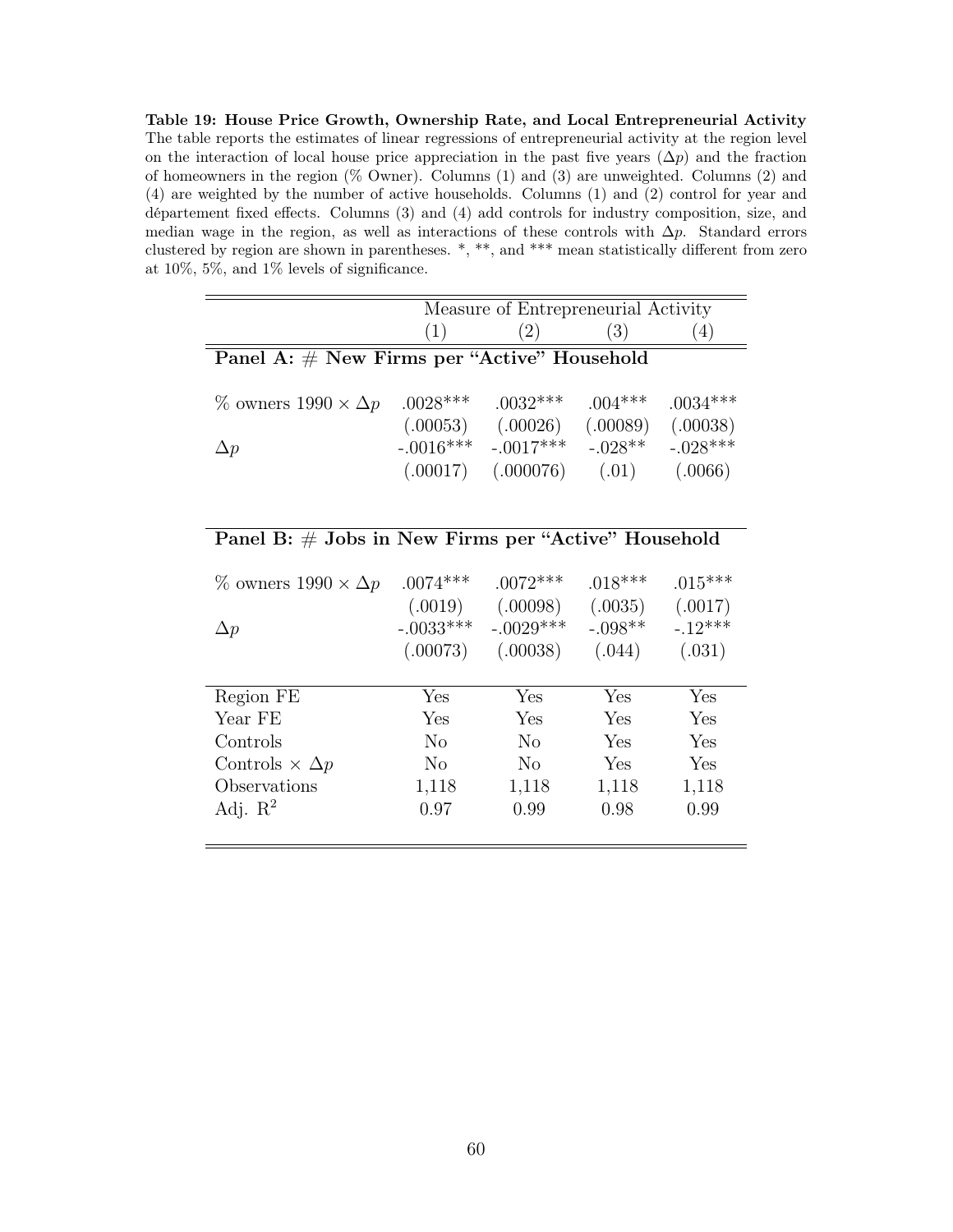**Table 19: House Price Growth, Ownership Rate, and Local Entrepreneurial Activity** The table reports the estimates of linear regressions of entrepreneurial activity at the region level on the interaction of local house price appreciation in the past five years ($\Delta p$) and the fraction of homeowners in the region (% Owner). Columns (1) and (3) are unweighted. Columns (2) and (4) are weighted by the number of active households. Columns (1) and (2) control for year and département fixed effects. Columns (3) and (4) add controls for industry composition, size, and median wage in the region, as well as interactions of these controls with $\Delta p$. Standard errors clustered by region are shown in parentheses. *, **, and *** mean statistically different from zero at 10%, 5%, and 1% levels of significance.

| | Measure of Entrepreneurial Activity | | | |
|---|---|---|---|---|
| | (1) | (2) | (3) | (4) |
| **Panel A: # New Firms per "Active" Household** | | | | |
| % owners 1990 × $\Delta p$ | .0028*** | .0032*** | .004*** | .0034*** |
| | (.00053) | (.00026) | (.00089) | (.00038) |
| $\Delta p$ | -.0016*** | -.0017*** | -.028** | -.028*** |
| | (.00017) | (.000076) | (.01) | (.0066) |
| **Panel B: # Jobs in New Firms per "Active" Household** | | | | |
| % owners 1990 × $\Delta p$ | .0074*** | .0072*** | .018*** | .015*** |
| | (.0019) | (.00098) | (.0035) | (.0017) |
| $\Delta p$ | -.0033*** | -.0029*** | -.098** | -.12*** |
| | (.00073) | (.00038) | (.044) | (.031) |
| Region FE | Yes | Yes | Yes | Yes |
| Year FE | Yes | Yes | Yes | Yes |
| Controls | No | No | Yes | Yes |
| Controls × $\Delta p$ | No | No | Yes | Yes |
| Observations | 1,118 | 1,118 | 1,118 | 1,118 |
| Adj. $R^2$ | 0.97 | 0.99 | 0.98 | 0.99 |